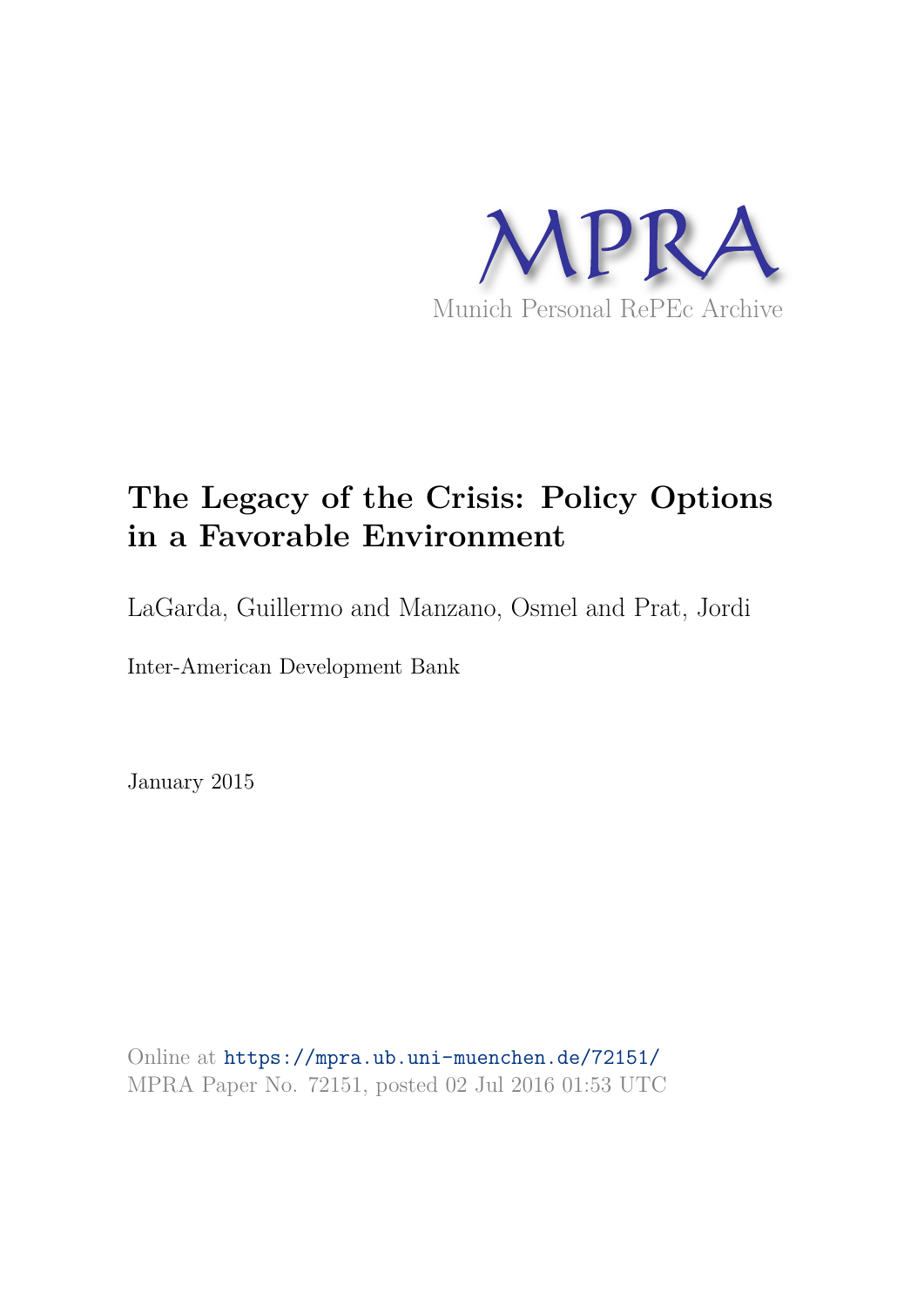MPRA

Munich Personal RePEc Archive

# The Legacy of the Crisis: Policy Options in a Favorable Environment

LaGarda, Guillermo and Manzano, Osmel and Prat, Jordi

Inter-American Development Bank

January 2015

Online at https://mpra.ub.uni-muenchen.de/72151/
MPRA Paper No. 72151, posted 02 Jul 2016 01:53 UTC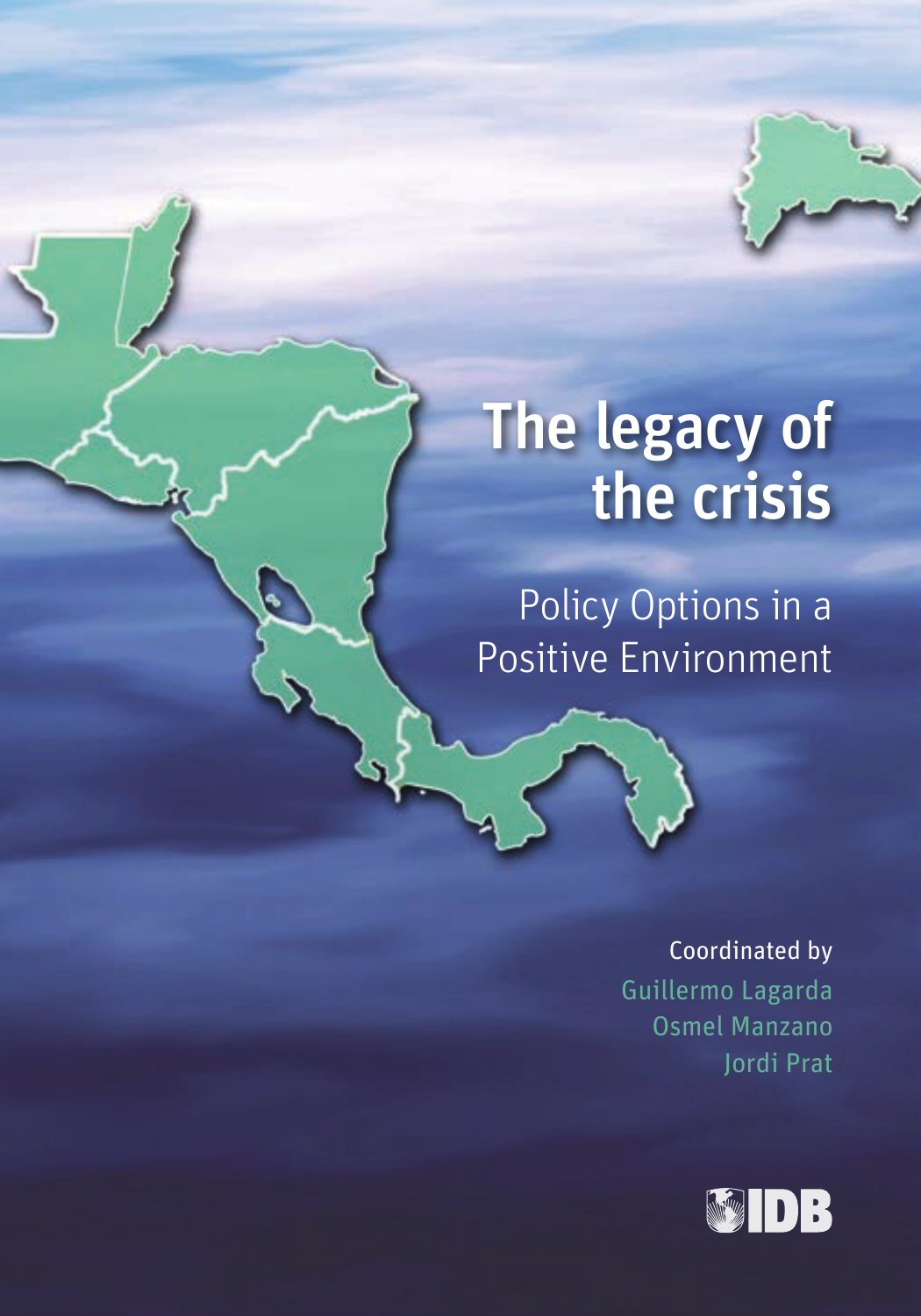# The legacy of the crisis

## Policy Options in a Positive Environment

Coordinated by

Guillermo Lagarda
Osmel Manzano
Jordi Prat

IDB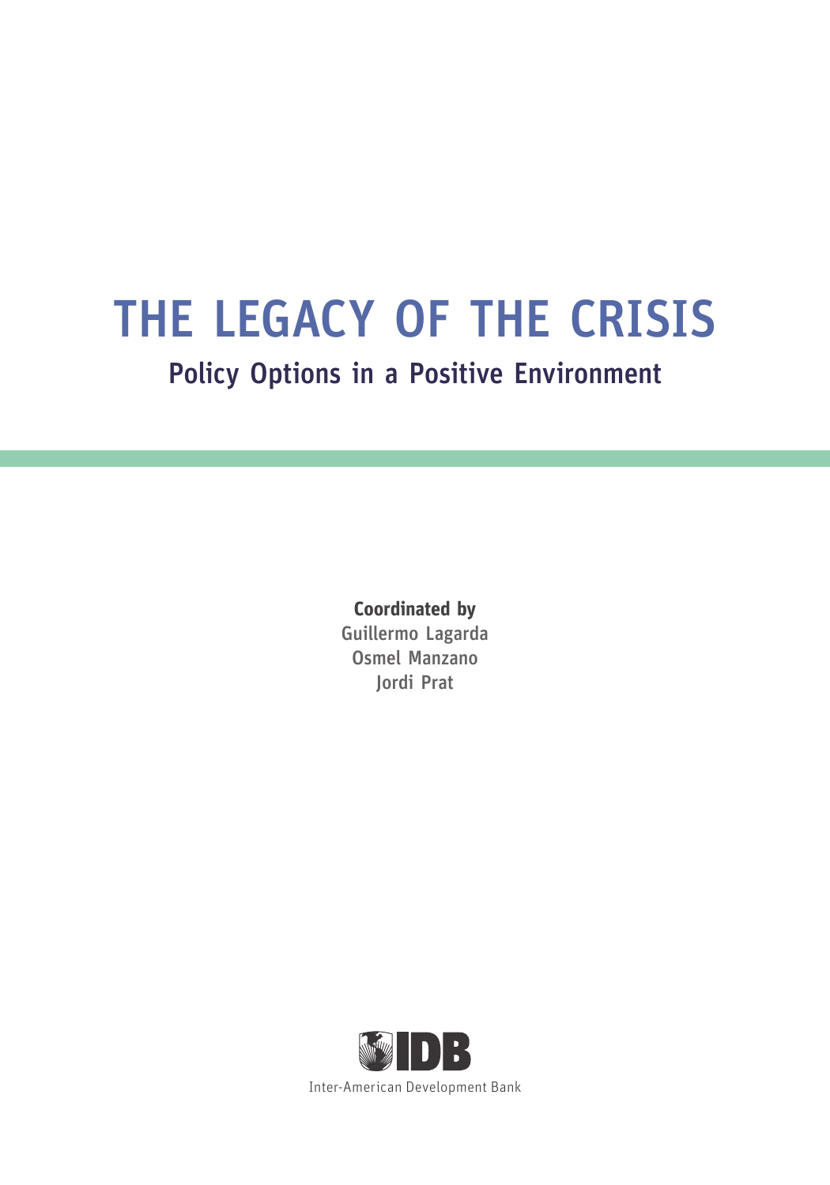# THE LEGACY OF THE CRISIS

## Policy Options in a Positive Environment

**Coordinated by**
Guillermo Lagarda
Osmel Manzano
Jordi Prat

IDB

Inter-American Development Bank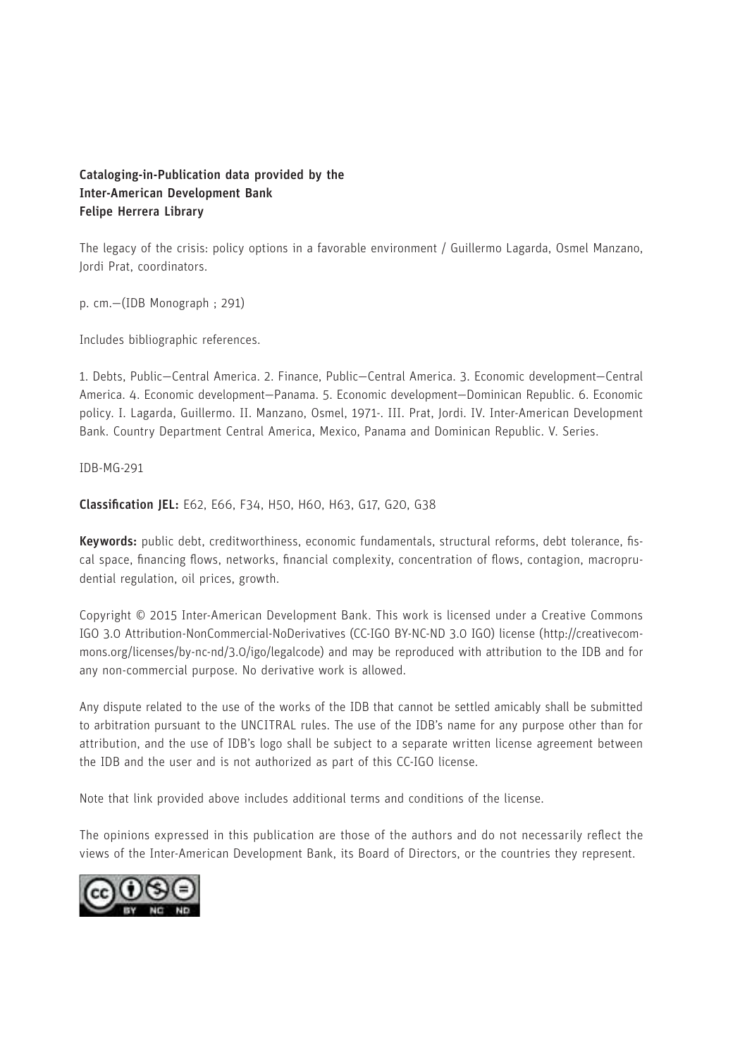**Cataloging-in-Publication data provided by the**
**Inter-American Development Bank**
**Felipe Herrera Library**

The legacy of the crisis: policy options in a favorable environment / Guillermo Lagarda, Osmel Manzano, Jordi Prat, coordinators.

p. cm.—(IDB Monograph ; 291)

Includes bibliographic references.

1. Debts, Public—Central America. 2. Finance, Public—Central America. 3. Economic development—Central America. 4. Economic development—Panama. 5. Economic development—Dominican Republic. 6. Economic policy. I. Lagarda, Guillermo. II. Manzano, Osmel, 1971-. III. Prat, Jordi. IV. Inter-American Development Bank. Country Department Central America, Mexico, Panama and Dominican Republic. V. Series.

IDB-MG-291

**Classification JEL:** E62, E66, F34, H50, H60, H63, G17, G20, G38

**Keywords:** public debt, creditworthiness, economic fundamentals, structural reforms, debt tolerance, fiscal space, financing flows, networks, financial complexity, concentration of flows, contagion, macroprudential regulation, oil prices, growth.

Copyright © 2015 Inter-American Development Bank. This work is licensed under a Creative Commons IGO 3.0 Attribution-NonCommercial-NoDerivatives (CC-IGO BY-NC-ND 3.0 IGO) license (http://creativecommons.org/licenses/by-nc-nd/3.0/igo/legalcode) and may be reproduced with attribution to the IDB and for any non-commercial purpose. No derivative work is allowed.

Any dispute related to the use of the works of the IDB that cannot be settled amicably shall be submitted to arbitration pursuant to the UNCITRAL rules. The use of the IDB's name for any purpose other than for attribution, and the use of IDB's logo shall be subject to a separate written license agreement between the IDB and the user and is not authorized as part of this CC-IGO license.

Note that link provided above includes additional terms and conditions of the license.

The opinions expressed in this publication are those of the authors and do not necessarily reflect the views of the Inter-American Development Bank, its Board of Directors, or the countries they represent.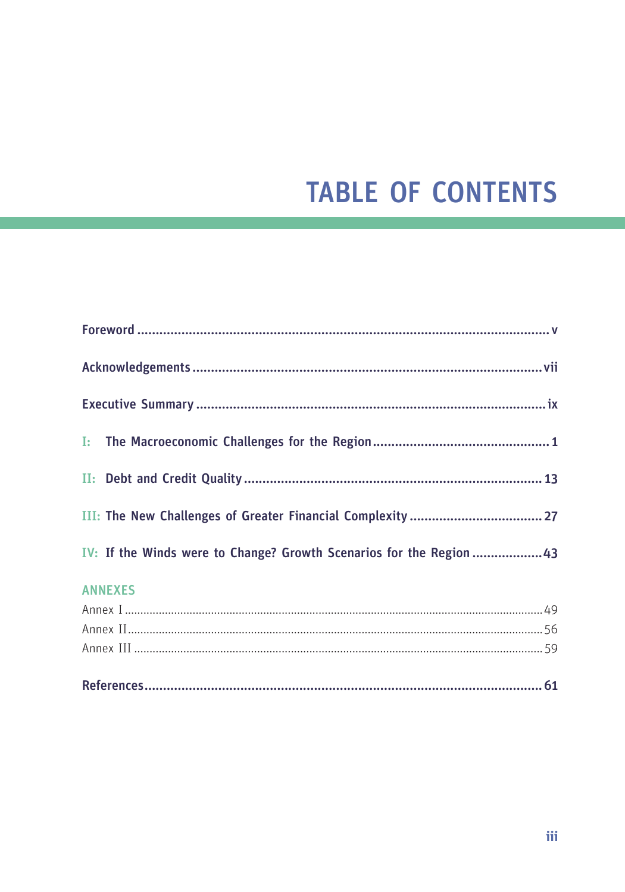# TABLE OF CONTENTS

**Foreword** ..... **v**

**Acknowledgements** ..... **vii**

**Executive Summary** ..... **ix**

**I: The Macroeconomic Challenges for the Region** ..... **1**

**II: Debt and Credit Quality** ..... **13**

**III: The New Challenges of Greater Financial Complexity** ..... **27**

**IV: If the Winds were to Change? Growth Scenarios for the Region** ..... **43**

## ANNEXES

Annex I ..... 49

Annex II ..... 56

Annex III ..... 59

**References** ..... **61**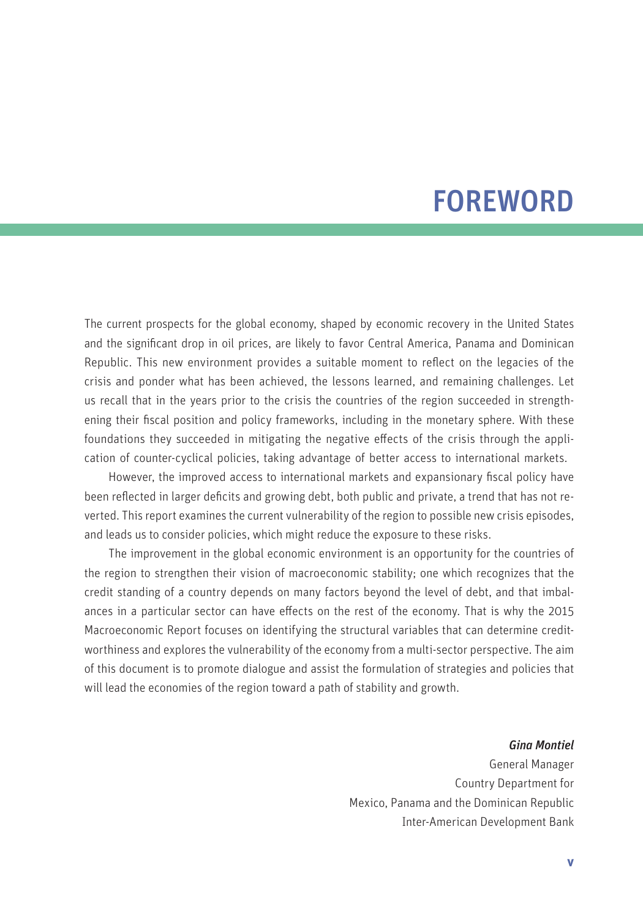# FOREWORD

The current prospects for the global economy, shaped by economic recovery in the United States and the significant drop in oil prices, are likely to favor Central America, Panama and Dominican Republic. This new environment provides a suitable moment to reflect on the legacies of the crisis and ponder what has been achieved, the lessons learned, and remaining challenges. Let us recall that in the years prior to the crisis the countries of the region succeeded in strengthening their fiscal position and policy frameworks, including in the monetary sphere. With these foundations they succeeded in mitigating the negative effects of the crisis through the application of counter-cyclical policies, taking advantage of better access to international markets.

However, the improved access to international markets and expansionary fiscal policy have been reflected in larger deficits and growing debt, both public and private, a trend that has not reverted. This report examines the current vulnerability of the region to possible new crisis episodes, and leads us to consider policies, which might reduce the exposure to these risks.

The improvement in the global economic environment is an opportunity for the countries of the region to strengthen their vision of macroeconomic stability; one which recognizes that the credit standing of a country depends on many factors beyond the level of debt, and that imbalances in a particular sector can have effects on the rest of the economy. That is why the 2015 Macroeconomic Report focuses on identifying the structural variables that can determine creditworthiness and explores the vulnerability of the economy from a multi-sector perspective. The aim of this document is to promote dialogue and assist the formulation of strategies and policies that will lead the economies of the region toward a path of stability and growth.

***Gina Montiel***
General Manager
Country Department for
Mexico, Panama and the Dominican Republic
Inter-American Development Bank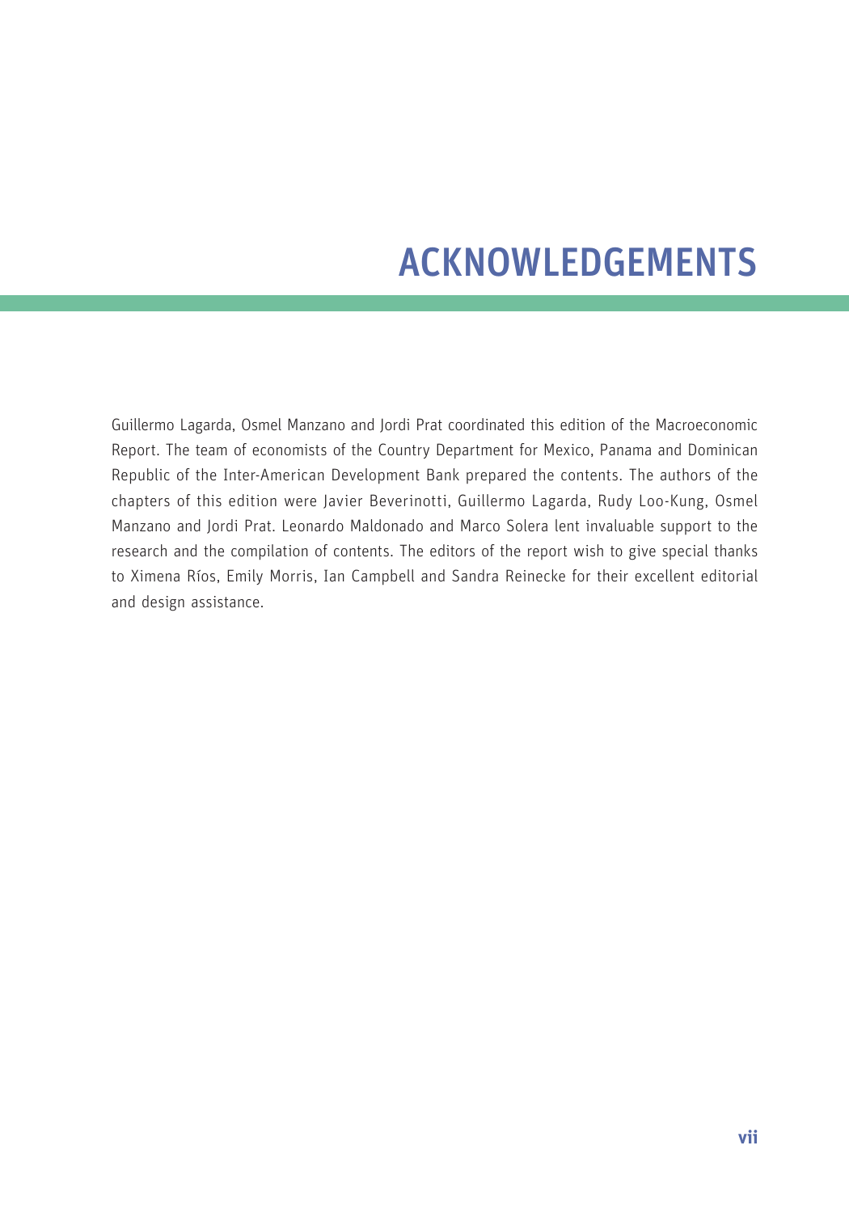# ACKNOWLEDGEMENTS

Guillermo Lagarda, Osmel Manzano and Jordi Prat coordinated this edition of the Macroeconomic Report. The team of economists of the Country Department for Mexico, Panama and Dominican Republic of the Inter-American Development Bank prepared the contents. The authors of the chapters of this edition were Javier Beverinotti, Guillermo Lagarda, Rudy Loo-Kung, Osmel Manzano and Jordi Prat. Leonardo Maldonado and Marco Solera lent invaluable support to the research and the compilation of contents. The editors of the report wish to give special thanks to Ximena Ríos, Emily Morris, Ian Campbell and Sandra Reinecke for their excellent editorial and design assistance.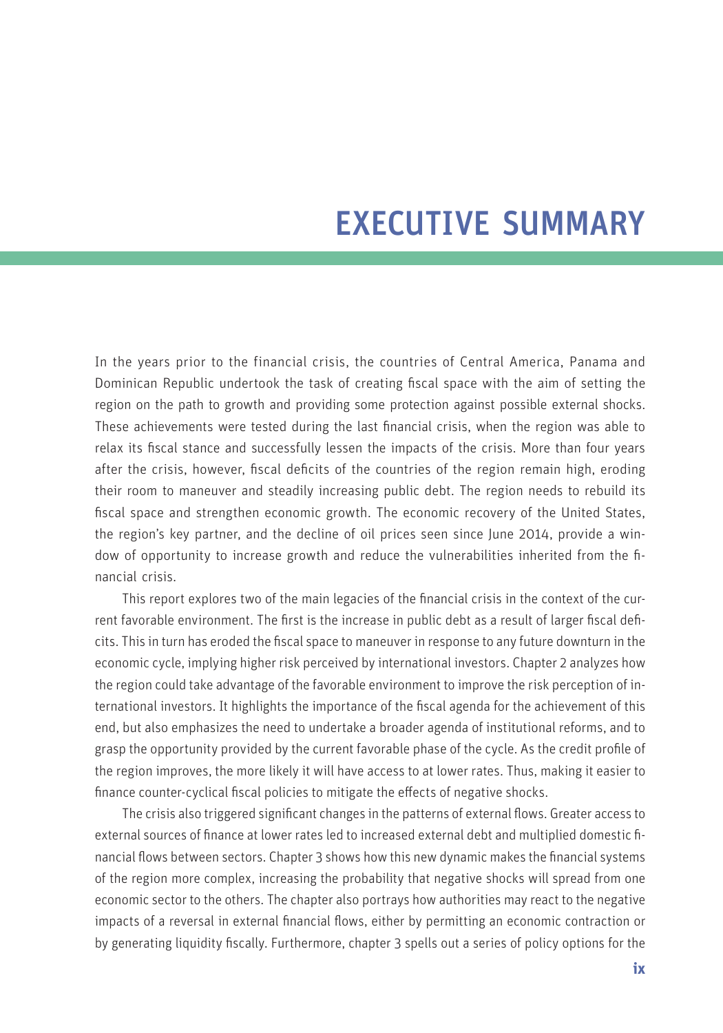# EXECUTIVE SUMMARY

In the years prior to the financial crisis, the countries of Central America, Panama and Dominican Republic undertook the task of creating fiscal space with the aim of setting the region on the path to growth and providing some protection against possible external shocks. These achievements were tested during the last financial crisis, when the region was able to relax its fiscal stance and successfully lessen the impacts of the crisis. More than four years after the crisis, however, fiscal deficits of the countries of the region remain high, eroding their room to maneuver and steadily increasing public debt. The region needs to rebuild its fiscal space and strengthen economic growth. The economic recovery of the United States, the region's key partner, and the decline of oil prices seen since June 2014, provide a window of opportunity to increase growth and reduce the vulnerabilities inherited from the financial crisis.

This report explores two of the main legacies of the financial crisis in the context of the current favorable environment. The first is the increase in public debt as a result of larger fiscal deficits. This in turn has eroded the fiscal space to maneuver in response to any future downturn in the economic cycle, implying higher risk perceived by international investors. Chapter 2 analyzes how the region could take advantage of the favorable environment to improve the risk perception of international investors. It highlights the importance of the fiscal agenda for the achievement of this end, but also emphasizes the need to undertake a broader agenda of institutional reforms, and to grasp the opportunity provided by the current favorable phase of the cycle. As the credit profile of the region improves, the more likely it will have access to at lower rates. Thus, making it easier to finance counter-cyclical fiscal policies to mitigate the effects of negative shocks.

The crisis also triggered significant changes in the patterns of external flows. Greater access to external sources of finance at lower rates led to increased external debt and multiplied domestic financial flows between sectors. Chapter 3 shows how this new dynamic makes the financial systems of the region more complex, increasing the probability that negative shocks will spread from one economic sector to the others. The chapter also portrays how authorities may react to the negative impacts of a reversal in external financial flows, either by permitting an economic contraction or by generating liquidity fiscally. Furthermore, chapter 3 spells out a series of policy options for the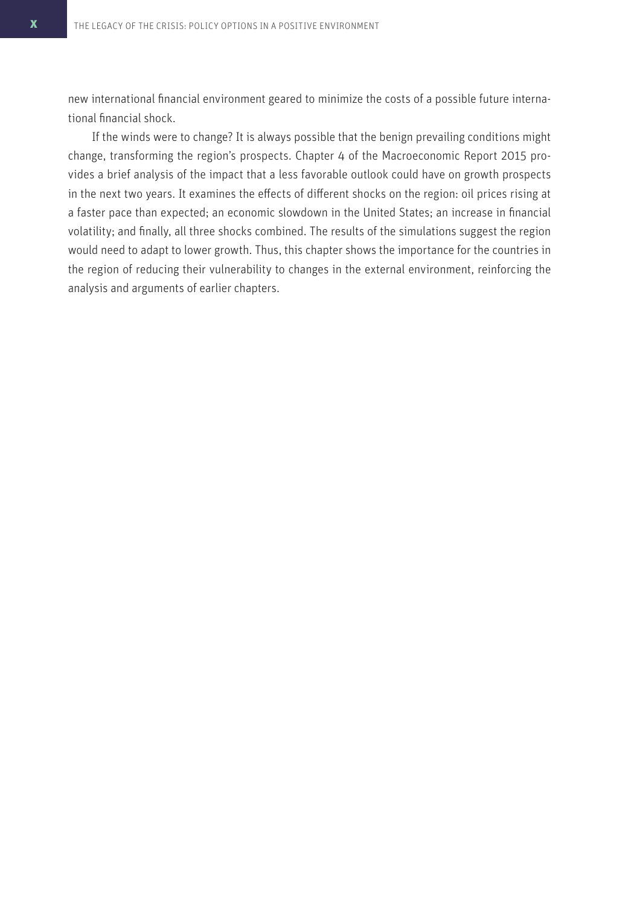new international financial environment geared to minimize the costs of a possible future international financial shock.

If the winds were to change? It is always possible that the benign prevailing conditions might change, transforming the region's prospects. Chapter 4 of the Macroeconomic Report 2015 provides a brief analysis of the impact that a less favorable outlook could have on growth prospects in the next two years. It examines the effects of different shocks on the region: oil prices rising at a faster pace than expected; an economic slowdown in the United States; an increase in financial volatility; and finally, all three shocks combined. The results of the simulations suggest the region would need to adapt to lower growth. Thus, this chapter shows the importance for the countries in the region of reducing their vulnerability to changes in the external environment, reinforcing the analysis and arguments of earlier chapters.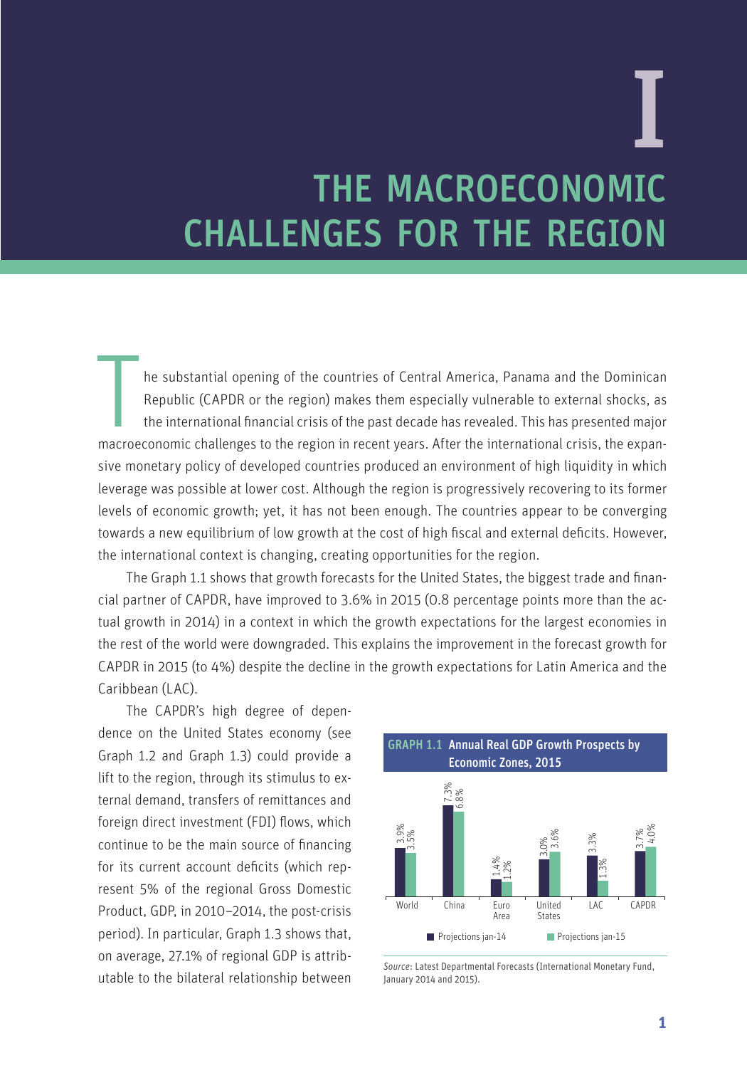# I

# THE MACROECONOMIC CHALLENGES FOR THE REGION

The substantial opening of the countries of Central America, Panama and the Dominican Republic (CAPDR or the region) makes them especially vulnerable to external shocks, as the international financial crisis of the past decade has revealed. This has presented major macroeconomic challenges to the region in recent years. After the international crisis, the expansive monetary policy of developed countries produced an environment of high liquidity in which leverage was possible at lower cost. Although the region is progressively recovering to its former levels of economic growth; yet, it has not been enough. The countries appear to be converging towards a new equilibrium of low growth at the cost of high fiscal and external deficits. However, the international context is changing, creating opportunities for the region.

The Graph 1.1 shows that growth forecasts for the United States, the biggest trade and financial partner of CAPDR, have improved to 3.6% in 2015 (0.8 percentage points more than the actual growth in 2014) in a context in which the growth expectations for the largest economies in the rest of the world were downgraded. This explains the improvement in the forecast growth for CAPDR in 2015 (to 4%) despite the decline in the growth expectations for Latin America and the Caribbean (LAC).

The CAPDR's high degree of dependence on the United States economy (see Graph 1.2 and Graph 1.3) could provide a lift to the region, through its stimulus to external demand, transfers of remittances and foreign direct investment (FDI) flows, which continue to be the main source of financing for its current account deficits (which represent 5% of the regional Gross Domestic Product, GDP, in 2010–2014, the post-crisis period). In particular, Graph 1.3 shows that, on average, 27.1% of regional GDP is attributable to the bilateral relationship between

**GRAPH 1.1 Annual Real GDP Growth Prospects by Economic Zones, 2015**

| | World | China | Euro Area | United States | LAC | CAPDR |
|---|---|---|---|---|---|---|
| Projections jan-14 | 3.9% | 7.3% | 1.4% | 3.0% | 3.3% | 3.7% |
| Projections jan-15 | 3.5% | 6.8% | 1.2% | 3.6% | 1.3% | 4.0% |

*Source*: Latest Departmental Forecasts (International Monetary Fund, January 2014 and 2015).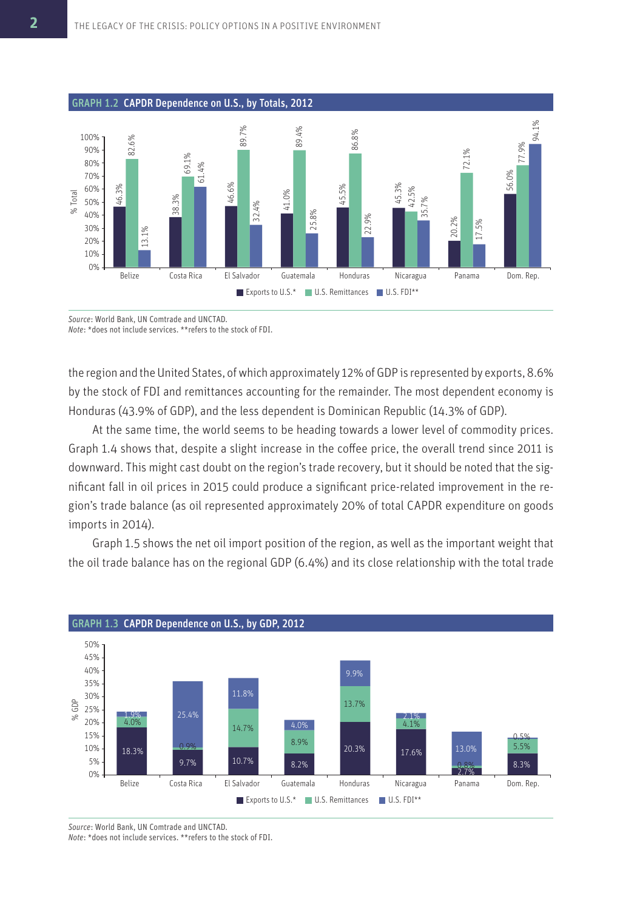**GRAPH 1.2 CAPDR Dependence on U.S., by Totals, 2012**

| % Total | Exports to U.S.* | U.S. Remittances | U.S. FDI** |
|---|---|---|---|
| Belize | 46.3% | 82.6% | 13.1% |
| Costa Rica | 38.3% | 69.1% | 61.4% |
| El Salvador | 46.6% | 89.7% | 32.4% |
| Guatemala | 41.0% | 89.4% | 25.8% |
| Honduras | 45.5% | 86.8% | 22.9% |
| Nicaragua | 45.3% | 42.5% | 35.7% |
| Panama | 20.2% | 72.1% | 17.5% |
| Dom. Rep. | 56.0% | 77.9% | 94.1% |

*Source*: World Bank, UN Comtrade and UNCTAD.
*Note*: *does not include services. **refers to the stock of FDI.

the region and the United States, of which approximately 12% of GDP is represented by exports, 8.6% by the stock of FDI and remittances accounting for the remainder. The most dependent economy is Honduras (43.9% of GDP), and the less dependent is Dominican Republic (14.3% of GDP).

At the same time, the world seems to be heading towards a lower level of commodity prices. Graph 1.4 shows that, despite a slight increase in the coffee price, the overall trend since 2011 is downward. This might cast doubt on the region's trade recovery, but it should be noted that the significant fall in oil prices in 2015 could produce a significant price-related improvement in the region's trade balance (as oil represented approximately 20% of total CAPDR expenditure on goods imports in 2014).

Graph 1.5 shows the net oil import position of the region, as well as the important weight that the oil trade balance has on the regional GDP (6.4%) and its close relationship with the total trade

**GRAPH 1.3 CAPDR Dependence on U.S., by GDP, 2012**

| % GDP | Exports to U.S.* | U.S. Remittances | U.S. FDI** |
|---|---|---|---|
| Belize | 18.3% | 4.0% | 1.9% |
| Costa Rica | 9.7% | 0.9% | 25.4% |
| El Salvador | 10.7% | 14.7% | 11.8% |
| Guatemala | 8.2% | 8.9% | 4.0% |
| Honduras | 20.3% | 13.7% | 9.9% |
| Nicaragua | 17.6% | 4.1% | 2.1% |
| Panama | 2.7% | 0.8% | 13.0% |
| Dom. Rep. | 8.3% | 5.5% | 0.5% |

*Source*: World Bank, UN Comtrade and UNCTAD.
*Note*: *does not include services. **refers to the stock of FDI.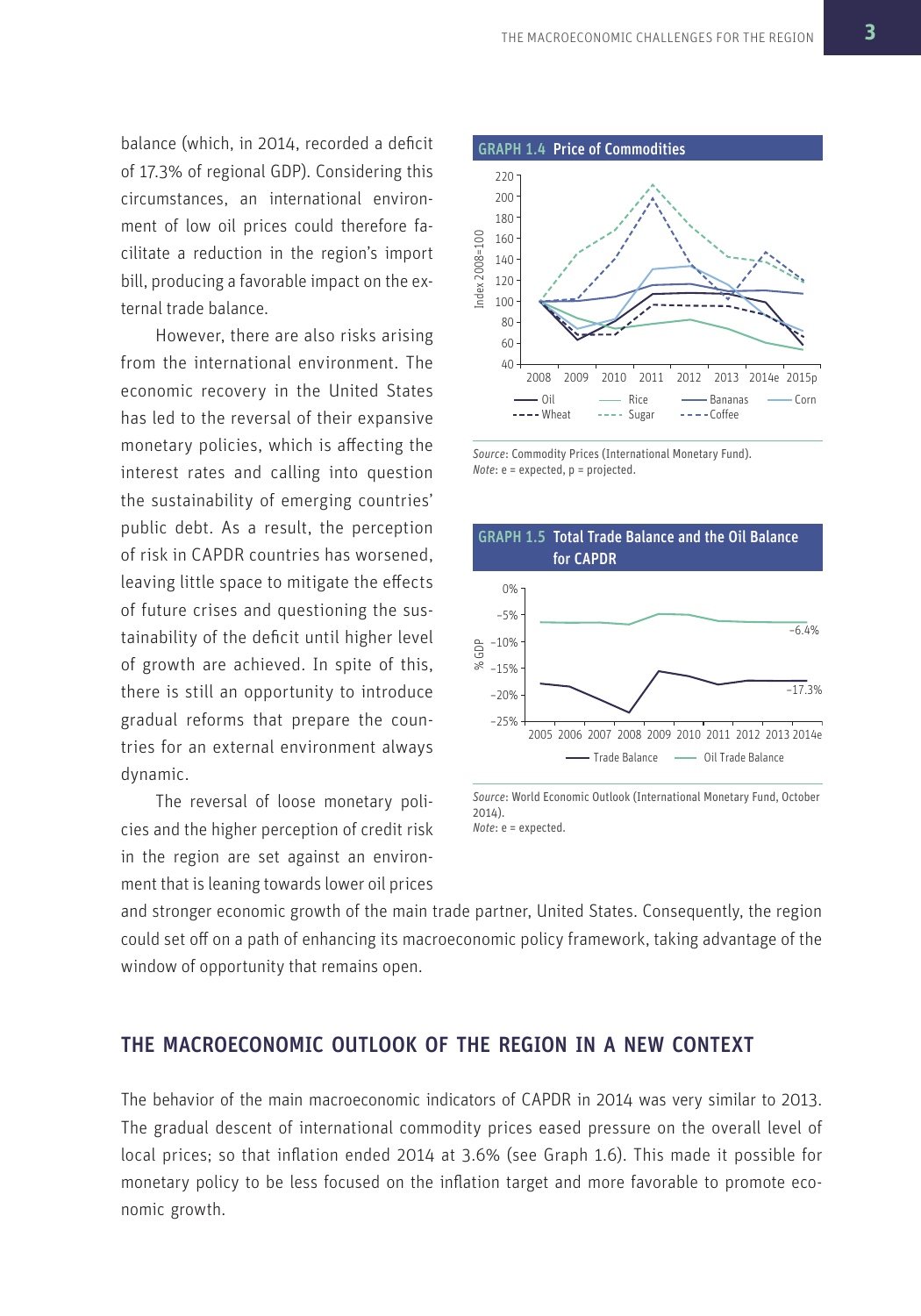balance (which, in 2014, recorded a deficit of 17.3% of regional GDP). Considering this circumstances, an international environment of low oil prices could therefore facilitate a reduction in the region's import bill, producing a favorable impact on the external trade balance.

However, there are also risks arising from the international environment. The economic recovery in the United States has led to the reversal of their expansive monetary policies, which is affecting the interest rates and calling into question the sustainability of emerging countries' public debt. As a result, the perception of risk in CAPDR countries has worsened, leaving little space to mitigate the effects of future crises and questioning the sustainability of the deficit until higher level of growth are achieved. In spite of this, there is still an opportunity to introduce gradual reforms that prepare the countries for an external environment always dynamic.

The reversal of loose monetary policies and the higher perception of credit risk in the region are set against an environment that is leaning towards lower oil prices and stronger economic growth of the main trade partner, United States. Consequently, the region could set off on a path of enhancing its macroeconomic policy framework, taking advantage of the window of opportunity that remains open.

**GRAPH 1.4 Price of Commodities**

*Source*: Commodity Prices (International Monetary Fund).
*Note*: e = expected, p = projected.

**GRAPH 1.5 Total Trade Balance and the Oil Balance for CAPDR**

*Source*: World Economic Outlook (International Monetary Fund, October 2014).
*Note*: e = expected.

## THE MACROECONOMIC OUTLOOK OF THE REGION IN A NEW CONTEXT

The behavior of the main macroeconomic indicators of CAPDR in 2014 was very similar to 2013. The gradual descent of international commodity prices eased pressure on the overall level of local prices; so that inflation ended 2014 at 3.6% (see Graph 1.6). This made it possible for monetary policy to be less focused on the inflation target and more favorable to promote economic growth.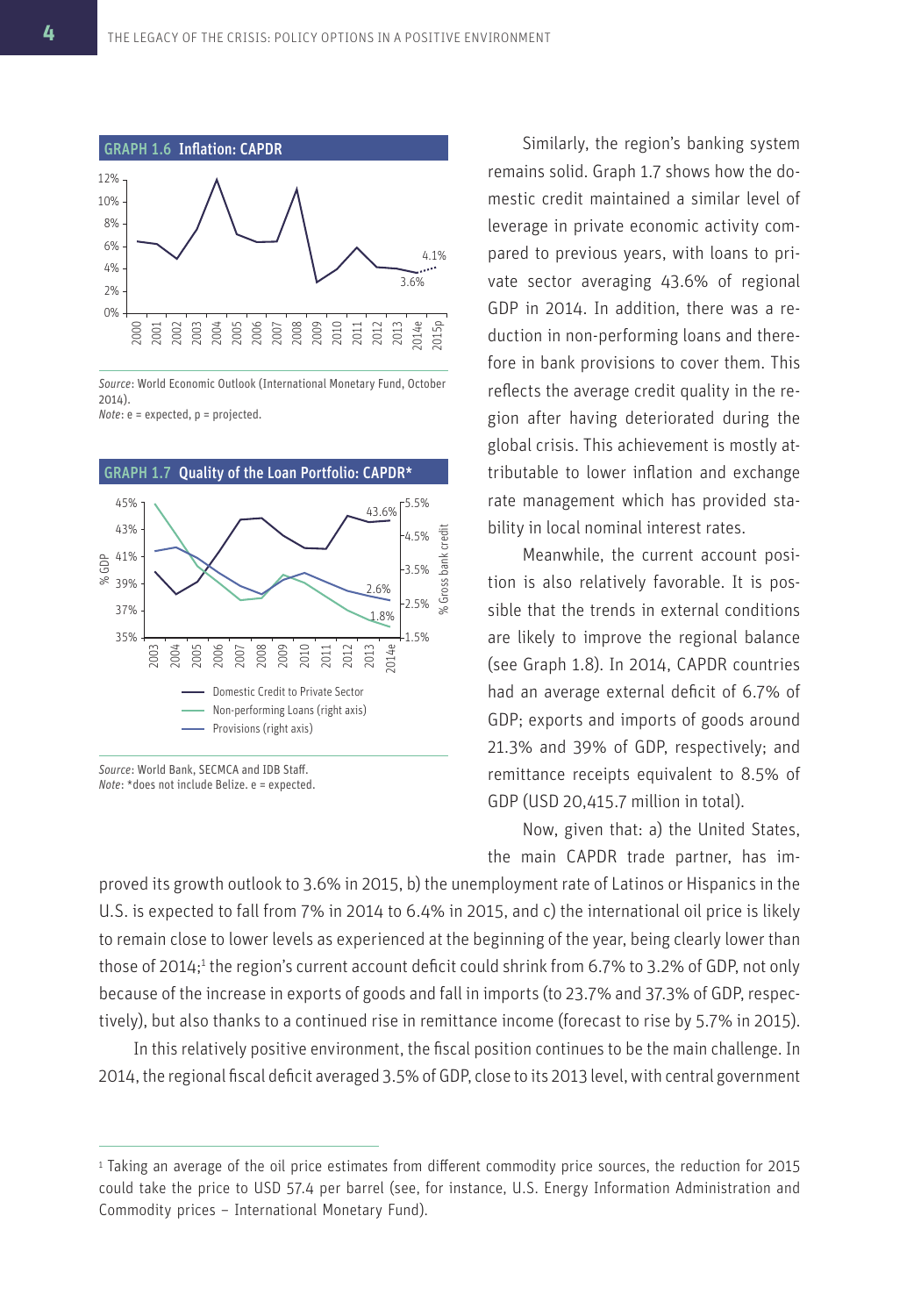**GRAPH 1.6 Inflation: CAPDR**

*Source*: World Economic Outlook (International Monetary Fund, October 2014).
*Note*: e = expected, p = projected.

**GRAPH 1.7 Quality of the Loan Portfolio: CAPDR***

*Source*: World Bank, SECMCA and IDB Staff.
*Note*: *does not include Belize. e = expected.

Similarly, the region's banking system remains solid. Graph 1.7 shows how the domestic credit maintained a similar level of leverage in private economic activity compared to previous years, with loans to private sector averaging 43.6% of regional GDP in 2014. In addition, there was a reduction in non-performing loans and therefore in bank provisions to cover them. This reflects the average credit quality in the region after having deteriorated during the global crisis. This achievement is mostly attributable to lower inflation and exchange rate management which has provided stability in local nominal interest rates.

Meanwhile, the current account position is also relatively favorable. It is possible that the trends in external conditions are likely to improve the regional balance (see Graph 1.8). In 2014, CAPDR countries had an average external deficit of 6.7% of GDP; exports and imports of goods around 21.3% and 39% of GDP, respectively; and remittance receipts equivalent to 8.5% of GDP (USD 20,415.7 million in total).

Now, given that: a) the United States, the main CAPDR trade partner, has improved its growth outlook to 3.6% in 2015, b) the unemployment rate of Latinos or Hispanics in the U.S. is expected to fall from 7% in 2014 to 6.4% in 2015, and c) the international oil price is likely to remain close to lower levels as experienced at the beginning of the year, being clearly lower than those of 2014;[1] the region's current account deficit could shrink from 6.7% to 3.2% of GDP, not only because of the increase in exports of goods and fall in imports (to 23.7% and 37.3% of GDP, respectively), but also thanks to a continued rise in remittance income (forecast to rise by 5.7% in 2015).

In this relatively positive environment, the fiscal position continues to be the main challenge. In 2014, the regional fiscal deficit averaged 3.5% of GDP, close to its 2013 level, with central government

[1] Taking an average of the oil price estimates from different commodity price sources, the reduction for 2015 could take the price to USD 57.4 per barrel (see, for instance, U.S. Energy Information Administration and Commodity prices – International Monetary Fund).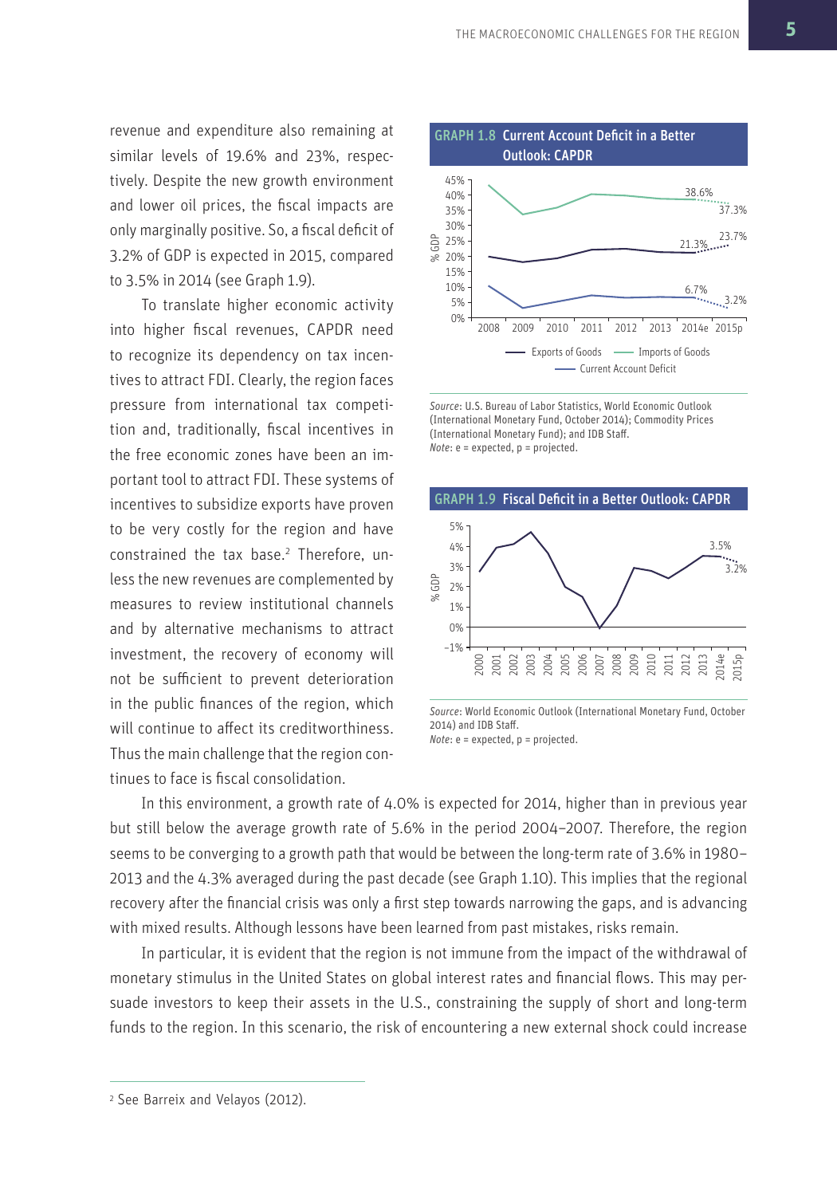revenue and expenditure also remaining at similar levels of 19.6% and 23%, respectively. Despite the new growth environment and lower oil prices, the fiscal impacts are only marginally positive. So, a fiscal deficit of 3.2% of GDP is expected in 2015, compared to 3.5% in 2014 (see Graph 1.9).

To translate higher economic activity into higher fiscal revenues, CAPDR need to recognize its dependency on tax incentives to attract FDI. Clearly, the region faces pressure from international tax competition and, traditionally, fiscal incentives in the free economic zones have been an important tool to attract FDI. These systems of incentives to subsidize exports have proven to be very costly for the region and have constrained the tax base.[2] Therefore, unless the new revenues are complemented by measures to review institutional channels and by alternative mechanisms to attract investment, the recovery of economy will not be sufficient to prevent deterioration in the public finances of the region, which will continue to affect its creditworthiness. Thus the main challenge that the region continues to face is fiscal consolidation.

**GRAPH 1.8 Current Account Deficit in a Better Outlook: CAPDR**

*Source*: U.S. Bureau of Labor Statistics, World Economic Outlook (International Monetary Fund, October 2014); Commodity Prices (International Monetary Fund); and IDB Staff.
*Note*: e = expected, p = projected.

**GRAPH 1.9 Fiscal Deficit in a Better Outlook: CAPDR**

*Source*: World Economic Outlook (International Monetary Fund, October 2014) and IDB Staff.
*Note*: e = expected, p = projected.

In this environment, a growth rate of 4.0% is expected for 2014, higher than in previous year but still below the average growth rate of 5.6% in the period 2004–2007. Therefore, the region seems to be converging to a growth path that would be between the long-term rate of 3.6% in 1980–2013 and the 4.3% averaged during the past decade (see Graph 1.10). This implies that the regional recovery after the financial crisis was only a first step towards narrowing the gaps, and is advancing with mixed results. Although lessons have been learned from past mistakes, risks remain.

In particular, it is evident that the region is not immune from the impact of the withdrawal of monetary stimulus in the United States on global interest rates and financial flows. This may persuade investors to keep their assets in the U.S., constraining the supply of short and long-term funds to the region. In this scenario, the risk of encountering a new external shock could increase

[2] See Barreix and Velayos (2012).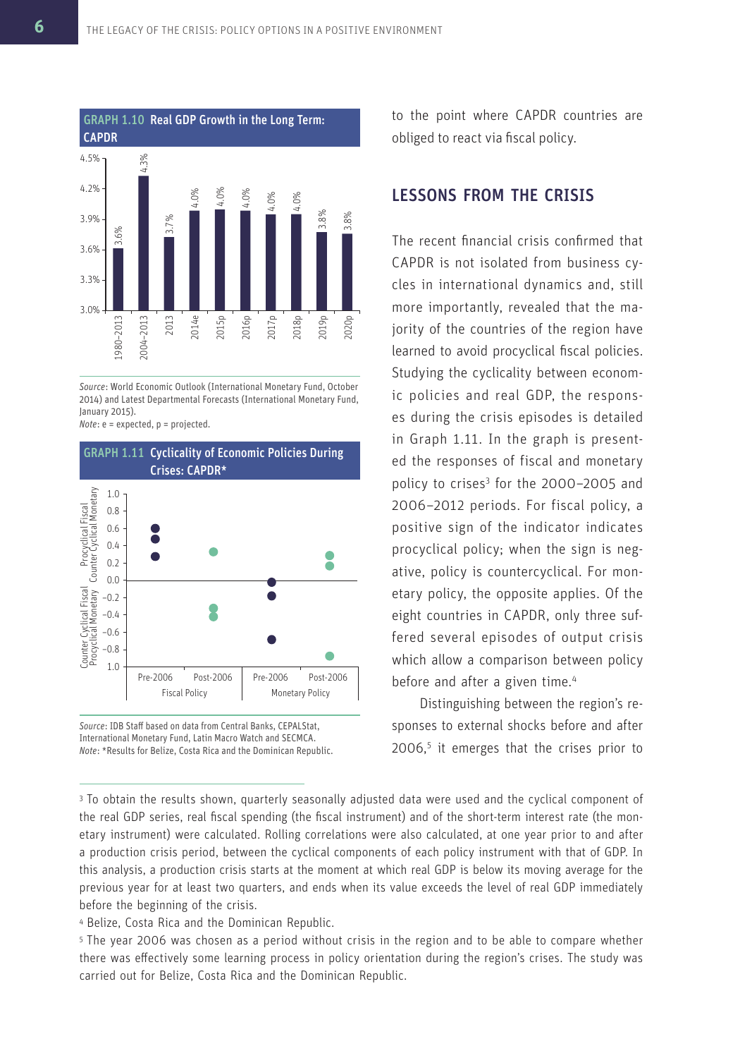**GRAPH 1.10 Real GDP Growth in the Long Term: CAPDR**

| Period | Real GDP Growth |
|---|---|
| 1980–2013 | 3.6% |
| 2004–2013 | 4.3% |
| 2013 | 3.7% |
| 2014e | 4.0% |
| 2015p | 4.0% |
| 2016p | 4.0% |
| 2017p | 4.0% |
| 2018p | 4.0% |
| 2019p | 3.8% |
| 2020p | 3.8% |

*Source*: World Economic Outlook (International Monetary Fund, October 2014) and Latest Departmental Forecasts (International Monetary Fund, January 2015).
*Note*: e = expected, p = projected.

**GRAPH 1.11 Cyclicality of Economic Policies During Crises: CAPDR***

*Source*: IDB Staff based on data from Central Banks, CEPALStat, International Monetary Fund, Latin Macro Watch and SECMCA.
*Note*: *Results for Belize, Costa Rica and the Dominican Republic.

to the point where CAPDR countries are obliged to react via fiscal policy.

## LESSONS FROM THE CRISIS

The recent financial crisis confirmed that CAPDR is not isolated from business cycles in international dynamics and, still more importantly, revealed that the majority of the countries of the region have learned to avoid procyclical fiscal policies. Studying the cyclicality between economic policies and real GDP, the responses during the crisis episodes is detailed in Graph 1.11. In the graph is presented the responses of fiscal and monetary policy to crises[3] for the 2000–2005 and 2006–2012 periods. For fiscal policy, a positive sign of the indicator indicates procyclical policy; when the sign is negative, policy is countercyclical. For monetary policy, the opposite applies. Of the eight countries in CAPDR, only three suffered several episodes of output crisis which allow a comparison between policy before and after a given time.[4]

Distinguishing between the region's responses to external shocks before and after 2006,[5] it emerges that the crises prior to

[3] To obtain the results shown, quarterly seasonally adjusted data were used and the cyclical component of the real GDP series, real fiscal spending (the fiscal instrument) and of the short-term interest rate (the monetary instrument) were calculated. Rolling correlations were also calculated, at one year prior to and after a production crisis period, between the cyclical components of each policy instrument with that of GDP. In this analysis, a production crisis starts at the moment at which real GDP is below its moving average for the previous year for at least two quarters, and ends when its value exceeds the level of real GDP immediately before the beginning of the crisis.

[4] Belize, Costa Rica and the Dominican Republic.

[5] The year 2006 was chosen as a period without crisis in the region and to be able to compare whether there was effectively some learning process in policy orientation during the region's crises. The study was carried out for Belize, Costa Rica and the Dominican Republic.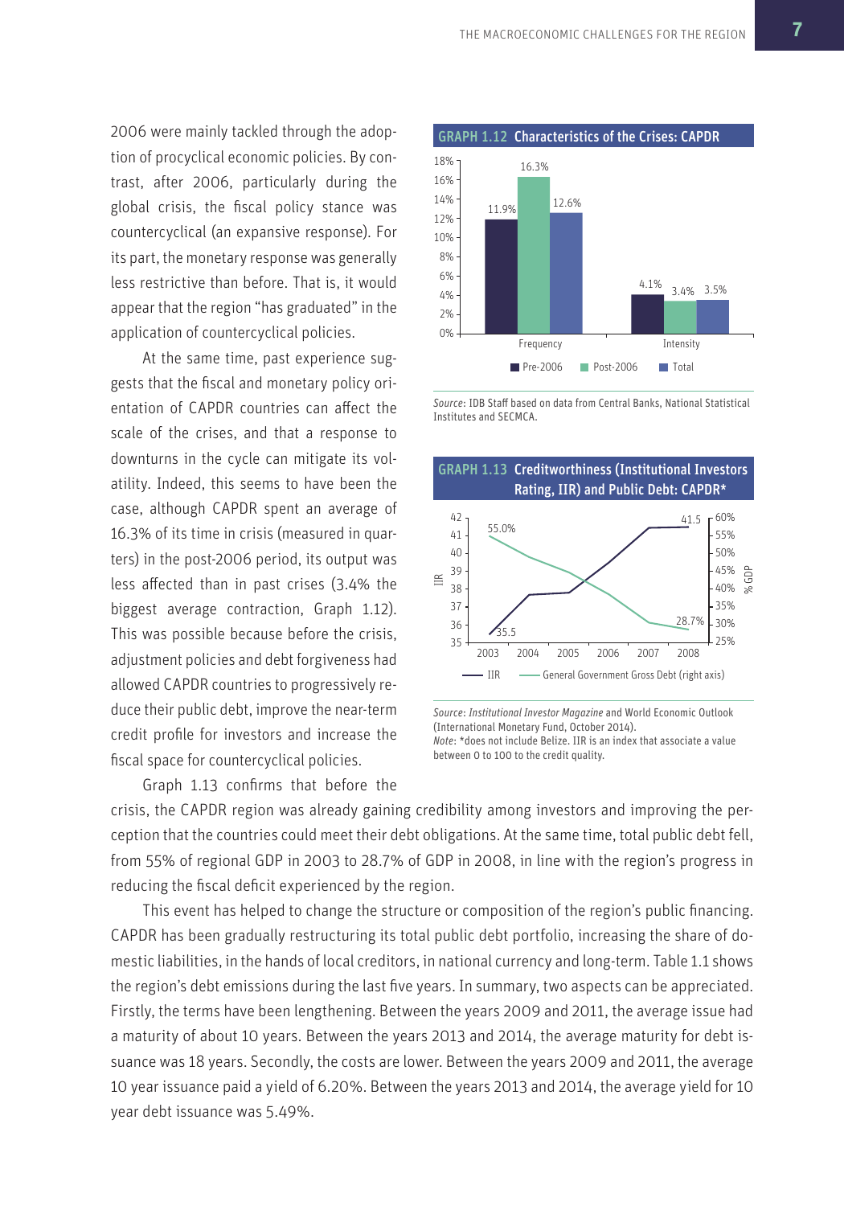2006 were mainly tackled through the adoption of procyclical economic policies. By contrast, after 2006, particularly during the global crisis, the fiscal policy stance was countercyclical (an expansive response). For its part, the monetary response was generally less restrictive than before. That is, it would appear that the region "has graduated" in the application of countercyclical policies.

At the same time, past experience suggests that the fiscal and monetary policy orientation of CAPDR countries can affect the scale of the crises, and that a response to downturns in the cycle can mitigate its volatility. Indeed, this seems to have been the case, although CAPDR spent an average of 16.3% of its time in crisis (measured in quarters) in the post-2006 period, its output was less affected than in past crises (3.4% the biggest average contraction, Graph 1.12). This was possible because before the crisis, adjustment policies and debt forgiveness had allowed CAPDR countries to progressively reduce their public debt, improve the near-term credit profile for investors and increase the fiscal space for countercyclical policies.

**GRAPH 1.12 Characteristics of the Crises: CAPDR**

| | Pre-2006 | Post-2006 | Total |
|---|---|---|---|
| Frequency | 11.9% | 16.3% | 12.6% |
| Intensity | 4.1% | 3.4% | 3.5% |

*Source*: IDB Staff based on data from Central Banks, National Statistical Institutes and SECMCA.

**GRAPH 1.13 Creditworthiness (Institutional Investors Rating, IIR) and Public Debt: CAPDR***

Chart labels: IIR from 35.5 (2003) to 41.5 (2008); General Government Gross Debt (right axis, % GDP) from 55.0% (2003) to 28.7% (2008).

*Source*: *Institutional Investor Magazine* and World Economic Outlook (International Monetary Fund, October 2014).
*Note*: *does not include Belize. IIR is an index that associate a value between 0 to 100 to the credit quality.

Graph 1.13 confirms that before the crisis, the CAPDR region was already gaining credibility among investors and improving the perception that the countries could meet their debt obligations. At the same time, total public debt fell, from 55% of regional GDP in 2003 to 28.7% of GDP in 2008, in line with the region's progress in reducing the fiscal deficit experienced by the region.

This event has helped to change the structure or composition of the region's public financing. CAPDR has been gradually restructuring its total public debt portfolio, increasing the share of domestic liabilities, in the hands of local creditors, in national currency and long-term. Table 1.1 shows the region's debt emissions during the last five years. In summary, two aspects can be appreciated. Firstly, the terms have been lengthening. Between the years 2009 and 2011, the average issue had a maturity of about 10 years. Between the years 2013 and 2014, the average maturity for debt issuance was 18 years. Secondly, the costs are lower. Between the years 2009 and 2011, the average 10 year issuance paid a yield of 6.20%. Between the years 2013 and 2014, the average yield for 10 year debt issuance was 5.49%.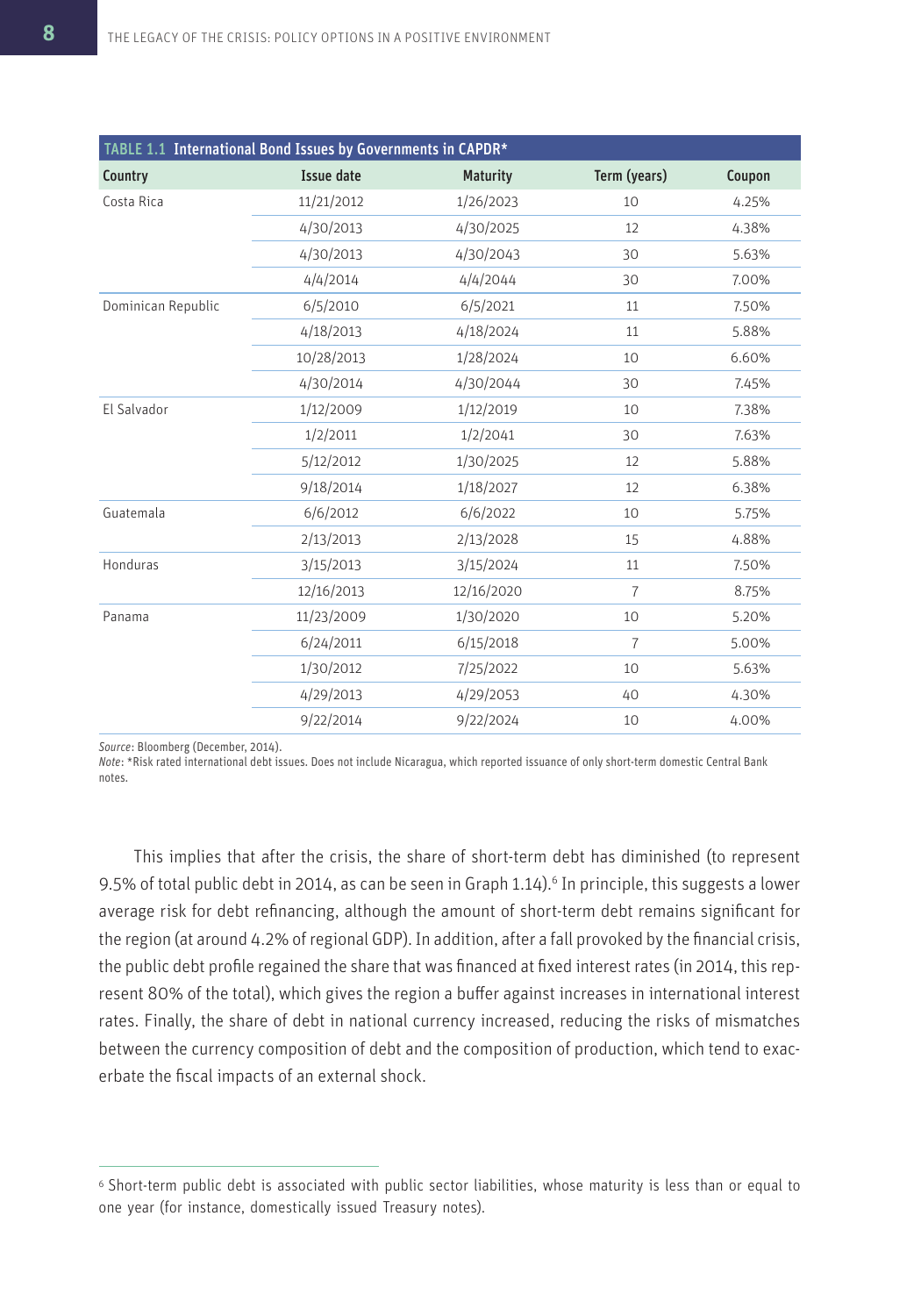**TABLE 1.1 International Bond Issues by Governments in CAPDR***

| Country | Issue date | Maturity | Term (years) | Coupon |
|---|---|---|---|---|
| Costa Rica | 11/21/2012 | 1/26/2023 | 10 | 4.25% |
| | 4/30/2013 | 4/30/2025 | 12 | 4.38% |
| | 4/30/2013 | 4/30/2043 | 30 | 5.63% |
| | 4/4/2014 | 4/4/2044 | 30 | 7.00% |
| Dominican Republic | 6/5/2010 | 6/5/2021 | 11 | 7.50% |
| | 4/18/2013 | 4/18/2024 | 11 | 5.88% |
| | 10/28/2013 | 1/28/2024 | 10 | 6.60% |
| | 4/30/2014 | 4/30/2044 | 30 | 7.45% |
| El Salvador | 1/12/2009 | 1/12/2019 | 10 | 7.38% |
| | 1/2/2011 | 1/2/2041 | 30 | 7.63% |
| | 5/12/2012 | 1/30/2025 | 12 | 5.88% |
| | 9/18/2014 | 1/18/2027 | 12 | 6.38% |
| Guatemala | 6/6/2012 | 6/6/2022 | 10 | 5.75% |
| | 2/13/2013 | 2/13/2028 | 15 | 4.88% |
| Honduras | 3/15/2013 | 3/15/2024 | 11 | 7.50% |
| | 12/16/2013 | 12/16/2020 | 7 | 8.75% |
| Panama | 11/23/2009 | 1/30/2020 | 10 | 5.20% |
| | 6/24/2011 | 6/15/2018 | 7 | 5.00% |
| | 1/30/2012 | 7/25/2022 | 10 | 5.63% |
| | 4/29/2013 | 4/29/2053 | 40 | 4.30% |
| | 9/22/2014 | 9/22/2024 | 10 | 4.00% |

*Source*: Bloomberg (December, 2014).
*Note*: *Risk rated international debt issues. Does not include Nicaragua, which reported issuance of only short-term domestic Central Bank notes.

This implies that after the crisis, the share of short-term debt has diminished (to represent 9.5% of total public debt in 2014, as can be seen in Graph 1.14).[6] In principle, this suggests a lower average risk for debt refinancing, although the amount of short-term debt remains significant for the region (at around 4.2% of regional GDP). In addition, after a fall provoked by the financial crisis, the public debt profile regained the share that was financed at fixed interest rates (in 2014, this represent 80% of the total), which gives the region a buffer against increases in international interest rates. Finally, the share of debt in national currency increased, reducing the risks of mismatches between the currency composition of debt and the composition of production, which tend to exacerbate the fiscal impacts of an external shock.

[6] Short-term public debt is associated with public sector liabilities, whose maturity is less than or equal to one year (for instance, domestically issued Treasury notes).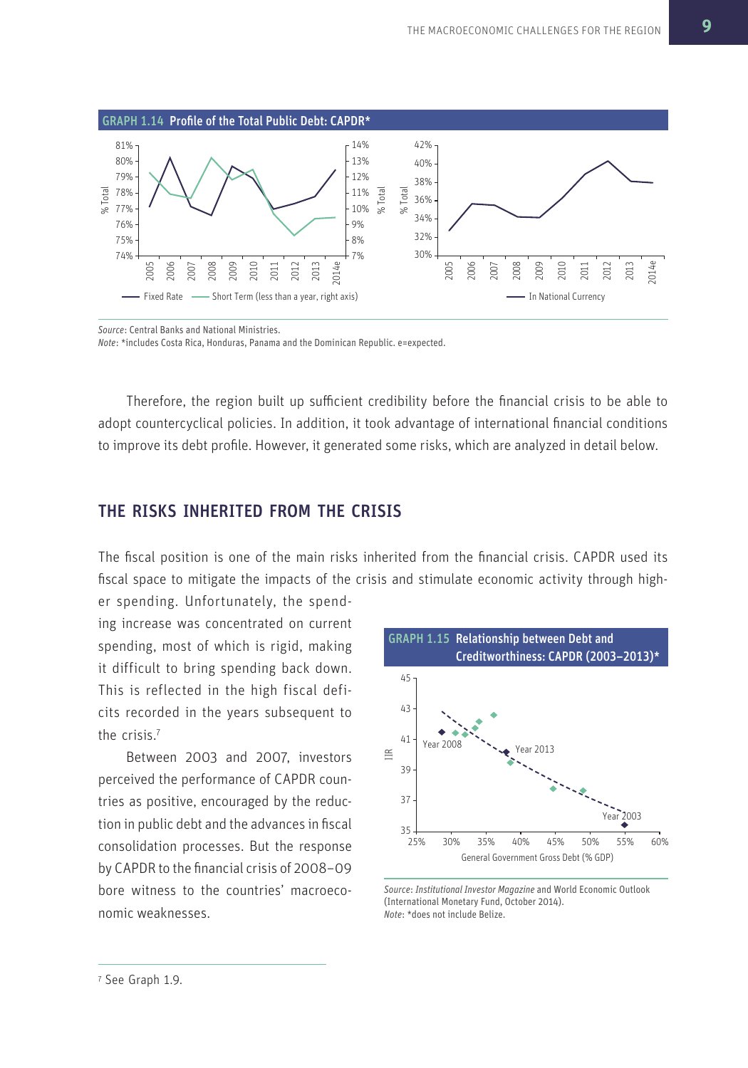**GRAPH 1.14 Profile of the Total Public Debt: CAPDR***

*Source*: Central Banks and National Ministries.
*Note*: *includes Costa Rica, Honduras, Panama and the Dominican Republic. e=expected.

Therefore, the region built up sufficient credibility before the financial crisis to be able to adopt countercyclical policies. In addition, it took advantage of international financial conditions to improve its debt profile. However, it generated some risks, which are analyzed in detail below.

## THE RISKS INHERITED FROM THE CRISIS

The fiscal position is one of the main risks inherited from the financial crisis. CAPDR used its fiscal space to mitigate the impacts of the crisis and stimulate economic activity through higher spending. Unfortunately, the spending increase was concentrated on current spending, most of which is rigid, making it difficult to bring spending back down. This is reflected in the high fiscal deficits recorded in the years subsequent to the crisis.[7]

Between 2003 and 2007, investors perceived the performance of CAPDR countries as positive, encouraged by the reduction in public debt and the advances in fiscal consolidation processes. But the response by CAPDR to the financial crisis of 2008–09 bore witness to the countries' macroeconomic weaknesses.

**GRAPH 1.15 Relationship between Debt and Creditworthiness: CAPDR (2003–2013)***

*Source*: *Institutional Investor Magazine* and World Economic Outlook (International Monetary Fund, October 2014).
*Note*: *does not include Belize.

[7] See Graph 1.9.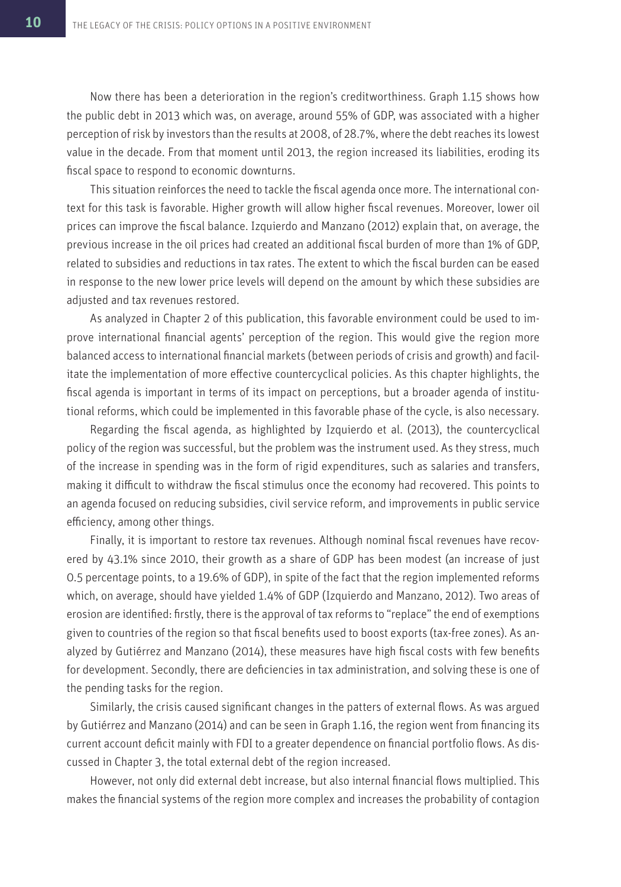Now there has been a deterioration in the region's creditworthiness. Graph 1.15 shows how the public debt in 2013 which was, on average, around 55% of GDP, was associated with a higher perception of risk by investors than the results at 2008, of 28.7%, where the debt reaches its lowest value in the decade. From that moment until 2013, the region increased its liabilities, eroding its fiscal space to respond to economic downturns.

This situation reinforces the need to tackle the fiscal agenda once more. The international context for this task is favorable. Higher growth will allow higher fiscal revenues. Moreover, lower oil prices can improve the fiscal balance. Izquierdo and Manzano (2012) explain that, on average, the previous increase in the oil prices had created an additional fiscal burden of more than 1% of GDP, related to subsidies and reductions in tax rates. The extent to which the fiscal burden can be eased in response to the new lower price levels will depend on the amount by which these subsidies are adjusted and tax revenues restored.

As analyzed in Chapter 2 of this publication, this favorable environment could be used to improve international financial agents' perception of the region. This would give the region more balanced access to international financial markets (between periods of crisis and growth) and facilitate the implementation of more effective countercyclical policies. As this chapter highlights, the fiscal agenda is important in terms of its impact on perceptions, but a broader agenda of institutional reforms, which could be implemented in this favorable phase of the cycle, is also necessary.

Regarding the fiscal agenda, as highlighted by Izquierdo et al. (2013), the countercyclical policy of the region was successful, but the problem was the instrument used. As they stress, much of the increase in spending was in the form of rigid expenditures, such as salaries and transfers, making it difficult to withdraw the fiscal stimulus once the economy had recovered. This points to an agenda focused on reducing subsidies, civil service reform, and improvements in public service efficiency, among other things.

Finally, it is important to restore tax revenues. Although nominal fiscal revenues have recovered by 43.1% since 2010, their growth as a share of GDP has been modest (an increase of just 0.5 percentage points, to a 19.6% of GDP), in spite of the fact that the region implemented reforms which, on average, should have yielded 1.4% of GDP (Izquierdo and Manzano, 2012). Two areas of erosion are identified: firstly, there is the approval of tax reforms to "replace" the end of exemptions given to countries of the region so that fiscal benefits used to boost exports (tax-free zones). As analyzed by Gutiérrez and Manzano (2014), these measures have high fiscal costs with few benefits for development. Secondly, there are deficiencies in tax administration, and solving these is one of the pending tasks for the region.

Similarly, the crisis caused significant changes in the patters of external flows. As was argued by Gutiérrez and Manzano (2014) and can be seen in Graph 1.16, the region went from financing its current account deficit mainly with FDI to a greater dependence on financial portfolio flows. As discussed in Chapter 3, the total external debt of the region increased.

However, not only did external debt increase, but also internal financial flows multiplied. This makes the financial systems of the region more complex and increases the probability of contagion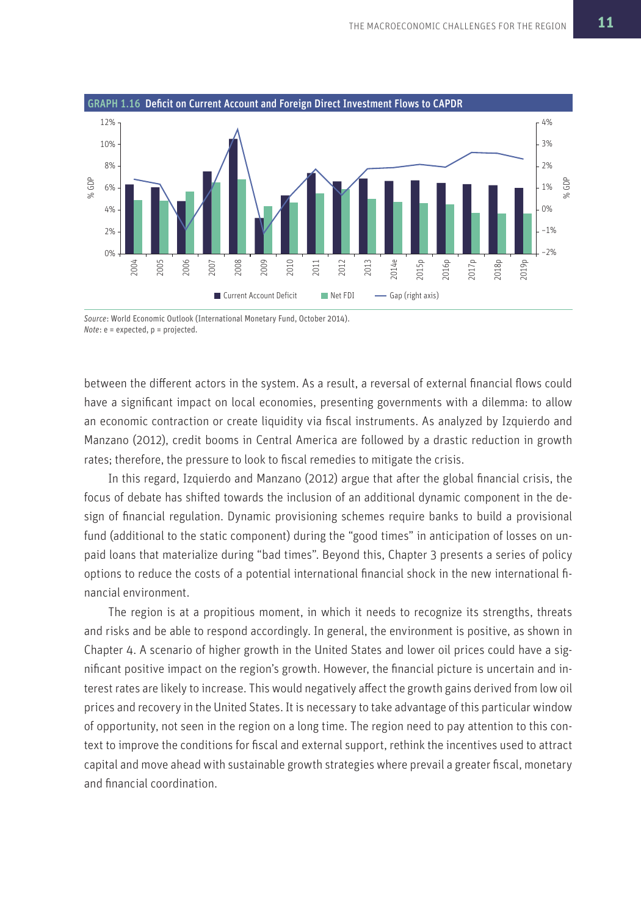**GRAPH 1.16 Deficit on Current Account and Foreign Direct Investment Flows to CAPDR**

*Source*: World Economic Outlook (International Monetary Fund, October 2014).
*Note*: e = expected, p = projected.

between the different actors in the system. As a result, a reversal of external financial flows could have a significant impact on local economies, presenting governments with a dilemma: to allow an economic contraction or create liquidity via fiscal instruments. As analyzed by Izquierdo and Manzano (2012), credit booms in Central America are followed by a drastic reduction in growth rates; therefore, the pressure to look to fiscal remedies to mitigate the crisis.

In this regard, Izquierdo and Manzano (2012) argue that after the global financial crisis, the focus of debate has shifted towards the inclusion of an additional dynamic component in the design of financial regulation. Dynamic provisioning schemes require banks to build a provisional fund (additional to the static component) during the "good times" in anticipation of losses on unpaid loans that materialize during "bad times". Beyond this, Chapter 3 presents a series of policy options to reduce the costs of a potential international financial shock in the new international financial environment.

The region is at a propitious moment, in which it needs to recognize its strengths, threats and risks and be able to respond accordingly. In general, the environment is positive, as shown in Chapter 4. A scenario of higher growth in the United States and lower oil prices could have a significant positive impact on the region's growth. However, the financial picture is uncertain and interest rates are likely to increase. This would negatively affect the growth gains derived from low oil prices and recovery in the United States. It is necessary to take advantage of this particular window of opportunity, not seen in the region on a long time. The region need to pay attention to this context to improve the conditions for fiscal and external support, rethink the incentives used to attract capital and move ahead with sustainable growth strategies where prevail a greater fiscal, monetary and financial coordination.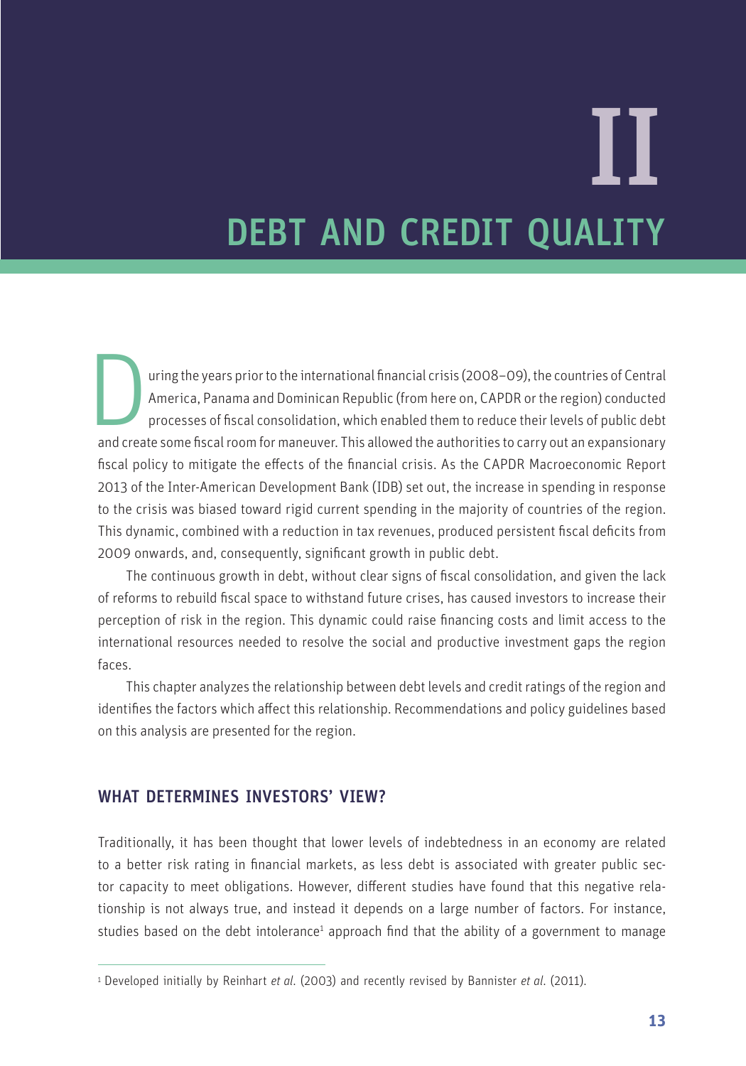# II

# DEBT AND CREDIT QUALITY

During the years prior to the international financial crisis (2008–09), the countries of Central America, Panama and Dominican Republic (from here on, CAPDR or the region) conducted processes of fiscal consolidation, which enabled them to reduce their levels of public debt and create some fiscal room for maneuver. This allowed the authorities to carry out an expansionary fiscal policy to mitigate the effects of the financial crisis. As the CAPDR Macroeconomic Report 2013 of the Inter-American Development Bank (IDB) set out, the increase in spending in response to the crisis was biased toward rigid current spending in the majority of countries of the region. This dynamic, combined with a reduction in tax revenues, produced persistent fiscal deficits from 2009 onwards, and, consequently, significant growth in public debt.

The continuous growth in debt, without clear signs of fiscal consolidation, and given the lack of reforms to rebuild fiscal space to withstand future crises, has caused investors to increase their perception of risk in the region. This dynamic could raise financing costs and limit access to the international resources needed to resolve the social and productive investment gaps the region faces.

This chapter analyzes the relationship between debt levels and credit ratings of the region and identifies the factors which affect this relationship. Recommendations and policy guidelines based on this analysis are presented for the region.

## WHAT DETERMINES INVESTORS' VIEW?

Traditionally, it has been thought that lower levels of indebtedness in an economy are related to a better risk rating in financial markets, as less debt is associated with greater public sector capacity to meet obligations. However, different studies have found that this negative relationship is not always true, and instead it depends on a large number of factors. For instance, studies based on the debt intolerance[1] approach find that the ability of a government to manage

[1] Developed initially by Reinhart *et al.* (2003) and recently revised by Bannister *et al.* (2011).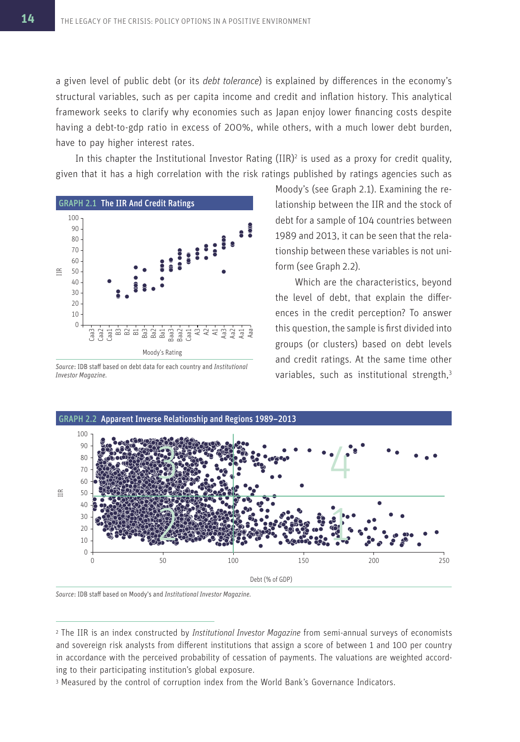a given level of public debt (or its *debt tolerance*) is explained by differences in the economy's structural variables, such as per capita income and credit and inflation history. This analytical framework seeks to clarify why economies such as Japan enjoy lower financing costs despite having a debt-to-gdp ratio in excess of 200%, while others, with a much lower debt burden, have to pay higher interest rates.

In this chapter the Institutional Investor Rating (IIR)[2] is used as a proxy for credit quality, given that it has a high correlation with the risk ratings published by ratings agencies such as Moody's (see Graph 2.1). Examining the relationship between the IIR and the stock of debt for a sample of 104 countries between 1989 and 2013, it can be seen that the relationship between these variables is not uniform (see Graph 2.2).

Which are the characteristics, beyond the level of debt, that explain the differences in the credit perception? To answer this question, the sample is first divided into groups (or clusters) based on debt levels and credit ratings. At the same time other variables, such as institutional strength,[3]

**GRAPH 2.1** The IIR And Credit Ratings

*Source*: IDB staff based on debt data for each country and *Institutional Investor Magazine*.

**GRAPH 2.2** Apparent Inverse Relationship and Regions 1989–2013

*Source*: IDB staff based on Moody's and *Institutional Investor Magazine*.

---

[2] The IIR is an index constructed by *Institutional Investor Magazine* from semi-annual surveys of economists and sovereign risk analysts from different institutions that assign a score of between 1 and 100 per country in accordance with the perceived probability of cessation of payments. The valuations are weighted according to their participating institution's global exposure.

[3] Measured by the control of corruption index from the World Bank's Governance Indicators.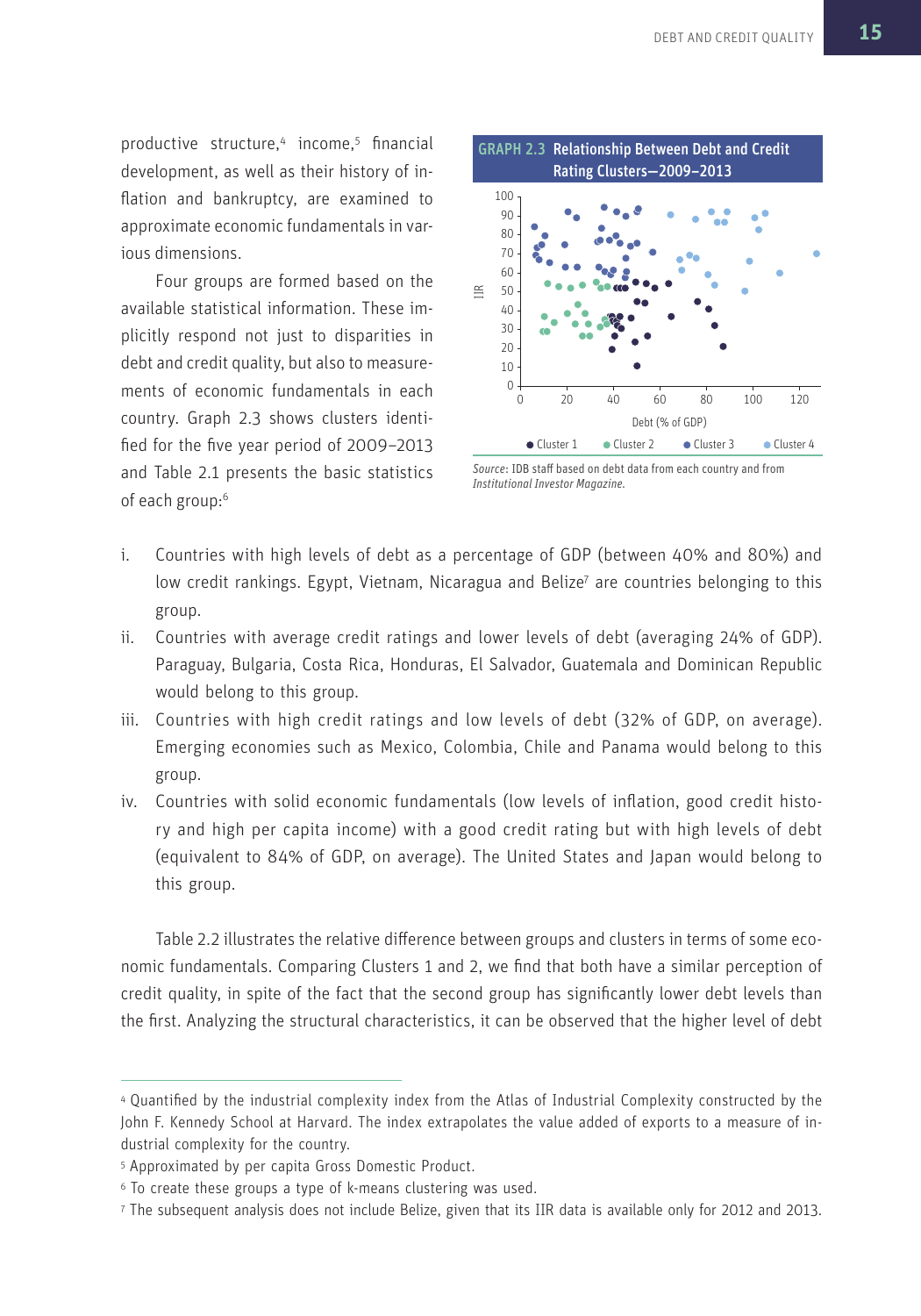productive structure,[4] income,[5] financial development, as well as their history of inflation and bankruptcy, are examined to approximate economic fundamentals in various dimensions.

Four groups are formed based on the available statistical information. These implicitly respond not just to disparities in debt and credit quality, but also to measurements of economic fundamentals in each country. Graph 2.3 shows clusters identified for the five year period of 2009–2013 and Table 2.1 presents the basic statistics of each group:[6]

**GRAPH 2.3 Relationship Between Debt and Credit Rating Clusters—2009–2013**

*Source:* IDB staff based on debt data from each country and from *Institutional Investor Magazine.*

i. Countries with high levels of debt as a percentage of GDP (between 40% and 80%) and low credit rankings. Egypt, Vietnam, Nicaragua and Belize[7] are countries belonging to this group.

ii. Countries with average credit ratings and lower levels of debt (averaging 24% of GDP). Paraguay, Bulgaria, Costa Rica, Honduras, El Salvador, Guatemala and Dominican Republic would belong to this group.

iii. Countries with high credit ratings and low levels of debt (32% of GDP, on average). Emerging economies such as Mexico, Colombia, Chile and Panama would belong to this group.

iv. Countries with solid economic fundamentals (low levels of inflation, good credit history and high per capita income) with a good credit rating but with high levels of debt (equivalent to 84% of GDP, on average). The United States and Japan would belong to this group.

Table 2.2 illustrates the relative difference between groups and clusters in terms of some economic fundamentals. Comparing Clusters 1 and 2, we find that both have a similar perception of credit quality, in spite of the fact that the second group has significantly lower debt levels than the first. Analyzing the structural characteristics, it can be observed that the higher level of debt

---

[4] Quantified by the industrial complexity index from the Atlas of Industrial Complexity constructed by the John F. Kennedy School at Harvard. The index extrapolates the value added of exports to a measure of industrial complexity for the country.

[5] Approximated by per capita Gross Domestic Product.

[6] To create these groups a type of k-means clustering was used.

[7] The subsequent analysis does not include Belize, given that its IIR data is available only for 2012 and 2013.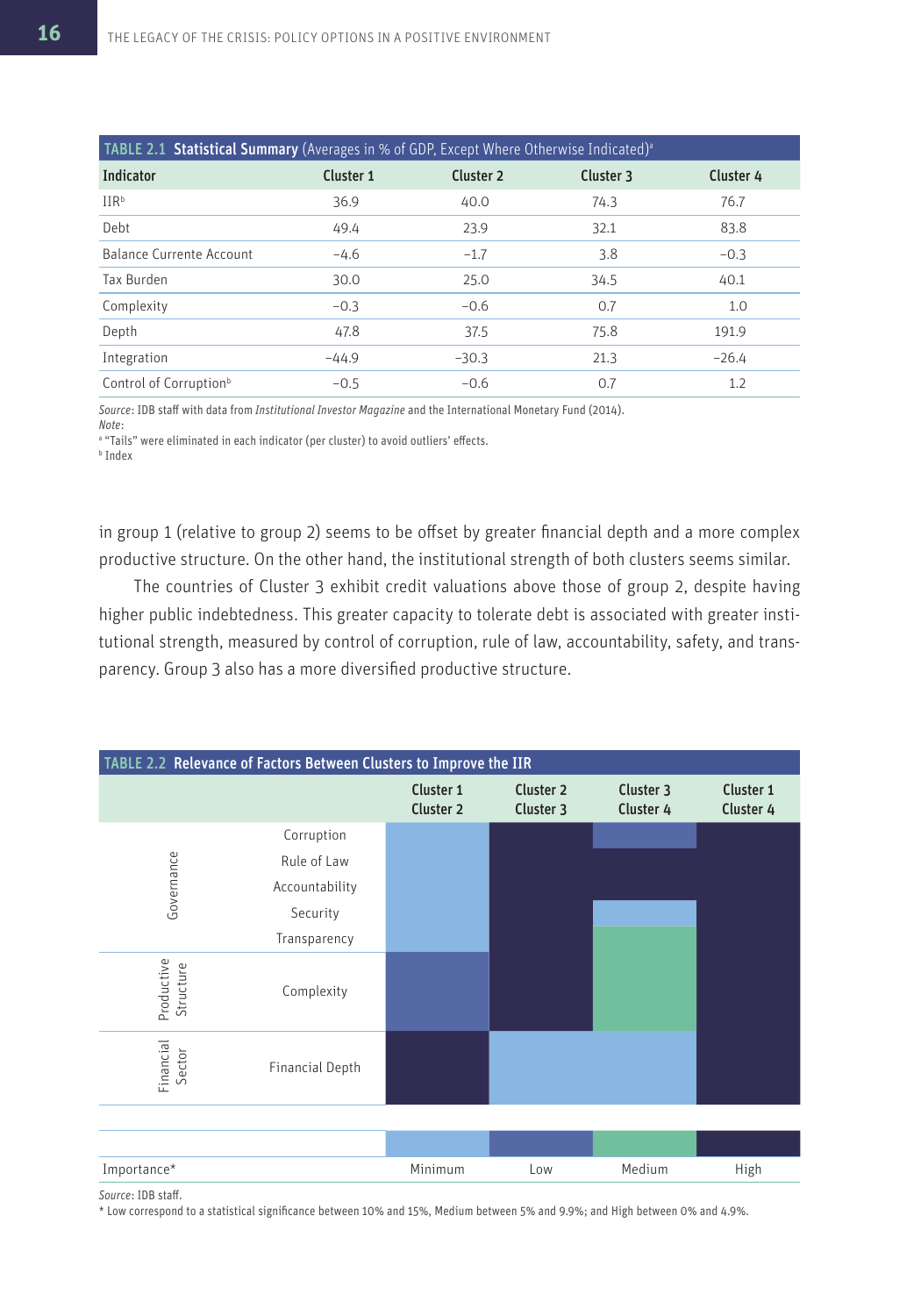| TABLE 2.1 **Statistical Summary** (Averages in % of GDP, Except Where Otherwise Indicated)[a] | | | | |
|---|---|---|---|---|
| **Indicator** | **Cluster 1** | **Cluster 2** | **Cluster 3** | **Cluster 4** |
| IIR[b] | 36.9 | 40.0 | 74.3 | 76.7 |
| Debt | 49.4 | 23.9 | 32.1 | 83.8 |
| Balance Currente Account | −4.6 | −1.7 | 3.8 | −0.3 |
| Tax Burden | 30.0 | 25.0 | 34.5 | 40.1 |
| Complexity | −0.3 | −0.6 | 0.7 | 1.0 |
| Depth | 47.8 | 37.5 | 75.8 | 191.9 |
| Integration | −44.9 | −30.3 | 21.3 | −26.4 |
| Control of Corruption[b] | −0.5 | −0.6 | 0.7 | 1.2 |

*Source*: IDB staff with data from *Institutional Investor Magazine* and the International Monetary Fund (2014).
*Note*:
[a] "Tails" were eliminated in each indicator (per cluster) to avoid outliers' effects.
[b] Index

in group 1 (relative to group 2) seems to be offset by greater financial depth and a more complex productive structure. On the other hand, the institutional strength of both clusters seems similar.

The countries of Cluster 3 exhibit credit valuations above those of group 2, despite having higher public indebtedness. This greater capacity to tolerate debt is associated with greater institutional strength, measured by control of corruption, rule of law, accountability, safety, and transparency. Group 3 also has a more diversified productive structure.

**TABLE 2.2 Relevance of Factors Between Clusters to Improve the IIR**

| | | Cluster 1 / Cluster 2 | Cluster 2 / Cluster 3 | Cluster 3 / Cluster 4 | Cluster 1 / Cluster 4 |
|---|---|---|---|---|---|
| Governance | Corruption | Minimum | High | Low | High |
| | Rule of Law | Minimum | High | High | High |
| | Accountability | Minimum | High | High | High |
| | Security | Minimum | High | Minimum | High |
| | Transparency | Minimum | High | Medium | High |
| Productive Structure | Complexity | Low | High | Medium | High |
| Financial Sector | Financial Depth | High | Minimum | Minimum | High |

Importance*: Minimum, Low, Medium, High

*Source*: IDB staff.
* Low correspond to a statistical significance between 10% and 15%, Medium between 5% and 9.9%; and High between 0% and 4.9%.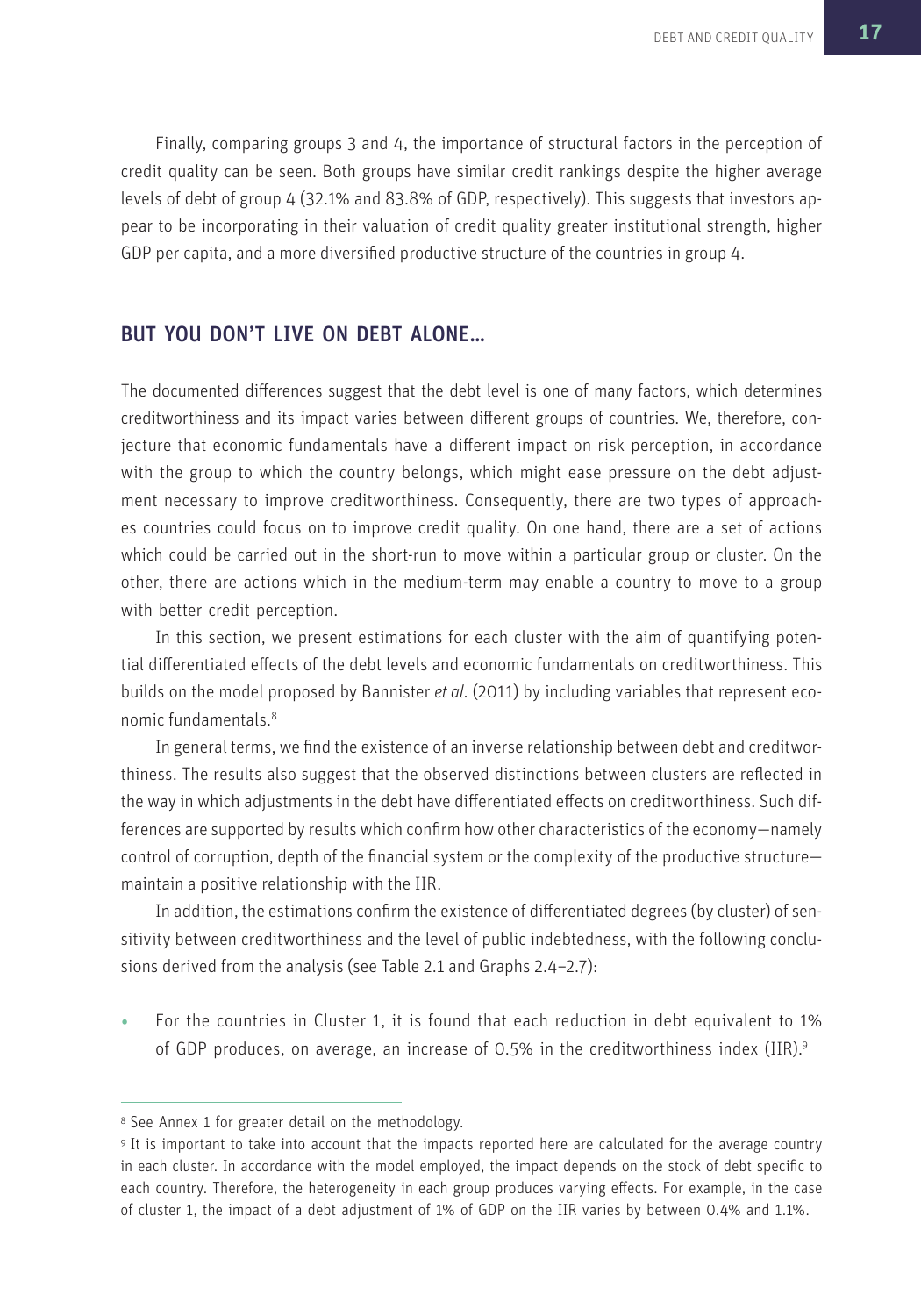Finally, comparing groups 3 and 4, the importance of structural factors in the perception of credit quality can be seen. Both groups have similar credit rankings despite the higher average levels of debt of group 4 (32.1% and 83.8% of GDP, respectively). This suggests that investors appear to be incorporating in their valuation of credit quality greater institutional strength, higher GDP per capita, and a more diversified productive structure of the countries in group 4.

## BUT YOU DON'T LIVE ON DEBT ALONE…

The documented differences suggest that the debt level is one of many factors, which determines creditworthiness and its impact varies between different groups of countries. We, therefore, conjecture that economic fundamentals have a different impact on risk perception, in accordance with the group to which the country belongs, which might ease pressure on the debt adjustment necessary to improve creditworthiness. Consequently, there are two types of approaches countries could focus on to improve credit quality. On one hand, there are a set of actions which could be carried out in the short-run to move within a particular group or cluster. On the other, there are actions which in the medium-term may enable a country to move to a group with better credit perception.

In this section, we present estimations for each cluster with the aim of quantifying potential differentiated effects of the debt levels and economic fundamentals on creditworthiness. This builds on the model proposed by Bannister *et al*. (2011) by including variables that represent economic fundamentals.[8]

In general terms, we find the existence of an inverse relationship between debt and creditworthiness. The results also suggest that the observed distinctions between clusters are reflected in the way in which adjustments in the debt have differentiated effects on creditworthiness. Such differences are supported by results which confirm how other characteristics of the economy—namely control of corruption, depth of the financial system or the complexity of the productive structure—maintain a positive relationship with the IIR.

In addition, the estimations confirm the existence of differentiated degrees (by cluster) of sensitivity between creditworthiness and the level of public indebtedness, with the following conclusions derived from the analysis (see Table 2.1 and Graphs 2.4–2.7):

- For the countries in Cluster 1, it is found that each reduction in debt equivalent to 1% of GDP produces, on average, an increase of 0.5% in the creditworthiness index (IIR).[9]

---

[8] See Annex 1 for greater detail on the methodology.

[9] It is important to take into account that the impacts reported here are calculated for the average country in each cluster. In accordance with the model employed, the impact depends on the stock of debt specific to each country. Therefore, the heterogeneity in each group produces varying effects. For example, in the case of cluster 1, the impact of a debt adjustment of 1% of GDP on the IIR varies by between 0.4% and 1.1%.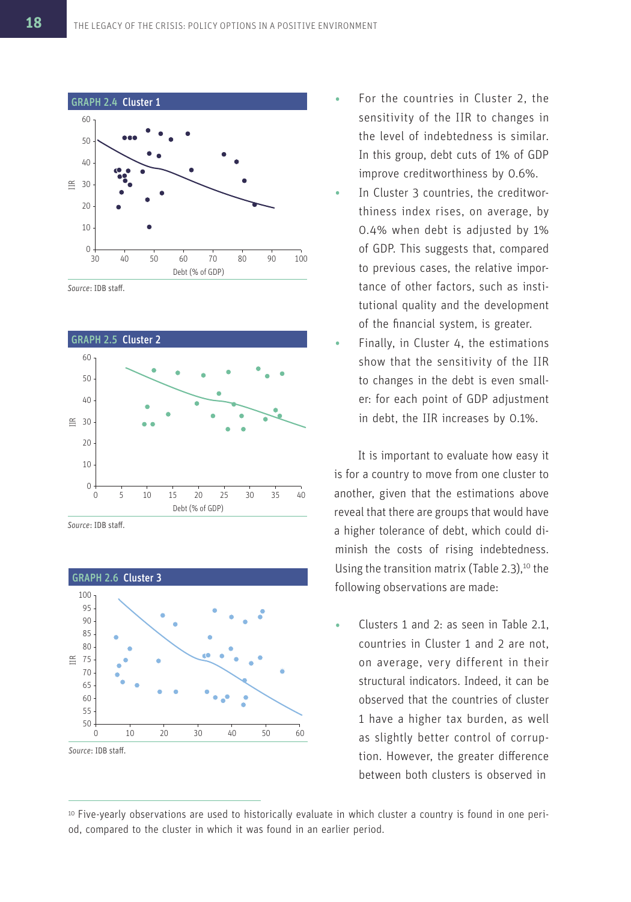**GRAPH 2.4 Cluster 1**

Source: IDB staff.

**GRAPH 2.5 Cluster 2**

Source: IDB staff.

**GRAPH 2.6 Cluster 3**

Source: IDB staff.

- For the countries in Cluster 2, the sensitivity of the IIR to changes in the level of indebtedness is similar. In this group, debt cuts of 1% of GDP improve creditworthiness by 0.6%.
- In Cluster 3 countries, the creditworthiness index rises, on average, by 0.4% when debt is adjusted by 1% of GDP. This suggests that, compared to previous cases, the relative importance of other factors, such as institutional quality and the development of the financial system, is greater.
- Finally, in Cluster 4, the estimations show that the sensitivity of the IIR to changes in the debt is even smaller: for each point of GDP adjustment in debt, the IIR increases by 0.1%.

It is important to evaluate how easy it is for a country to move from one cluster to another, given that the estimations above reveal that there are groups that would have a higher tolerance of debt, which could diminish the costs of rising indebtedness. Using the transition matrix (Table 2.3),[10] the following observations are made:

- Clusters 1 and 2: as seen in Table 2.1, countries in Cluster 1 and 2 are not, on average, very different in their structural indicators. Indeed, it can be observed that the countries of cluster 1 have a higher tax burden, as well as slightly better control of corruption. However, the greater difference between both clusters is observed in

[10] Five-yearly observations are used to historically evaluate in which cluster a country is found in one period, compared to the cluster in which it was found in an earlier period.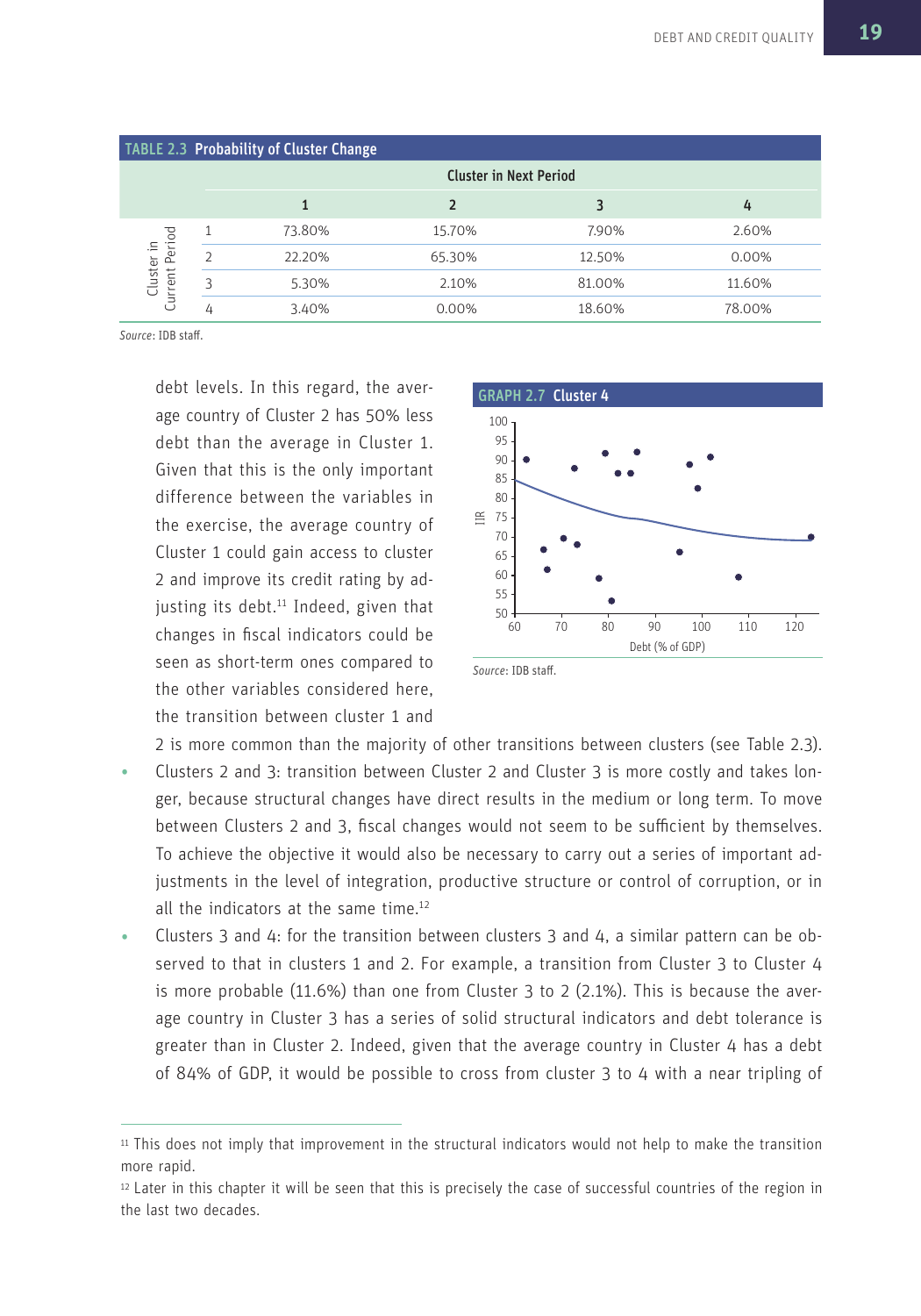**TABLE 2.3 Probability of Cluster Change**

| Cluster in Current Period | Cluster in Next Period | | | |
|---|---|---|---|---|
| | 1 | 2 | 3 | 4 |
| 1 | 73.80% | 15.70% | 7.90% | 2.60% |
| 2 | 22.20% | 65.30% | 12.50% | 0.00% |
| 3 | 5.30% | 2.10% | 81.00% | 11.60% |
| 4 | 3.40% | 0.00% | 18.60% | 78.00% |

*Source*: IDB staff.

debt levels. In this regard, the average country of Cluster 2 has 50% less debt than the average in Cluster 1. Given that this is the only important difference between the variables in the exercise, the average country of Cluster 1 could gain access to cluster 2 and improve its credit rating by adjusting its debt.[11] Indeed, given that changes in fiscal indicators could be seen as short-term ones compared to the other variables considered here, the transition between cluster 1 and 2 is more common than the majority of other transitions between clusters (see Table 2.3).

**GRAPH 2.7 Cluster 4**

*Source*: IDB staff.

- Clusters 2 and 3: transition between Cluster 2 and Cluster 3 is more costly and takes longer, because structural changes have direct results in the medium or long term. To move between Clusters 2 and 3, fiscal changes would not seem to be sufficient by themselves. To achieve the objective it would also be necessary to carry out a series of important adjustments in the level of integration, productive structure or control of corruption, or in all the indicators at the same time.[12]
- Clusters 3 and 4: for the transition between clusters 3 and 4, a similar pattern can be observed to that in clusters 1 and 2. For example, a transition from Cluster 3 to Cluster 4 is more probable (11.6%) than one from Cluster 3 to 2 (2.1%). This is because the average country in Cluster 3 has a series of solid structural indicators and debt tolerance is greater than in Cluster 2. Indeed, given that the average country in Cluster 4 has a debt of 84% of GDP, it would be possible to cross from cluster 3 to 4 with a near tripling of

---

[11] This does not imply that improvement in the structural indicators would not help to make the transition more rapid.

[12] Later in this chapter it will be seen that this is precisely the case of successful countries of the region in the last two decades.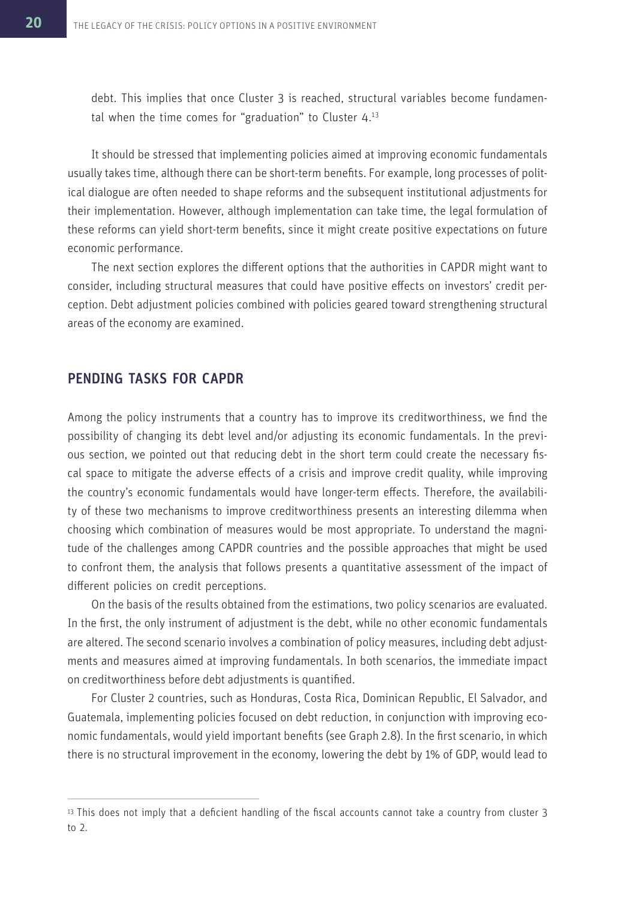debt. This implies that once Cluster 3 is reached, structural variables become fundamental when the time comes for "graduation" to Cluster 4.[13]

It should be stressed that implementing policies aimed at improving economic fundamentals usually takes time, although there can be short-term benefits. For example, long processes of political dialogue are often needed to shape reforms and the subsequent institutional adjustments for their implementation. However, although implementation can take time, the legal formulation of these reforms can yield short-term benefits, since it might create positive expectations on future economic performance.

The next section explores the different options that the authorities in CAPDR might want to consider, including structural measures that could have positive effects on investors' credit perception. Debt adjustment policies combined with policies geared toward strengthening structural areas of the economy are examined.

## PENDING TASKS FOR CAPDR

Among the policy instruments that a country has to improve its creditworthiness, we find the possibility of changing its debt level and/or adjusting its economic fundamentals. In the previous section, we pointed out that reducing debt in the short term could create the necessary fiscal space to mitigate the adverse effects of a crisis and improve credit quality, while improving the country's economic fundamentals would have longer-term effects. Therefore, the availability of these two mechanisms to improve creditworthiness presents an interesting dilemma when choosing which combination of measures would be most appropriate. To understand the magnitude of the challenges among CAPDR countries and the possible approaches that might be used to confront them, the analysis that follows presents a quantitative assessment of the impact of different policies on credit perceptions.

On the basis of the results obtained from the estimations, two policy scenarios are evaluated. In the first, the only instrument of adjustment is the debt, while no other economic fundamentals are altered. The second scenario involves a combination of policy measures, including debt adjustments and measures aimed at improving fundamentals. In both scenarios, the immediate impact on creditworthiness before debt adjustments is quantified.

For Cluster 2 countries, such as Honduras, Costa Rica, Dominican Republic, El Salvador, and Guatemala, implementing policies focused on debt reduction, in conjunction with improving economic fundamentals, would yield important benefits (see Graph 2.8). In the first scenario, in which there is no structural improvement in the economy, lowering the debt by 1% of GDP, would lead to

[13] This does not imply that a deficient handling of the fiscal accounts cannot take a country from cluster 3 to 2.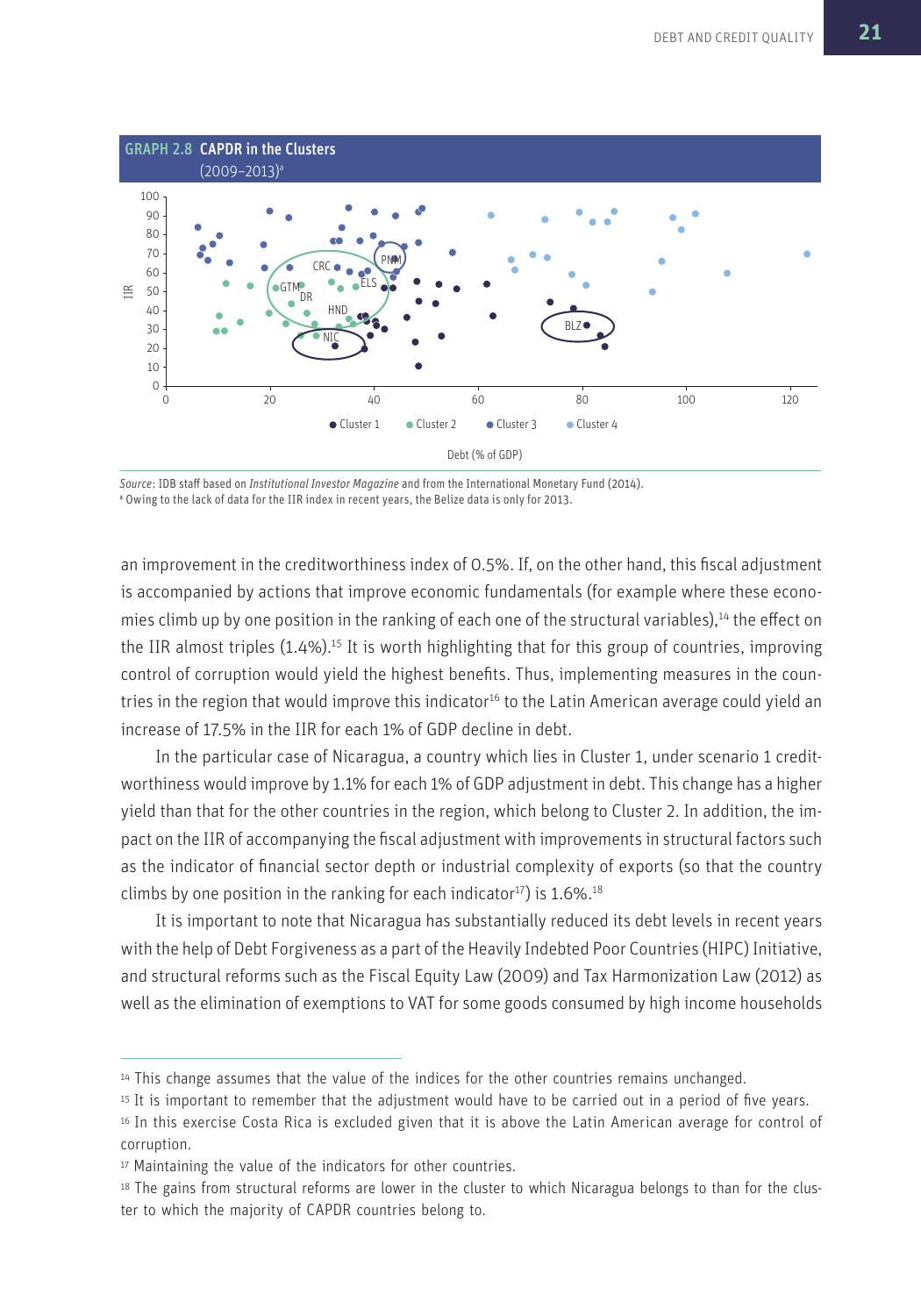**GRAPH 2.8 CAPDR in the Clusters**
(2009–2013)[a]

*Source*: IDB staff based on *Institutional Investor Magazine* and from the International Monetary Fund (2014).
[a] Owing to the lack of data for the IIR index in recent years, the Belize data is only for 2013.

an improvement in the creditworthiness index of 0.5%. If, on the other hand, this fiscal adjustment is accompanied by actions that improve economic fundamentals (for example where these economies climb up by one position in the ranking of each one of the structural variables),[14] the effect on the IIR almost triples (1.4%).[15] It is worth highlighting that for this group of countries, improving control of corruption would yield the highest benefits. Thus, implementing measures in the countries in the region that would improve this indicator[16] to the Latin American average could yield an increase of 17.5% in the IIR for each 1% of GDP decline in debt.

In the particular case of Nicaragua, a country which lies in Cluster 1, under scenario 1 creditworthiness would improve by 1.1% for each 1% of GDP adjustment in debt. This change has a higher yield than that for the other countries in the region, which belong to Cluster 2. In addition, the impact on the IIR of accompanying the fiscal adjustment with improvements in structural factors such as the indicator of financial sector depth or industrial complexity of exports (so that the country climbs by one position in the ranking for each indicator[17]) is 1.6%.[18]

It is important to note that Nicaragua has substantially reduced its debt levels in recent years with the help of Debt Forgiveness as a part of the Heavily Indebted Poor Countries (HIPC) Initiative, and structural reforms such as the Fiscal Equity Law (2009) and Tax Harmonization Law (2012) as well as the elimination of exemptions to VAT for some goods consumed by high income households

[14] This change assumes that the value of the indices for the other countries remains unchanged.

[15] It is important to remember that the adjustment would have to be carried out in a period of five years.

[16] In this exercise Costa Rica is excluded given that it is above the Latin American average for control of corruption.

[17] Maintaining the value of the indicators for other countries.

[18] The gains from structural reforms are lower in the cluster to which Nicaragua belongs to than for the cluster to which the majority of CAPDR countries belong to.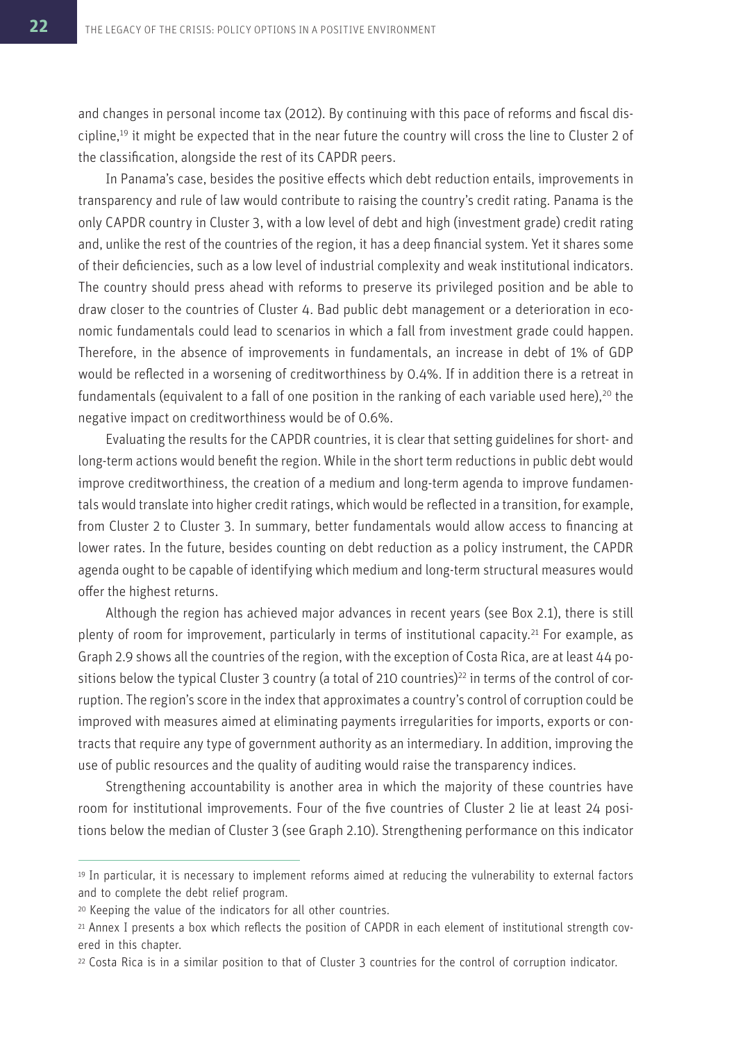and changes in personal income tax (2012). By continuing with this pace of reforms and fiscal discipline,[19] it might be expected that in the near future the country will cross the line to Cluster 2 of the classification, alongside the rest of its CAPDR peers.

In Panama's case, besides the positive effects which debt reduction entails, improvements in transparency and rule of law would contribute to raising the country's credit rating. Panama is the only CAPDR country in Cluster 3, with a low level of debt and high (investment grade) credit rating and, unlike the rest of the countries of the region, it has a deep financial system. Yet it shares some of their deficiencies, such as a low level of industrial complexity and weak institutional indicators. The country should press ahead with reforms to preserve its privileged position and be able to draw closer to the countries of Cluster 4. Bad public debt management or a deterioration in economic fundamentals could lead to scenarios in which a fall from investment grade could happen. Therefore, in the absence of improvements in fundamentals, an increase in debt of 1% of GDP would be reflected in a worsening of creditworthiness by 0.4%. If in addition there is a retreat in fundamentals (equivalent to a fall of one position in the ranking of each variable used here),[20] the negative impact on creditworthiness would be of 0.6%.

Evaluating the results for the CAPDR countries, it is clear that setting guidelines for short- and long-term actions would benefit the region. While in the short term reductions in public debt would improve creditworthiness, the creation of a medium and long-term agenda to improve fundamentals would translate into higher credit ratings, which would be reflected in a transition, for example, from Cluster 2 to Cluster 3. In summary, better fundamentals would allow access to financing at lower rates. In the future, besides counting on debt reduction as a policy instrument, the CAPDR agenda ought to be capable of identifying which medium and long-term structural measures would offer the highest returns.

Although the region has achieved major advances in recent years (see Box 2.1), there is still plenty of room for improvement, particularly in terms of institutional capacity.[21] For example, as Graph 2.9 shows all the countries of the region, with the exception of Costa Rica, are at least 44 positions below the typical Cluster 3 country (a total of 210 countries)[22] in terms of the control of corruption. The region's score in the index that approximates a country's control of corruption could be improved with measures aimed at eliminating payments irregularities for imports, exports or contracts that require any type of government authority as an intermediary. In addition, improving the use of public resources and the quality of auditing would raise the transparency indices.

Strengthening accountability is another area in which the majority of these countries have room for institutional improvements. Four of the five countries of Cluster 2 lie at least 24 positions below the median of Cluster 3 (see Graph 2.10). Strengthening performance on this indicator

---

[19] In particular, it is necessary to implement reforms aimed at reducing the vulnerability to external factors and to complete the debt relief program.

[20] Keeping the value of the indicators for all other countries.

[21] Annex I presents a box which reflects the position of CAPDR in each element of institutional strength covered in this chapter.

[22] Costa Rica is in a similar position to that of Cluster 3 countries for the control of corruption indicator.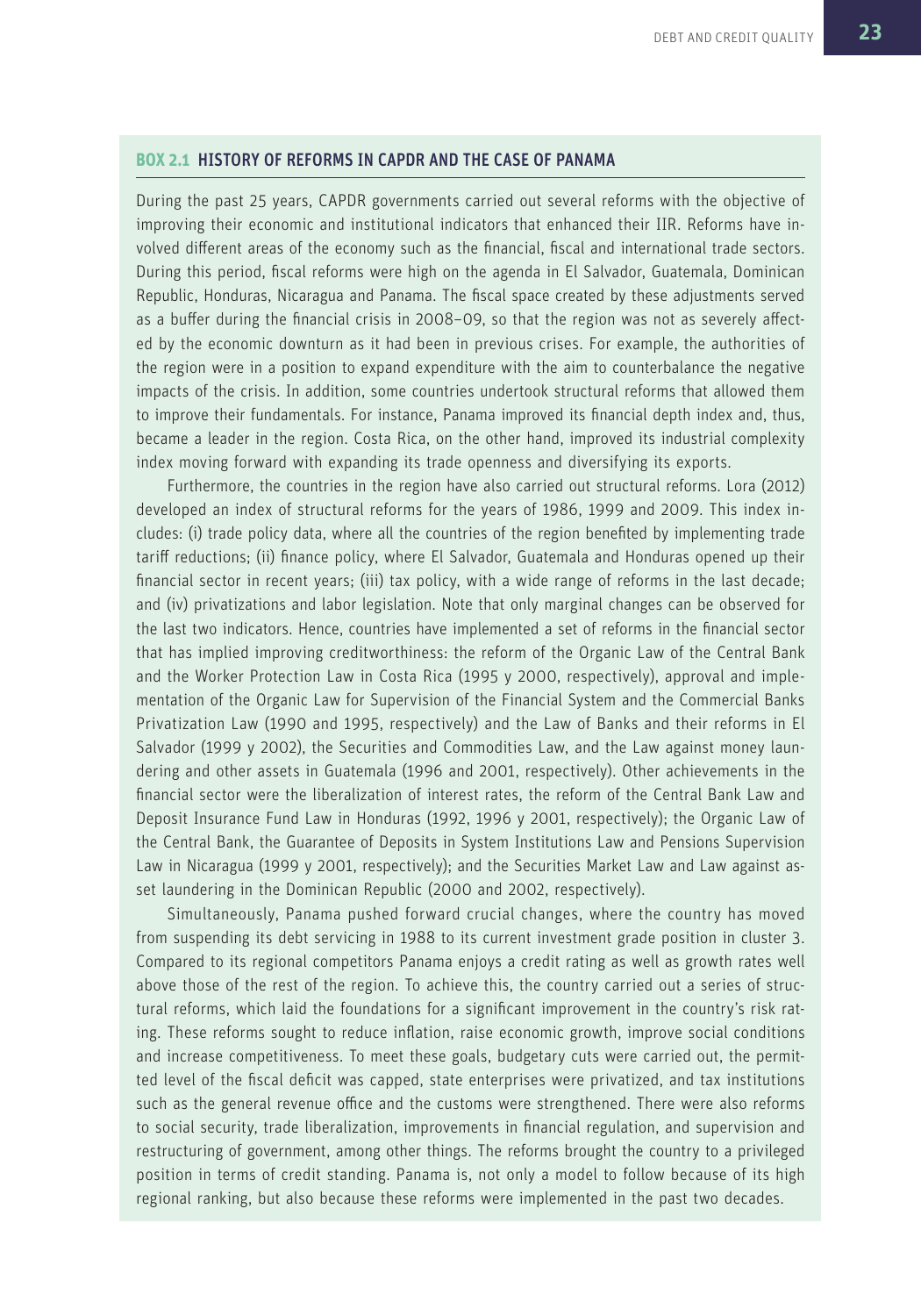### BOX 2.1 HISTORY OF REFORMS IN CAPDR AND THE CASE OF PANAMA

During the past 25 years, CAPDR governments carried out several reforms with the objective of improving their economic and institutional indicators that enhanced their IIR. Reforms have involved different areas of the economy such as the financial, fiscal and international trade sectors. During this period, fiscal reforms were high on the agenda in El Salvador, Guatemala, Dominican Republic, Honduras, Nicaragua and Panama. The fiscal space created by these adjustments served as a buffer during the financial crisis in 2008–09, so that the region was not as severely affected by the economic downturn as it had been in previous crises. For example, the authorities of the region were in a position to expand expenditure with the aim to counterbalance the negative impacts of the crisis. In addition, some countries undertook structural reforms that allowed them to improve their fundamentals. For instance, Panama improved its financial depth index and, thus, became a leader in the region. Costa Rica, on the other hand, improved its industrial complexity index moving forward with expanding its trade openness and diversifying its exports.

Furthermore, the countries in the region have also carried out structural reforms. Lora (2012) developed an index of structural reforms for the years of 1986, 1999 and 2009. This index includes: (i) trade policy data, where all the countries of the region benefited by implementing trade tariff reductions; (ii) finance policy, where El Salvador, Guatemala and Honduras opened up their financial sector in recent years; (iii) tax policy, with a wide range of reforms in the last decade; and (iv) privatizations and labor legislation. Note that only marginal changes can be observed for the last two indicators. Hence, countries have implemented a set of reforms in the financial sector that has implied improving creditworthiness: the reform of the Organic Law of the Central Bank and the Worker Protection Law in Costa Rica (1995 y 2000, respectively), approval and implementation of the Organic Law for Supervision of the Financial System and the Commercial Banks Privatization Law (1990 and 1995, respectively) and the Law of Banks and their reforms in El Salvador (1999 y 2002), the Securities and Commodities Law, and the Law against money laundering and other assets in Guatemala (1996 and 2001, respectively). Other achievements in the financial sector were the liberalization of interest rates, the reform of the Central Bank Law and Deposit Insurance Fund Law in Honduras (1992, 1996 y 2001, respectively); the Organic Law of the Central Bank, the Guarantee of Deposits in System Institutions Law and Pensions Supervision Law in Nicaragua (1999 y 2001, respectively); and the Securities Market Law and Law against asset laundering in the Dominican Republic (2000 and 2002, respectively).

Simultaneously, Panama pushed forward crucial changes, where the country has moved from suspending its debt servicing in 1988 to its current investment grade position in cluster 3. Compared to its regional competitors Panama enjoys a credit rating as well as growth rates well above those of the rest of the region. To achieve this, the country carried out a series of structural reforms, which laid the foundations for a significant improvement in the country's risk rating. These reforms sought to reduce inflation, raise economic growth, improve social conditions and increase competitiveness. To meet these goals, budgetary cuts were carried out, the permitted level of the fiscal deficit was capped, state enterprises were privatized, and tax institutions such as the general revenue office and the customs were strengthened. There were also reforms to social security, trade liberalization, improvements in financial regulation, and supervision and restructuring of government, among other things. The reforms brought the country to a privileged position in terms of credit standing. Panama is, not only a model to follow because of its high regional ranking, but also because these reforms were implemented in the past two decades.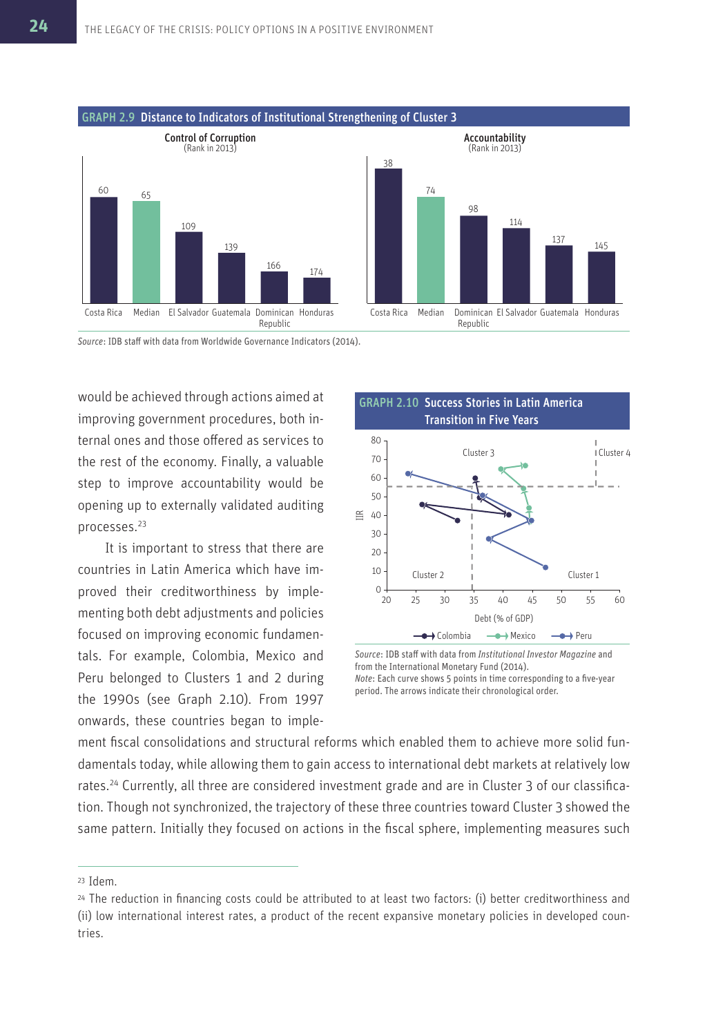**GRAPH 2.9 Distance to Indicators of Institutional Strengthening of Cluster 3**

**Control of Corruption** (Rank in 2013)

| Country | Rank |
|---|---|
| Costa Rica | 60 |
| Median | 65 |
| El Salvador | 109 |
| Guatemala | 139 |
| Dominican Republic | 166 |
| Honduras | 174 |

**Accountability** (Rank in 2013)

| Country | Rank |
|---|---|
| Costa Rica | 38 |
| Median | 74 |
| Dominican Republic | 98 |
| El Salvador | 114 |
| Guatemala | 137 |
| Honduras | 145 |

*Source*: IDB staff with data from Worldwide Governance Indicators (2014).

would be achieved through actions aimed at improving government procedures, both internal ones and those offered as services to the rest of the economy. Finally, a valuable step to improve accountability would be opening up to externally validated auditing processes.[23]

It is important to stress that there are countries in Latin America which have improved their creditworthiness by implementing both debt adjustments and policies focused on improving economic fundamentals. For example, Colombia, Mexico and Peru belonged to Clusters 1 and 2 during the 1990s (see Graph 2.10). From 1997 onwards, these countries began to implement fiscal consolidations and structural reforms which enabled them to achieve more solid fundamentals today, while allowing them to gain access to international debt markets at relatively low rates.[24] Currently, all three are considered investment grade and are in Cluster 3 of our classification. Though not synchronized, the trajectory of these three countries toward Cluster 3 showed the same pattern. Initially they focused on actions in the fiscal sphere, implementing measures such

**GRAPH 2.10 Success Stories in Latin America Transition in Five Years**

*Source*: IDB staff with data from *Institutional Investor Magazine* and from the International Monetary Fund (2014).
*Note*: Each curve shows 5 points in time corresponding to a five-year period. The arrows indicate their chronological order.

[23] Idem.

[24] The reduction in financing costs could be attributed to at least two factors: (i) better creditworthiness and (ii) low international interest rates, a product of the recent expansive monetary policies in developed countries.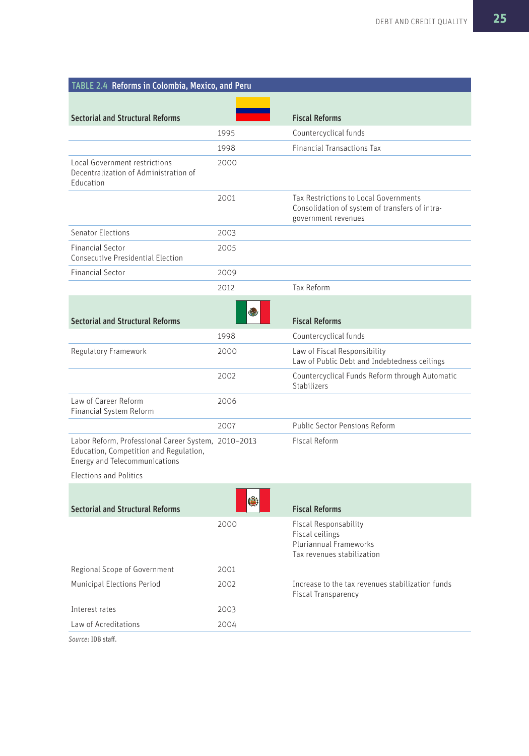**TABLE 2.4 Reforms in Colombia, Mexico, and Peru**

| Sectorial and Structural Reforms | Colombia | Fiscal Reforms |
|---|---|---|
| | 1995 | Countercyclical funds |
| | 1998 | Financial Transactions Tax |
| Local Government restrictions<br>Decentralization of Administration of Education | 2000 | |
| | 2001 | Tax Restrictions to Local Governments<br>Consolidation of system of transfers of intra-government revenues |
| Senator Elections | 2003 | |
| Financial Sector<br>Consecutive Presidential Election | 2005 | |
| Financial Sector | 2009 | |
| | 2012 | Tax Reform |
| **Sectorial and Structural Reforms** | **Mexico** | **Fiscal Reforms** |
| | 1998 | Countercyclical funds |
| Regulatory Framework | 2000 | Law of Fiscal Responsibility<br>Law of Public Debt and Indebtedness ceilings |
| | 2002 | Countercyclical Funds Reform through Automatic Stabilizers |
| Law of Career Reform<br>Financial System Reform | 2006 | |
| | 2007 | Public Sector Pensions Reform |
| Labor Reform, Professional Career System, Education, Competition and Regulation, Energy and Telecommunications<br>Elections and Politics | 2010–2013 | Fiscal Reform |
| **Sectorial and Structural Reforms** | **Peru** | **Fiscal Reforms** |
| | 2000 | Fiscal Responsability<br>Fiscal ceilings<br>Pluriannual Frameworks<br>Tax revenues stabilization |
| Regional Scope of Government | 2001 | |
| Municipal Elections Period | 2002 | Increase to the tax revenues stabilization funds<br>Fiscal Transparency |
| Interest rates | 2003 | |
| Law of Acreditations | 2004 | |

*Source*: IDB staff.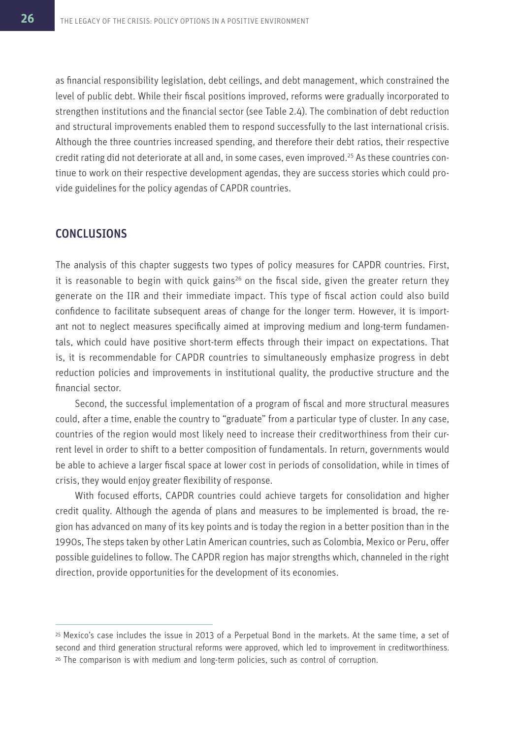as financial responsibility legislation, debt ceilings, and debt management, which constrained the level of public debt. While their fiscal positions improved, reforms were gradually incorporated to strengthen institutions and the financial sector (see Table 2.4). The combination of debt reduction and structural improvements enabled them to respond successfully to the last international crisis. Although the three countries increased spending, and therefore their debt ratios, their respective credit rating did not deteriorate at all and, in some cases, even improved.[25] As these countries continue to work on their respective development agendas, they are success stories which could provide guidelines for the policy agendas of CAPDR countries.

## CONCLUSIONS

The analysis of this chapter suggests two types of policy measures for CAPDR countries. First, it is reasonable to begin with quick gains[26] on the fiscal side, given the greater return they generate on the IIR and their immediate impact. This type of fiscal action could also build confidence to facilitate subsequent areas of change for the longer term. However, it is important not to neglect measures specifically aimed at improving medium and long-term fundamentals, which could have positive short-term effects through their impact on expectations. That is, it is recommendable for CAPDR countries to simultaneously emphasize progress in debt reduction policies and improvements in institutional quality, the productive structure and the financial sector.

Second, the successful implementation of a program of fiscal and more structural measures could, after a time, enable the country to "graduate" from a particular type of cluster. In any case, countries of the region would most likely need to increase their creditworthiness from their current level in order to shift to a better composition of fundamentals. In return, governments would be able to achieve a larger fiscal space at lower cost in periods of consolidation, while in times of crisis, they would enjoy greater flexibility of response.

With focused efforts, CAPDR countries could achieve targets for consolidation and higher credit quality. Although the agenda of plans and measures to be implemented is broad, the region has advanced on many of its key points and is today the region in a better position than in the 1990s, The steps taken by other Latin American countries, such as Colombia, Mexico or Peru, offer possible guidelines to follow. The CAPDR region has major strengths which, channeled in the right direction, provide opportunities for the development of its economies.

---

[25] Mexico's case includes the issue in 2013 of a Perpetual Bond in the markets. At the same time, a set of second and third generation structural reforms were approved, which led to improvement in creditworthiness.

[26] The comparison is with medium and long-term policies, such as control of corruption.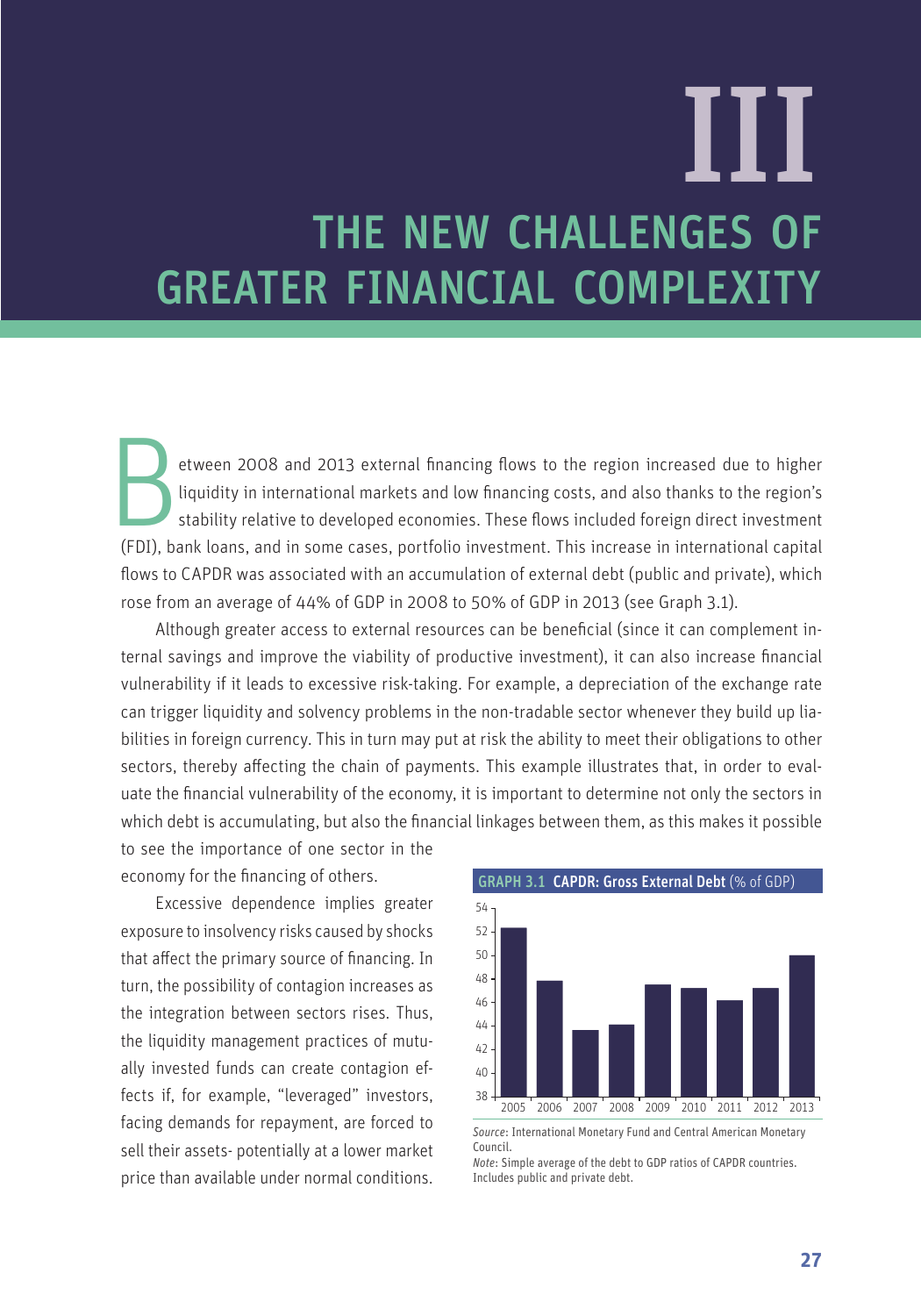# III

# THE NEW CHALLENGES OF GREATER FINANCIAL COMPLEXITY

Between 2008 and 2013 external financing flows to the region increased due to higher liquidity in international markets and low financing costs, and also thanks to the region's stability relative to developed economies. These flows included foreign direct investment (FDI), bank loans, and in some cases, portfolio investment. This increase in international capital flows to CAPDR was associated with an accumulation of external debt (public and private), which rose from an average of 44% of GDP in 2008 to 50% of GDP in 2013 (see Graph 3.1).

Although greater access to external resources can be beneficial (since it can complement internal savings and improve the viability of productive investment), it can also increase financial vulnerability if it leads to excessive risk-taking. For example, a depreciation of the exchange rate can trigger liquidity and solvency problems in the non-tradable sector whenever they build up liabilities in foreign currency. This in turn may put at risk the ability to meet their obligations to other sectors, thereby affecting the chain of payments. This example illustrates that, in order to evaluate the financial vulnerability of the economy, it is important to determine not only the sectors in which debt is accumulating, but also the financial linkages between them, as this makes it possible to see the importance of one sector in the economy for the financing of others.

Excessive dependence implies greater exposure to insolvency risks caused by shocks that affect the primary source of financing. In turn, the possibility of contagion increases as the integration between sectors rises. Thus, the liquidity management practices of mutually invested funds can create contagion effects if, for example, "leveraged" investors, facing demands for repayment, are forced to sell their assets- potentially at a lower market price than available under normal conditions.

**GRAPH 3.1 CAPDR: Gross External Debt** (% of GDP)

*Source*: International Monetary Fund and Central American Monetary Council.

*Note*: Simple average of the debt to GDP ratios of CAPDR countries. Includes public and private debt.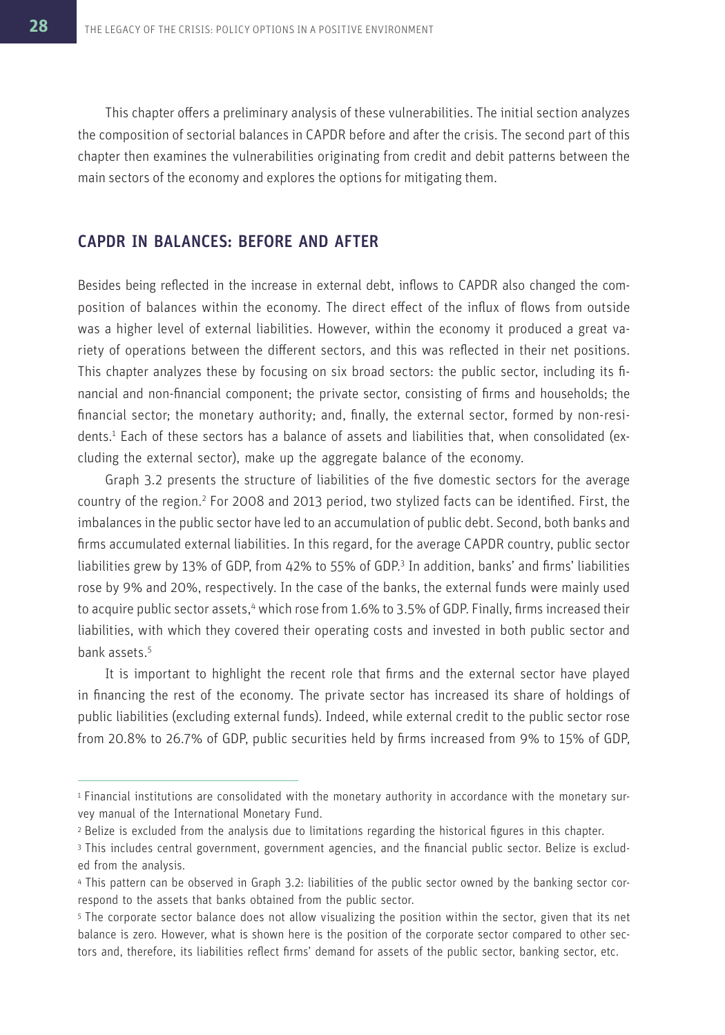This chapter offers a preliminary analysis of these vulnerabilities. The initial section analyzes the composition of sectorial balances in CAPDR before and after the crisis. The second part of this chapter then examines the vulnerabilities originating from credit and debit patterns between the main sectors of the economy and explores the options for mitigating them.

## CAPDR IN BALANCES: BEFORE AND AFTER

Besides being reflected in the increase in external debt, inflows to CAPDR also changed the composition of balances within the economy. The direct effect of the influx of flows from outside was a higher level of external liabilities. However, within the economy it produced a great variety of operations between the different sectors, and this was reflected in their net positions. This chapter analyzes these by focusing on six broad sectors: the public sector, including its financial and non-financial component; the private sector, consisting of firms and households; the financial sector; the monetary authority; and, finally, the external sector, formed by non-residents.[1] Each of these sectors has a balance of assets and liabilities that, when consolidated (excluding the external sector), make up the aggregate balance of the economy.

Graph 3.2 presents the structure of liabilities of the five domestic sectors for the average country of the region.[2] For 2008 and 2013 period, two stylized facts can be identified. First, the imbalances in the public sector have led to an accumulation of public debt. Second, both banks and firms accumulated external liabilities. In this regard, for the average CAPDR country, public sector liabilities grew by 13% of GDP, from 42% to 55% of GDP.[3] In addition, banks' and firms' liabilities rose by 9% and 20%, respectively. In the case of the banks, the external funds were mainly used to acquire public sector assets,[4] which rose from 1.6% to 3.5% of GDP. Finally, firms increased their liabilities, with which they covered their operating costs and invested in both public sector and bank assets.[5]

It is important to highlight the recent role that firms and the external sector have played in financing the rest of the economy. The private sector has increased its share of holdings of public liabilities (excluding external funds). Indeed, while external credit to the public sector rose from 20.8% to 26.7% of GDP, public securities held by firms increased from 9% to 15% of GDP,

---

[1] Financial institutions are consolidated with the monetary authority in accordance with the monetary survey manual of the International Monetary Fund.

[2] Belize is excluded from the analysis due to limitations regarding the historical figures in this chapter.

[3] This includes central government, government agencies, and the financial public sector. Belize is excluded from the analysis.

[4] This pattern can be observed in Graph 3.2: liabilities of the public sector owned by the banking sector correspond to the assets that banks obtained from the public sector.

[5] The corporate sector balance does not allow visualizing the position within the sector, given that its net balance is zero. However, what is shown here is the position of the corporate sector compared to other sectors and, therefore, its liabilities reflect firms' demand for assets of the public sector, banking sector, etc.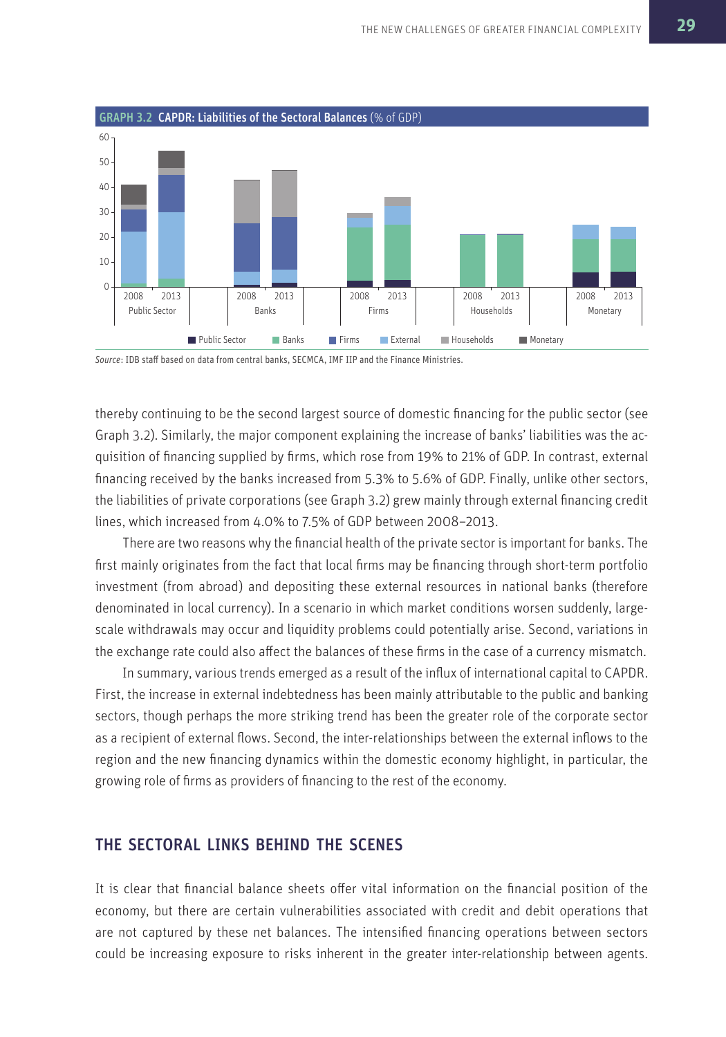**GRAPH 3.2 CAPDR: Liabilities of the Sectoral Balances** (% of GDP)

*Source*: IDB staff based on data from central banks, SECMCA, IMF IIP and the Finance Ministries.

thereby continuing to be the second largest source of domestic financing for the public sector (see Graph 3.2). Similarly, the major component explaining the increase of banks' liabilities was the acquisition of financing supplied by firms, which rose from 19% to 21% of GDP. In contrast, external financing received by the banks increased from 5.3% to 5.6% of GDP. Finally, unlike other sectors, the liabilities of private corporations (see Graph 3.2) grew mainly through external financing credit lines, which increased from 4.0% to 7.5% of GDP between 2008–2013.

There are two reasons why the financial health of the private sector is important for banks. The first mainly originates from the fact that local firms may be financing through short-term portfolio investment (from abroad) and depositing these external resources in national banks (therefore denominated in local currency). In a scenario in which market conditions worsen suddenly, large-scale withdrawals may occur and liquidity problems could potentially arise. Second, variations in the exchange rate could also affect the balances of these firms in the case of a currency mismatch.

In summary, various trends emerged as a result of the influx of international capital to CAPDR. First, the increase in external indebtedness has been mainly attributable to the public and banking sectors, though perhaps the more striking trend has been the greater role of the corporate sector as a recipient of external flows. Second, the inter-relationships between the external inflows to the region and the new financing dynamics within the domestic economy highlight, in particular, the growing role of firms as providers of financing to the rest of the economy.

## THE SECTORAL LINKS BEHIND THE SCENES

It is clear that financial balance sheets offer vital information on the financial position of the economy, but there are certain vulnerabilities associated with credit and debit operations that are not captured by these net balances. The intensified financing operations between sectors could be increasing exposure to risks inherent in the greater inter-relationship between agents.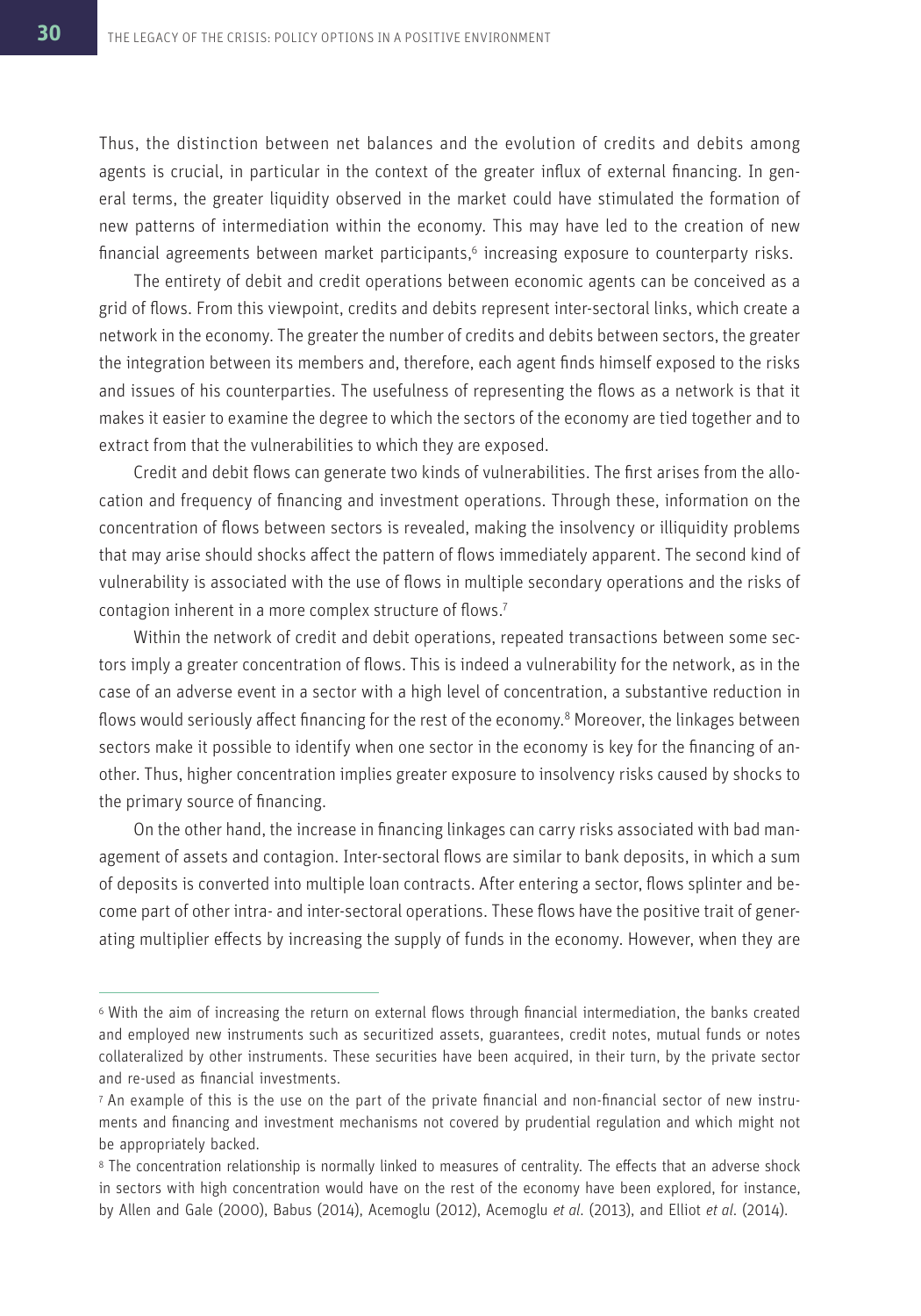Thus, the distinction between net balances and the evolution of credits and debits among agents is crucial, in particular in the context of the greater influx of external financing. In general terms, the greater liquidity observed in the market could have stimulated the formation of new patterns of intermediation within the economy. This may have led to the creation of new financial agreements between market participants,[6] increasing exposure to counterparty risks.

The entirety of debit and credit operations between economic agents can be conceived as a grid of flows. From this viewpoint, credits and debits represent inter-sectoral links, which create a network in the economy. The greater the number of credits and debits between sectors, the greater the integration between its members and, therefore, each agent finds himself exposed to the risks and issues of his counterparties. The usefulness of representing the flows as a network is that it makes it easier to examine the degree to which the sectors of the economy are tied together and to extract from that the vulnerabilities to which they are exposed.

Credit and debit flows can generate two kinds of vulnerabilities. The first arises from the allocation and frequency of financing and investment operations. Through these, information on the concentration of flows between sectors is revealed, making the insolvency or illiquidity problems that may arise should shocks affect the pattern of flows immediately apparent. The second kind of vulnerability is associated with the use of flows in multiple secondary operations and the risks of contagion inherent in a more complex structure of flows.[7]

Within the network of credit and debit operations, repeated transactions between some sectors imply a greater concentration of flows. This is indeed a vulnerability for the network, as in the case of an adverse event in a sector with a high level of concentration, a substantive reduction in flows would seriously affect financing for the rest of the economy.[8] Moreover, the linkages between sectors make it possible to identify when one sector in the economy is key for the financing of another. Thus, higher concentration implies greater exposure to insolvency risks caused by shocks to the primary source of financing.

On the other hand, the increase in financing linkages can carry risks associated with bad management of assets and contagion. Inter-sectoral flows are similar to bank deposits, in which a sum of deposits is converted into multiple loan contracts. After entering a sector, flows splinter and become part of other intra- and inter-sectoral operations. These flows have the positive trait of generating multiplier effects by increasing the supply of funds in the economy. However, when they are

---

[6] With the aim of increasing the return on external flows through financial intermediation, the banks created and employed new instruments such as securitized assets, guarantees, credit notes, mutual funds or notes collateralized by other instruments. These securities have been acquired, in their turn, by the private sector and re-used as financial investments.

[7] An example of this is the use on the part of the private financial and non-financial sector of new instruments and financing and investment mechanisms not covered by prudential regulation and which might not be appropriately backed.

[8] The concentration relationship is normally linked to measures of centrality. The effects that an adverse shock in sectors with high concentration would have on the rest of the economy have been explored, for instance, by Allen and Gale (2000), Babus (2014), Acemoglu (2012), Acemoglu *et al.* (2013), and Elliot *et al.* (2014).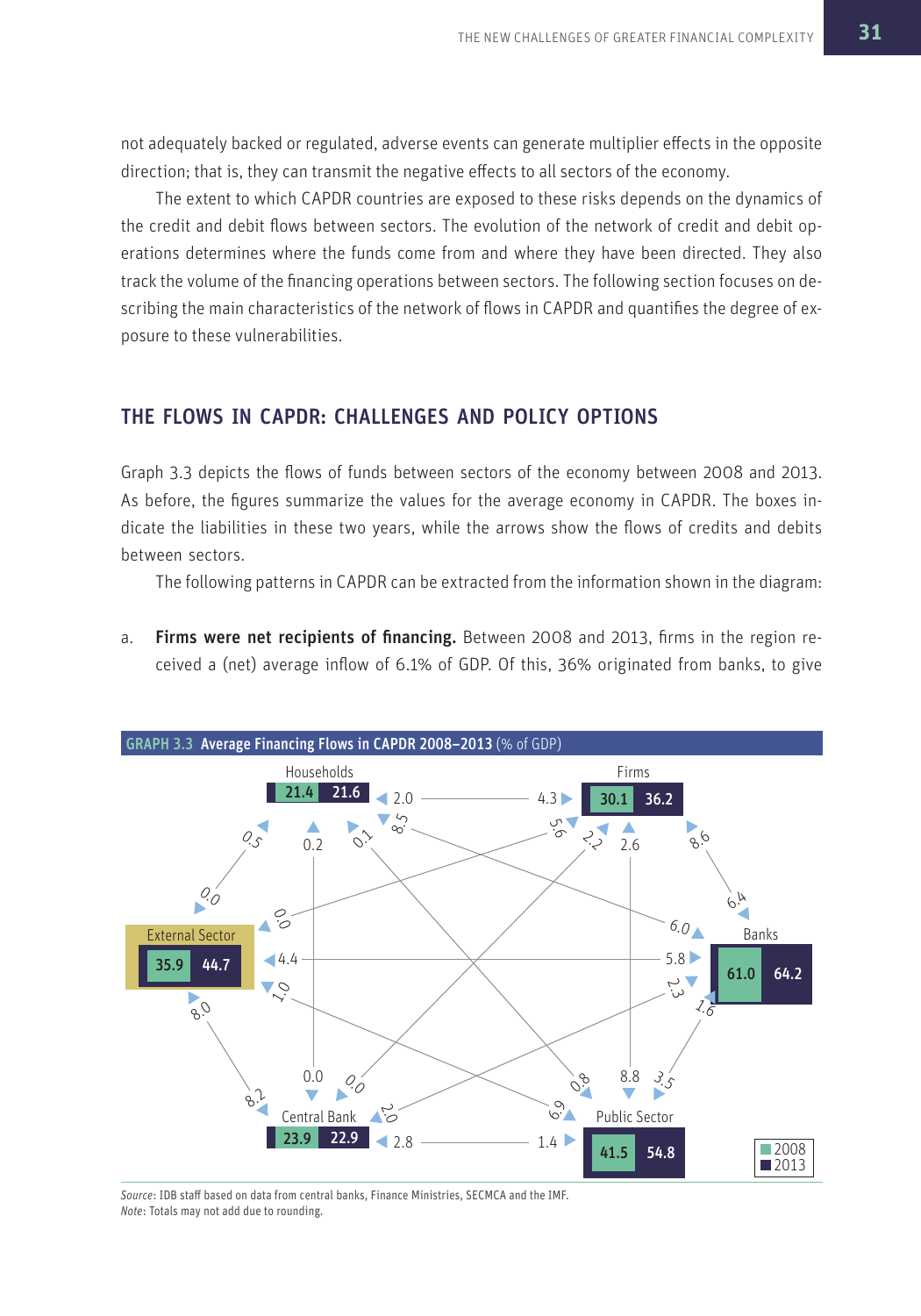not adequately backed or regulated, adverse events can generate multiplier effects in the opposite direction; that is, they can transmit the negative effects to all sectors of the economy.

The extent to which CAPDR countries are exposed to these risks depends on the dynamics of the credit and debit flows between sectors. The evolution of the network of credit and debit operations determines where the funds come from and where they have been directed. They also track the volume of the financing operations between sectors. The following section focuses on describing the main characteristics of the network of flows in CAPDR and quantifies the degree of exposure to these vulnerabilities.

## THE FLOWS IN CAPDR: CHALLENGES AND POLICY OPTIONS

Graph 3.3 depicts the flows of funds between sectors of the economy between 2008 and 2013. As before, the figures summarize the values for the average economy in CAPDR. The boxes indicate the liabilities in these two years, while the arrows show the flows of credits and debits between sectors.

The following patterns in CAPDR can be extracted from the information shown in the diagram:

a. **Firms were net recipients of financing.** Between 2008 and 2013, firms in the region received a (net) average inflow of 6.1% of GDP. Of this, 36% originated from banks, to give

**GRAPH 3.3 Average Financing Flows in CAPDR 2008–2013** (% of GDP)

| Sector | 2008 | 2013 |
|---|---|---|
| Households | 21.4 | 21.6 |
| Firms | 30.1 | 36.2 |
| External Sector | 35.9 | 44.7 |
| Banks | 61.0 | 64.2 |
| Central Bank | 23.9 | 22.9 |
| Public Sector | 41.5 | 54.8 |

*Source*: IDB staff based on data from central banks, Finance Ministries, SECMCA and the IMF.
*Note*: Totals may not add due to rounding.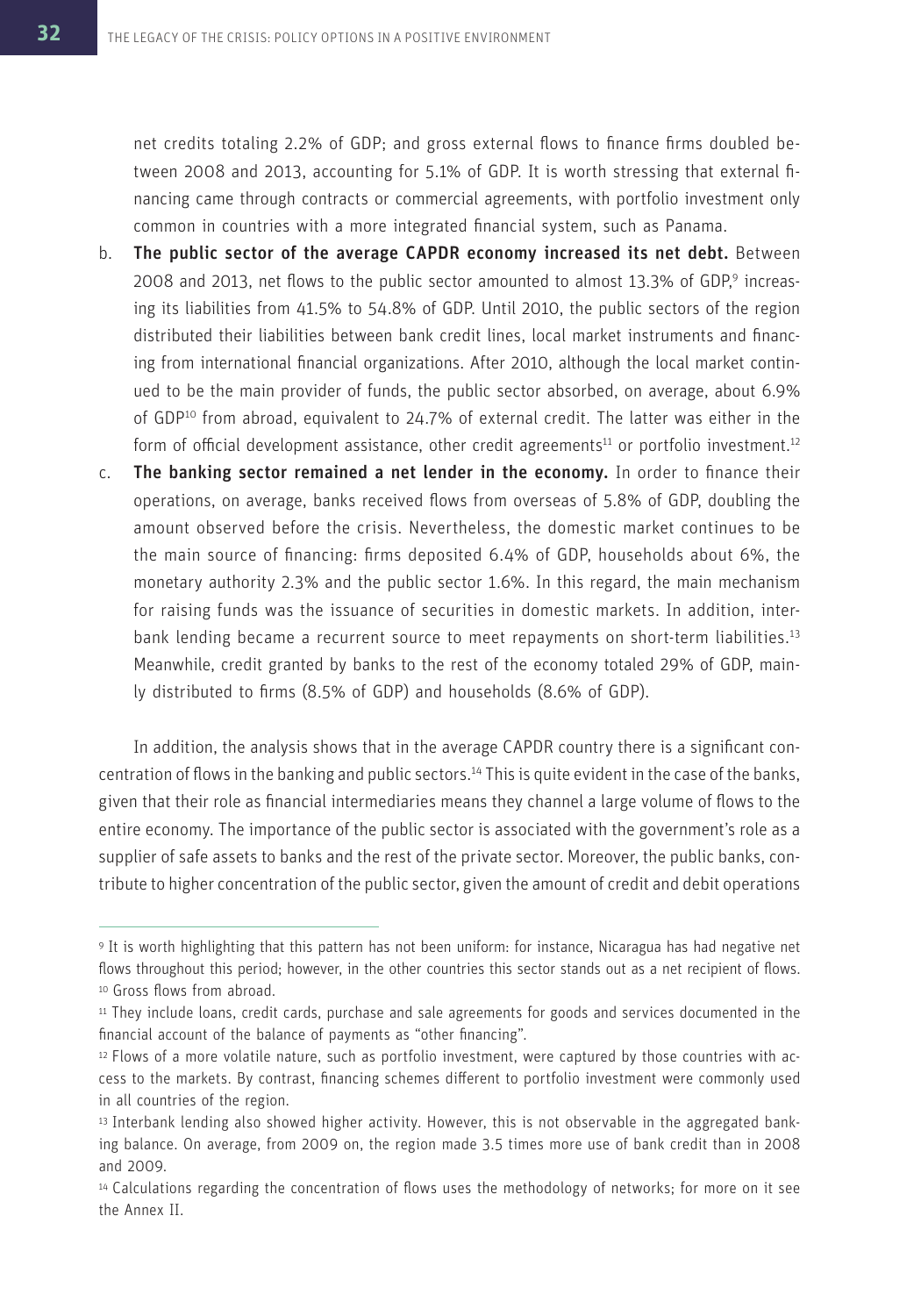net credits totaling 2.2% of GDP; and gross external flows to finance firms doubled between 2008 and 2013, accounting for 5.1% of GDP. It is worth stressing that external financing came through contracts or commercial agreements, with portfolio investment only common in countries with a more integrated financial system, such as Panama.

b. **The public sector of the average CAPDR economy increased its net debt.** Between 2008 and 2013, net flows to the public sector amounted to almost 13.3% of GDP,[9] increasing its liabilities from 41.5% to 54.8% of GDP. Until 2010, the public sectors of the region distributed their liabilities between bank credit lines, local market instruments and financing from international financial organizations. After 2010, although the local market continued to be the main provider of funds, the public sector absorbed, on average, about 6.9% of GDP[10] from abroad, equivalent to 24.7% of external credit. The latter was either in the form of official development assistance, other credit agreements[11] or portfolio investment.[12]

c. **The banking sector remained a net lender in the economy.** In order to finance their operations, on average, banks received flows from overseas of 5.8% of GDP, doubling the amount observed before the crisis. Nevertheless, the domestic market continues to be the main source of financing: firms deposited 6.4% of GDP, households about 6%, the monetary authority 2.3% and the public sector 1.6%. In this regard, the main mechanism for raising funds was the issuance of securities in domestic markets. In addition, interbank lending became a recurrent source to meet repayments on short-term liabilities.[13] Meanwhile, credit granted by banks to the rest of the economy totaled 29% of GDP, mainly distributed to firms (8.5% of GDP) and households (8.6% of GDP).

In addition, the analysis shows that in the average CAPDR country there is a significant concentration of flows in the banking and public sectors.[14] This is quite evident in the case of the banks, given that their role as financial intermediaries means they channel a large volume of flows to the entire economy. The importance of the public sector is associated with the government's role as a supplier of safe assets to banks and the rest of the private sector. Moreover, the public banks, contribute to higher concentration of the public sector, given the amount of credit and debit operations

---

[9] It is worth highlighting that this pattern has not been uniform: for instance, Nicaragua has had negative net flows throughout this period; however, in the other countries this sector stands out as a net recipient of flows.

[10] Gross flows from abroad.

[11] They include loans, credit cards, purchase and sale agreements for goods and services documented in the financial account of the balance of payments as "other financing".

[12] Flows of a more volatile nature, such as portfolio investment, were captured by those countries with access to the markets. By contrast, financing schemes different to portfolio investment were commonly used in all countries of the region.

[13] Interbank lending also showed higher activity. However, this is not observable in the aggregated banking balance. On average, from 2009 on, the region made 3.5 times more use of bank credit than in 2008 and 2009.

[14] Calculations regarding the concentration of flows uses the methodology of networks; for more on it see the Annex II.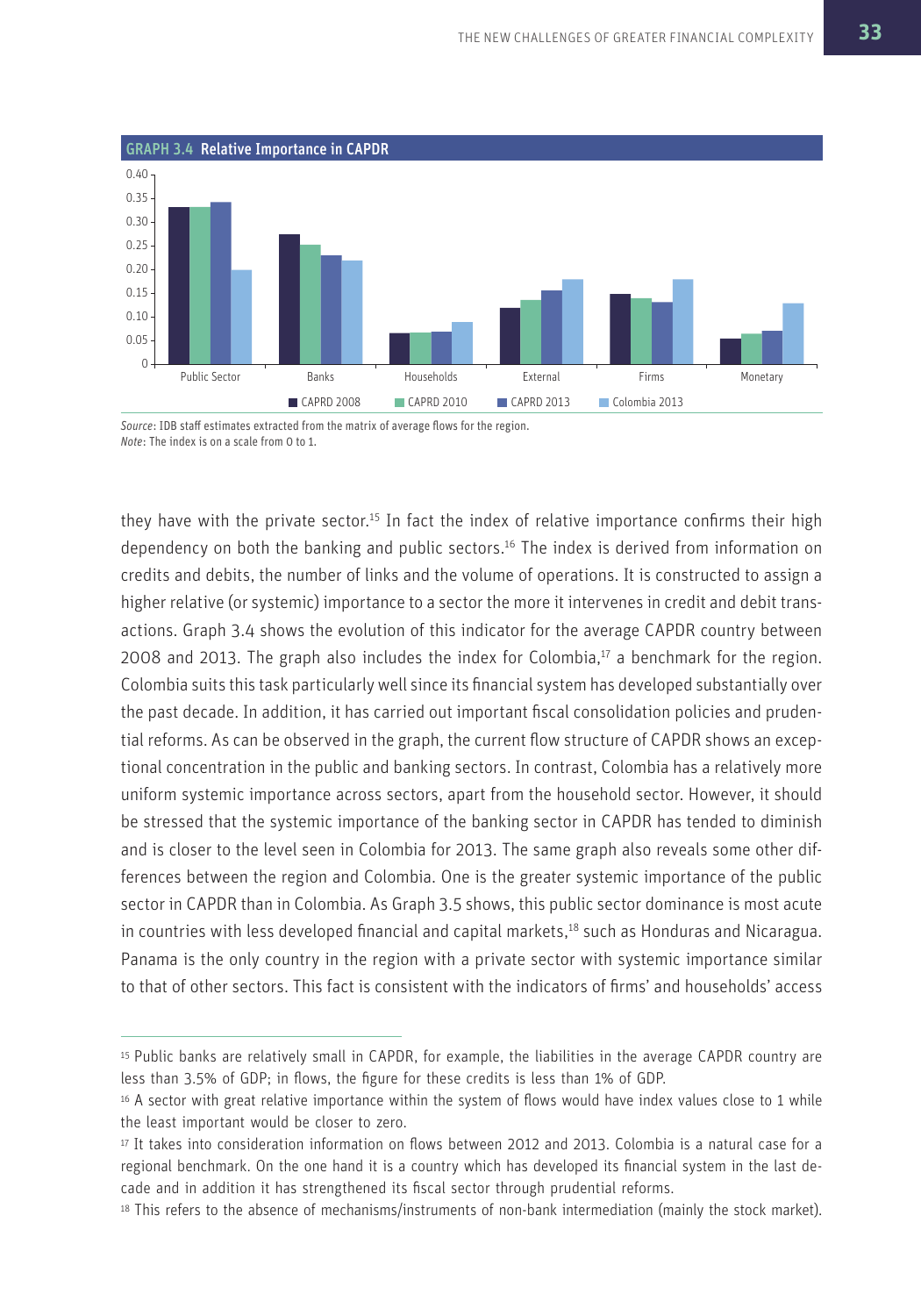**GRAPH 3.4 Relative Importance in CAPDR**

*Source*: IDB staff estimates extracted from the matrix of average flows for the region.
*Note*: The index is on a scale from 0 to 1.

they have with the private sector.[15] In fact the index of relative importance confirms their high dependency on both the banking and public sectors.[16] The index is derived from information on credits and debits, the number of links and the volume of operations. It is constructed to assign a higher relative (or systemic) importance to a sector the more it intervenes in credit and debit transactions. Graph 3.4 shows the evolution of this indicator for the average CAPDR country between 2008 and 2013. The graph also includes the index for Colombia,[17] a benchmark for the region. Colombia suits this task particularly well since its financial system has developed substantially over the past decade. In addition, it has carried out important fiscal consolidation policies and prudential reforms. As can be observed in the graph, the current flow structure of CAPDR shows an exceptional concentration in the public and banking sectors. In contrast, Colombia has a relatively more uniform systemic importance across sectors, apart from the household sector. However, it should be stressed that the systemic importance of the banking sector in CAPDR has tended to diminish and is closer to the level seen in Colombia for 2013. The same graph also reveals some other differences between the region and Colombia. One is the greater systemic importance of the public sector in CAPDR than in Colombia. As Graph 3.5 shows, this public sector dominance is most acute in countries with less developed financial and capital markets,[18] such as Honduras and Nicaragua. Panama is the only country in the region with a private sector with systemic importance similar to that of other sectors. This fact is consistent with the indicators of firms' and households' access

---

[15] Public banks are relatively small in CAPDR, for example, the liabilities in the average CAPDR country are less than 3.5% of GDP; in flows, the figure for these credits is less than 1% of GDP.

[16] A sector with great relative importance within the system of flows would have index values close to 1 while the least important would be closer to zero.

[17] It takes into consideration information on flows between 2012 and 2013. Colombia is a natural case for a regional benchmark. On the one hand it is a country which has developed its financial system in the last decade and in addition it has strengthened its fiscal sector through prudential reforms.

[18] This refers to the absence of mechanisms/instruments of non-bank intermediation (mainly the stock market).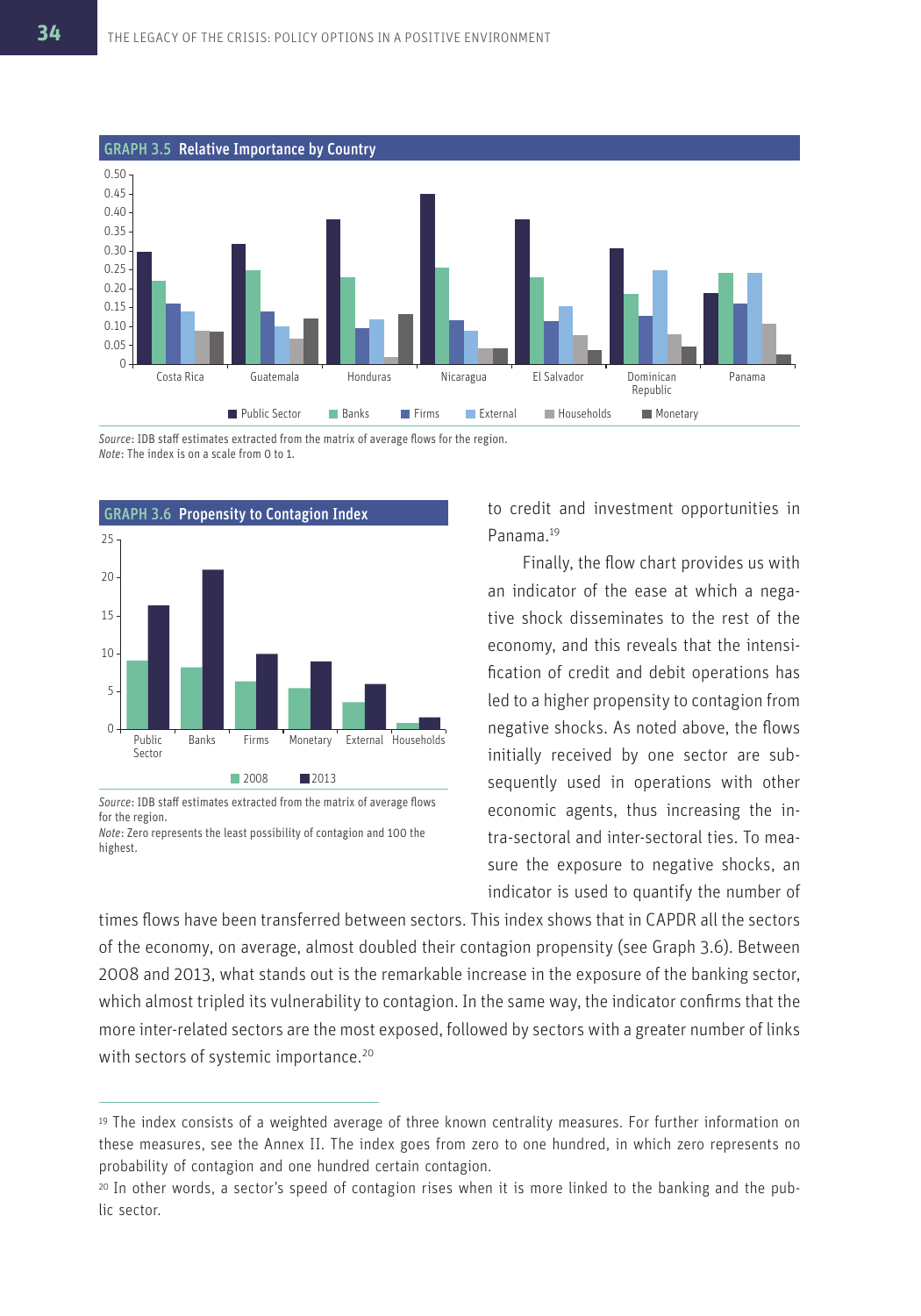**GRAPH 3.5 Relative Importance by Country**

*Source*: IDB staff estimates extracted from the matrix of average flows for the region.
*Note*: The index is on a scale from 0 to 1.

**GRAPH 3.6 Propensity to Contagion Index**

*Source*: IDB staff estimates extracted from the matrix of average flows for the region.
*Note*: Zero represents the least possibility of contagion and 100 the highest.

to credit and investment opportunities in Panama.[19]

Finally, the flow chart provides us with an indicator of the ease at which a negative shock disseminates to the rest of the economy, and this reveals that the intensification of credit and debit operations has led to a higher propensity to contagion from negative shocks. As noted above, the flows initially received by one sector are subsequently used in operations with other economic agents, thus increasing the intra-sectoral and inter-sectoral ties. To measure the exposure to negative shocks, an indicator is used to quantify the number of times flows have been transferred between sectors. This index shows that in CAPDR all the sectors of the economy, on average, almost doubled their contagion propensity (see Graph 3.6). Between 2008 and 2013, what stands out is the remarkable increase in the exposure of the banking sector, which almost tripled its vulnerability to contagion. In the same way, the indicator confirms that the more inter-related sectors are the most exposed, followed by sectors with a greater number of links with sectors of systemic importance.[20]

---

[19] The index consists of a weighted average of three known centrality measures. For further information on these measures, see the Annex II. The index goes from zero to one hundred, in which zero represents no probability of contagion and one hundred certain contagion.

[20] In other words, a sector's speed of contagion rises when it is more linked to the banking and the public sector.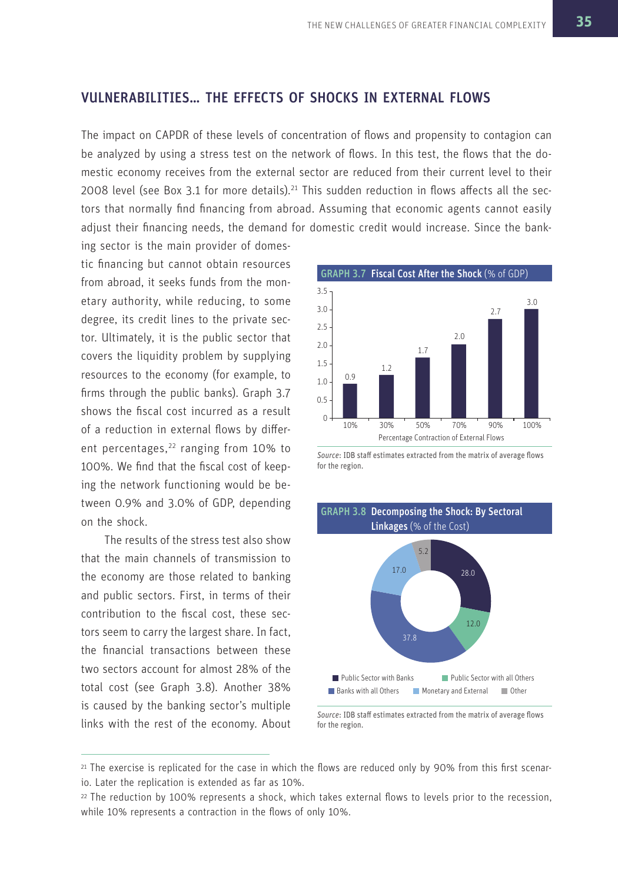## VULNERABILITIES… THE EFFECTS OF SHOCKS IN EXTERNAL FLOWS

The impact on CAPDR of these levels of concentration of flows and propensity to contagion can be analyzed by using a stress test on the network of flows. In this test, the flows that the domestic economy receives from the external sector are reduced from their current level to their 2008 level (see Box 3.1 for more details).[21] This sudden reduction in flows affects all the sectors that normally find financing from abroad. Assuming that economic agents cannot easily adjust their financing needs, the demand for domestic credit would increase. Since the banking sector is the main provider of domestic financing but cannot obtain resources from abroad, it seeks funds from the monetary authority, while reducing, to some degree, its credit lines to the private sector. Ultimately, it is the public sector that covers the liquidity problem by supplying resources to the economy (for example, to firms through the public banks). Graph 3.7 shows the fiscal cost incurred as a result of a reduction in external flows by different percentages,[22] ranging from 10% to 100%. We find that the fiscal cost of keeping the network functioning would be between 0.9% and 3.0% of GDP, depending on the shock.

The results of the stress test also show that the main channels of transmission to the economy are those related to banking and public sectors. First, in terms of their contribution to the fiscal cost, these sectors seem to carry the largest share. In fact, the financial transactions between these two sectors account for almost 28% of the total cost (see Graph 3.8). Another 38% is caused by the banking sector's multiple links with the rest of the economy. About

**GRAPH 3.7 Fiscal Cost After the Shock** (% of GDP)

| Percentage Contraction of External Flows | 10% | 30% | 50% | 70% | 90% | 100% |
|---|---|---|---|---|---|---|
| Fiscal cost (% of GDP) | 0.9 | 1.2 | 1.7 | 2.0 | 2.7 | 3.0 |

*Source*: IDB staff estimates extracted from the matrix of average flows for the region.

**GRAPH 3.8 Decomposing the Shock: By Sectoral Linkages** (% of the Cost)

| Linkage | % of the Cost |
|---|---|
| Public Sector with Banks | 28.0 |
| Public Sector with all Others | 12.0 |
| Banks with all Others | 37.8 |
| Monetary and External | 17.0 |
| Other | 5.2 |

*Source*: IDB staff estimates extracted from the matrix of average flows for the region.

[21] The exercise is replicated for the case in which the flows are reduced only by 90% from this first scenario. Later the replication is extended as far as 10%.

[22] The reduction by 100% represents a shock, which takes external flows to levels prior to the recession, while 10% represents a contraction in the flows of only 10%.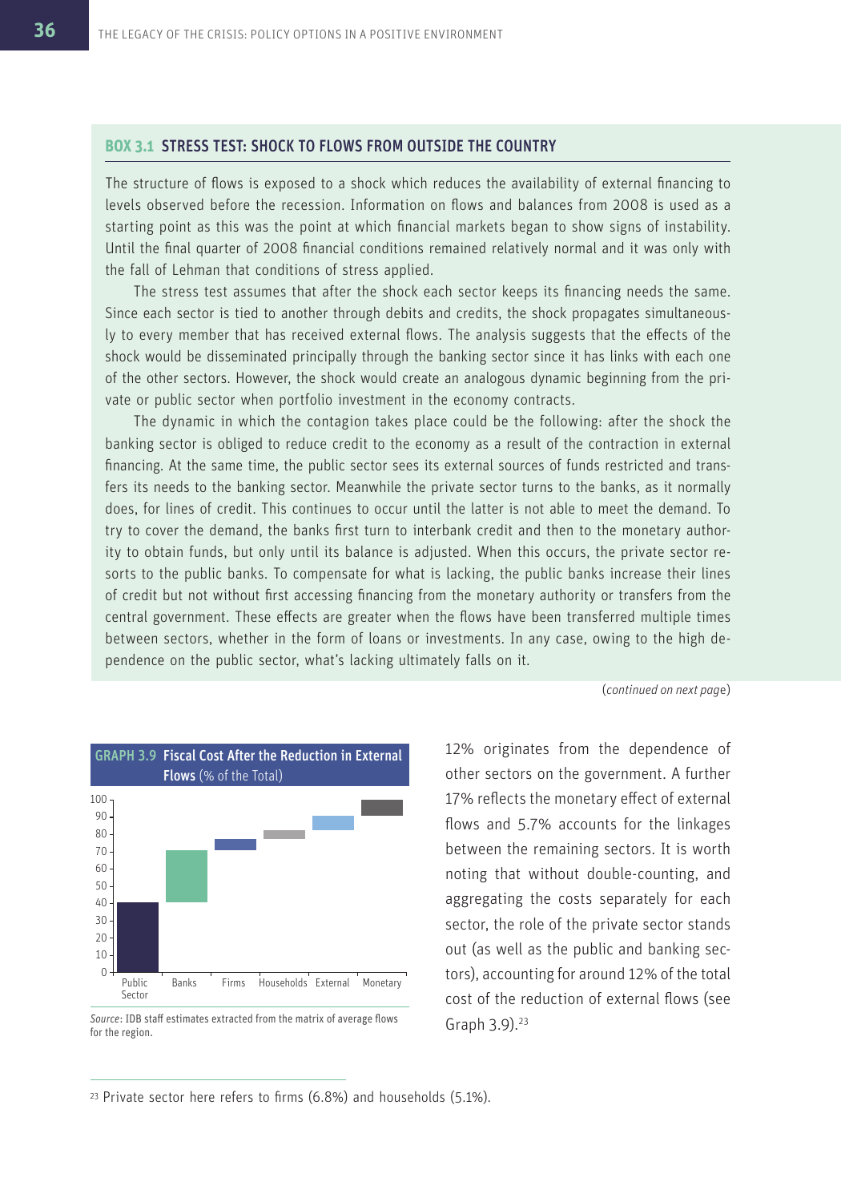## BOX 3.1 STRESS TEST: SHOCK TO FLOWS FROM OUTSIDE THE COUNTRY

The structure of flows is exposed to a shock which reduces the availability of external financing to levels observed before the recession. Information on flows and balances from 2008 is used as a starting point as this was the point at which financial markets began to show signs of instability. Until the final quarter of 2008 financial conditions remained relatively normal and it was only with the fall of Lehman that conditions of stress applied.

The stress test assumes that after the shock each sector keeps its financing needs the same. Since each sector is tied to another through debits and credits, the shock propagates simultaneously to every member that has received external flows. The analysis suggests that the effects of the shock would be disseminated principally through the banking sector since it has links with each one of the other sectors. However, the shock would create an analogous dynamic beginning from the private or public sector when portfolio investment in the economy contracts.

The dynamic in which the contagion takes place could be the following: after the shock the banking sector is obliged to reduce credit to the economy as a result of the contraction in external financing. At the same time, the public sector sees its external sources of funds restricted and transfers its needs to the banking sector. Meanwhile the private sector turns to the banks, as it normally does, for lines of credit. This continues to occur until the latter is not able to meet the demand. To try to cover the demand, the banks first turn to interbank credit and then to the monetary authority to obtain funds, but only until its balance is adjusted. When this occurs, the private sector resorts to the public banks. To compensate for what is lacking, the public banks increase their lines of credit but not without first accessing financing from the monetary authority or transfers from the central government. These effects are greater when the flows have been transferred multiple times between sectors, whether in the form of loans or investments. In any case, owing to the high dependence on the public sector, what's lacking ultimately falls on it.

(*continued on next page*)

**GRAPH 3.9 Fiscal Cost After the Reduction in External Flows** (% of the Total)

*Source*: IDB staff estimates extracted from the matrix of average flows for the region.

12% originates from the dependence of other sectors on the government. A further 17% reflects the monetary effect of external flows and 5.7% accounts for the linkages between the remaining sectors. It is worth noting that without double-counting, and aggregating the costs separately for each sector, the role of the private sector stands out (as well as the public and banking sectors), accounting for around 12% of the total cost of the reduction of external flows (see Graph 3.9).[23]

[23] Private sector here refers to firms (6.8%) and households (5.1%).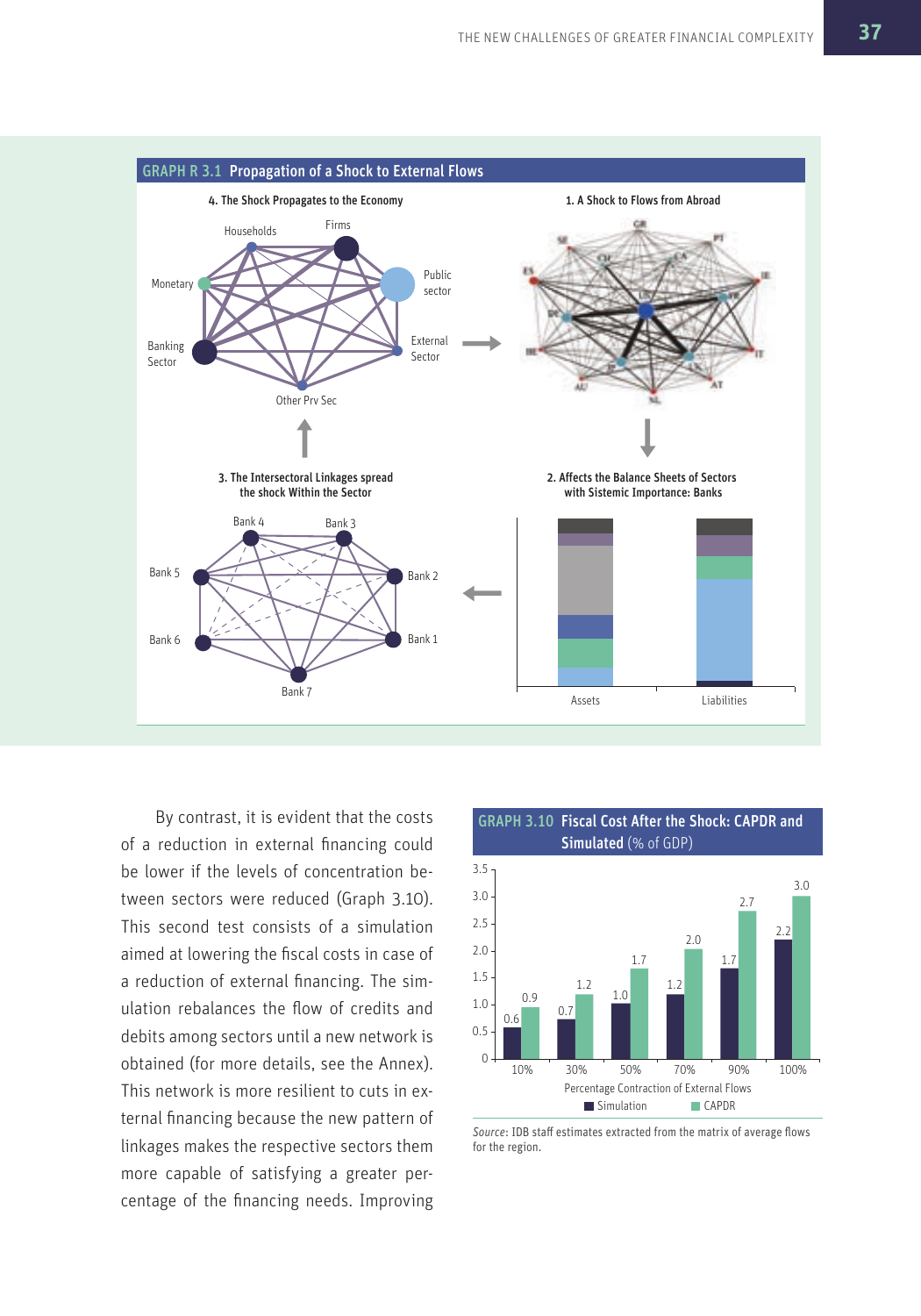## GRAPH R 3.1 Propagation of a Shock to External Flows

4. The Shock Propagates to the Economy

Households, Firms, Monetary, Public sector, Banking Sector, External Sector, Other Prv Sec

1. A Shock to Flows from Abroad

3. The Intersectoral Linkages spread the shock Within the Sector

Bank 4, Bank 3, Bank 5, Bank 2, Bank 6, Bank 1, Bank 7

2. Affects the Balance Sheets of Sectors with Sistemic Importance: Banks

Assets, Liabilities

By contrast, it is evident that the costs of a reduction in external financing could be lower if the levels of concentration between sectors were reduced (Graph 3.10). This second test consists of a simulation aimed at lowering the fiscal costs in case of a reduction of external financing. The simulation rebalances the flow of credits and debits among sectors until a new network is obtained (for more details, see the Annex). This network is more resilient to cuts in external financing because the new pattern of linkages makes the respective sectors them more capable of satisfying a greater percentage of the financing needs. Improving

## GRAPH 3.10 Fiscal Cost After the Shock: CAPDR and Simulated (% of GDP)

| Percentage Contraction of External Flows | Simulation | CAPDR |
|---|---|---|
| 10% | 0.6 | 0.9 |
| 30% | 0.7 | 1.2 |
| 50% | 1.0 | 1.7 |
| 70% | 1.2 | 2.0 |
| 90% | 1.7 | 2.7 |
| 100% | 2.2 | 3.0 |

*Source*: IDB staff estimates extracted from the matrix of average flows for the region.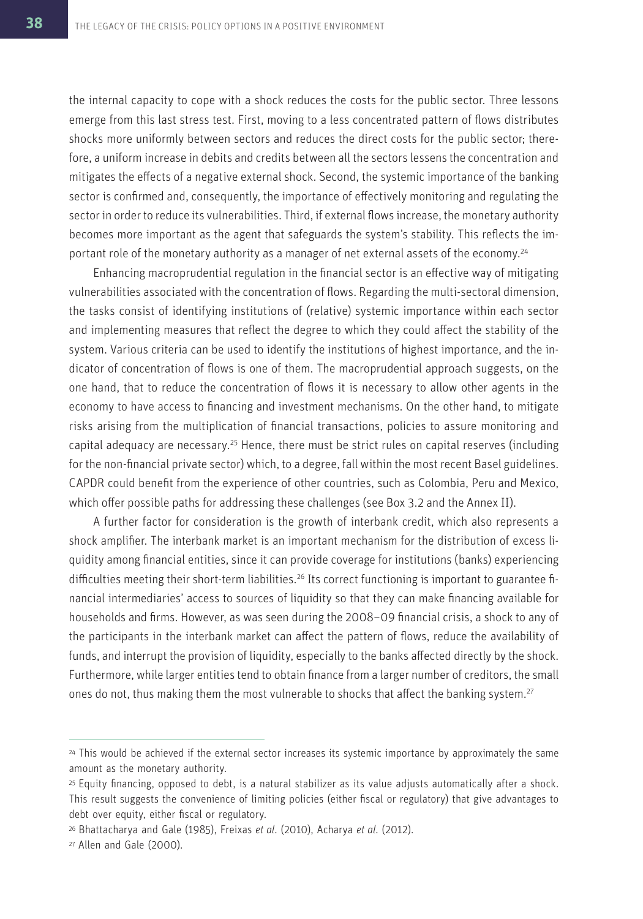the internal capacity to cope with a shock reduces the costs for the public sector. Three lessons emerge from this last stress test. First, moving to a less concentrated pattern of flows distributes shocks more uniformly between sectors and reduces the direct costs for the public sector; therefore, a uniform increase in debits and credits between all the sectors lessens the concentration and mitigates the effects of a negative external shock. Second, the systemic importance of the banking sector is confirmed and, consequently, the importance of effectively monitoring and regulating the sector in order to reduce its vulnerabilities. Third, if external flows increase, the monetary authority becomes more important as the agent that safeguards the system's stability. This reflects the important role of the monetary authority as a manager of net external assets of the economy.[24]

Enhancing macroprudential regulation in the financial sector is an effective way of mitigating vulnerabilities associated with the concentration of flows. Regarding the multi-sectoral dimension, the tasks consist of identifying institutions of (relative) systemic importance within each sector and implementing measures that reflect the degree to which they could affect the stability of the system. Various criteria can be used to identify the institutions of highest importance, and the indicator of concentration of flows is one of them. The macroprudential approach suggests, on the one hand, that to reduce the concentration of flows it is necessary to allow other agents in the economy to have access to financing and investment mechanisms. On the other hand, to mitigate risks arising from the multiplication of financial transactions, policies to assure monitoring and capital adequacy are necessary.[25] Hence, there must be strict rules on capital reserves (including for the non-financial private sector) which, to a degree, fall within the most recent Basel guidelines. CAPDR could benefit from the experience of other countries, such as Colombia, Peru and Mexico, which offer possible paths for addressing these challenges (see Box 3.2 and the Annex II).

A further factor for consideration is the growth of interbank credit, which also represents a shock amplifier. The interbank market is an important mechanism for the distribution of excess liquidity among financial entities, since it can provide coverage for institutions (banks) experiencing difficulties meeting their short-term liabilities.[26] Its correct functioning is important to guarantee financial intermediaries' access to sources of liquidity so that they can make financing available for households and firms. However, as was seen during the 2008–09 financial crisis, a shock to any of the participants in the interbank market can affect the pattern of flows, reduce the availability of funds, and interrupt the provision of liquidity, especially to the banks affected directly by the shock. Furthermore, while larger entities tend to obtain finance from a larger number of creditors, the small ones do not, thus making them the most vulnerable to shocks that affect the banking system.[27]

---

[24] This would be achieved if the external sector increases its systemic importance by approximately the same amount as the monetary authority.

[25] Equity financing, opposed to debt, is a natural stabilizer as its value adjusts automatically after a shock. This result suggests the convenience of limiting policies (either fiscal or regulatory) that give advantages to debt over equity, either fiscal or regulatory.

[26] Bhattacharya and Gale (1985), Freixas *et al.* (2010), Acharya *et al.* (2012).

[27] Allen and Gale (2000).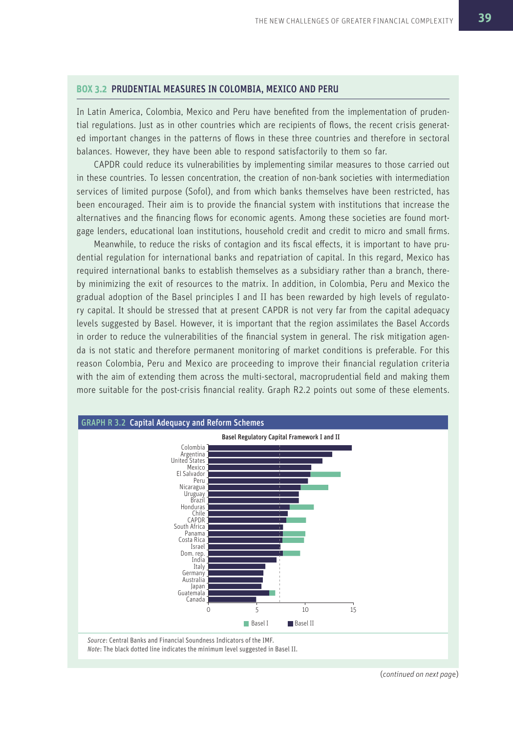## BOX 3.2 PRUDENTIAL MEASURES IN COLOMBIA, MEXICO AND PERU

In Latin America, Colombia, Mexico and Peru have benefited from the implementation of prudential regulations. Just as in other countries which are recipients of flows, the recent crisis generated important changes in the patterns of flows in these three countries and therefore in sectoral balances. However, they have been able to respond satisfactorily to them so far.

CAPDR could reduce its vulnerabilities by implementing similar measures to those carried out in these countries. To lessen concentration, the creation of non-bank societies with intermediation services of limited purpose (Sofol), and from which banks themselves have been restricted, has been encouraged. Their aim is to provide the financial system with institutions that increase the alternatives and the financing flows for economic agents. Among these societies are found mortgage lenders, educational loan institutions, household credit and credit to micro and small firms.

Meanwhile, to reduce the risks of contagion and its fiscal effects, it is important to have prudential regulation for international banks and repatriation of capital. In this regard, Mexico has required international banks to establish themselves as a subsidiary rather than a branch, thereby minimizing the exit of resources to the matrix. In addition, in Colombia, Peru and Mexico the gradual adoption of the Basel principles I and II has been rewarded by high levels of regulatory capital. It should be stressed that at present CAPDR is not very far from the capital adequacy levels suggested by Basel. However, it is important that the region assimilates the Basel Accords in order to reduce the vulnerabilities of the financial system in general. The risk mitigation agenda is not static and therefore permanent monitoring of market conditions is preferable. For this reason Colombia, Peru and Mexico are proceeding to improve their financial regulation criteria with the aim of extending them across the multi-sectoral, macroprudential field and making them more suitable for the post-crisis financial reality. Graph R2.2 points out some of these elements.

### GRAPH R 3.2 Capital Adequacy and Reform Schemes

Basel Regulatory Capital Framework I and II

Countries shown: Colombia, Argentina, United States, Mexico, El Salvador, Peru, Nicaragua, Uruguay, Brazil, Honduras, Chile, CAPDR, South Africa, Panama, Costa Rica, Israel, Dom. rep., India, Italy, Germany, Australia, Japan, Guatemala, Canada. Axis: 0, 5, 10, 15. Legend: Basel I, Basel II.

*Source*: Central Banks and Financial Soundness Indicators of the IMF.
*Note*: The black dotted line indicates the minimum level suggested in Basel II.

(*continued on next page*)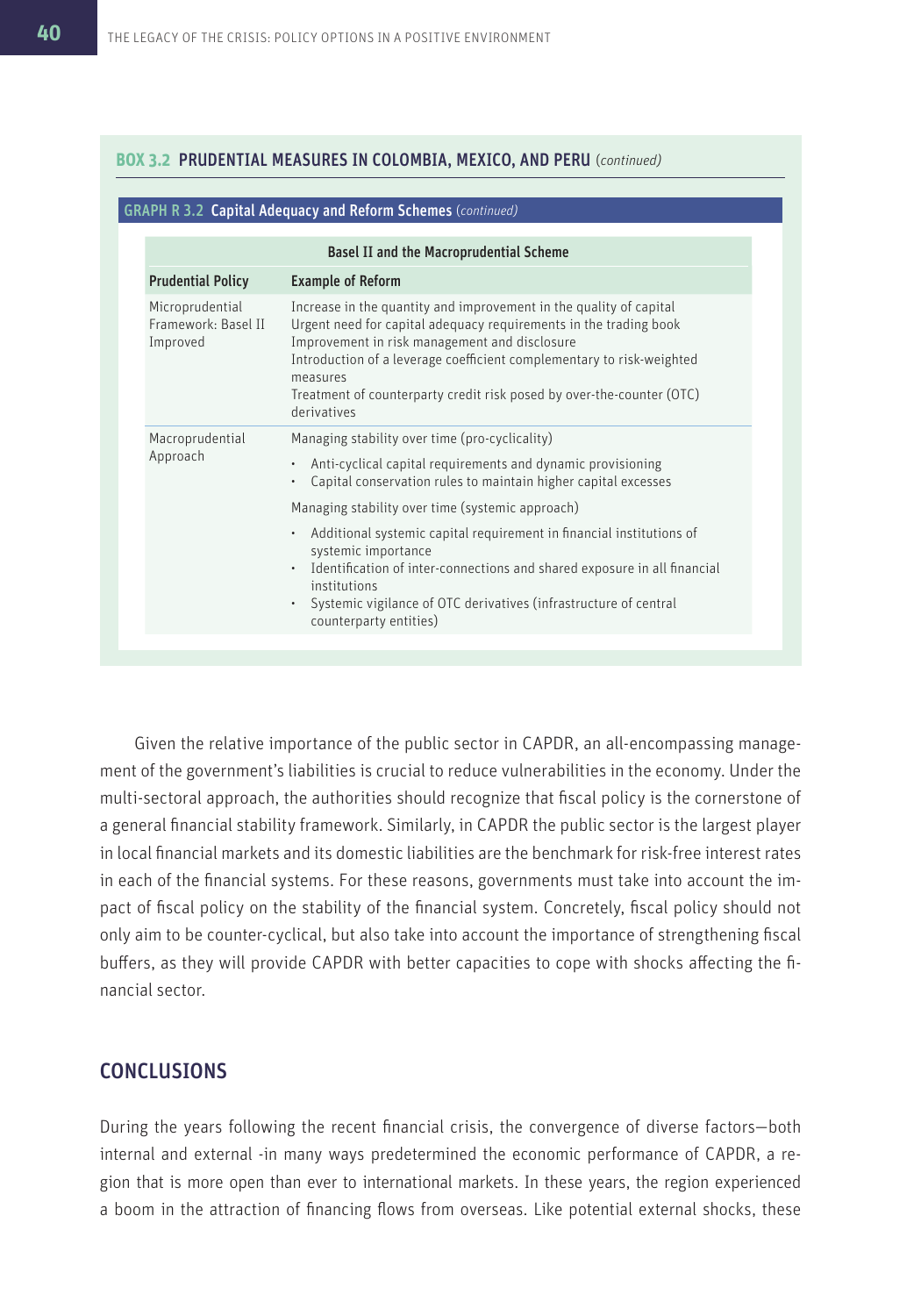**BOX 3.2 PRUDENTIAL MEASURES IN COLOMBIA, MEXICO, AND PERU** *(continued)*

**GRAPH R 3.2 Capital Adequacy and Reform Schemes** *(continued)*

| Basel II and the Macroprudential Scheme | |
|---|---|
| **Prudential Policy** | **Example of Reform** |
| Microprudential Framework: Basel II Improved | Increase in the quantity and improvement in the quality of capital<br>Urgent need for capital adequacy requirements in the trading book<br>Improvement in risk management and disclosure<br>Introduction of a leverage coefficient complementary to risk-weighted measures<br>Treatment of counterparty credit risk posed by over-the-counter (OTC) derivatives |
| Macroprudential Approach | Managing stability over time (pro-cyclicality)<br>• Anti-cyclical capital requirements and dynamic provisioning<br>• Capital conservation rules to maintain higher capital excesses<br>Managing stability over time (systemic approach)<br>• Additional systemic capital requirement in financial institutions of systemic importance<br>• Identification of inter-connections and shared exposure in all financial institutions<br>• Systemic vigilance of OTC derivatives (infrastructure of central counterparty entities) |

Given the relative importance of the public sector in CAPDR, an all-encompassing management of the government's liabilities is crucial to reduce vulnerabilities in the economy. Under the multi-sectoral approach, the authorities should recognize that fiscal policy is the cornerstone of a general financial stability framework. Similarly, in CAPDR the public sector is the largest player in local financial markets and its domestic liabilities are the benchmark for risk-free interest rates in each of the financial systems. For these reasons, governments must take into account the impact of fiscal policy on the stability of the financial system. Concretely, fiscal policy should not only aim to be counter-cyclical, but also take into account the importance of strengthening fiscal buffers, as they will provide CAPDR with better capacities to cope with shocks affecting the financial sector.

## CONCLUSIONS

During the years following the recent financial crisis, the convergence of diverse factors—both internal and external -in many ways predetermined the economic performance of CAPDR, a region that is more open than ever to international markets. In these years, the region experienced a boom in the attraction of financing flows from overseas. Like potential external shocks, these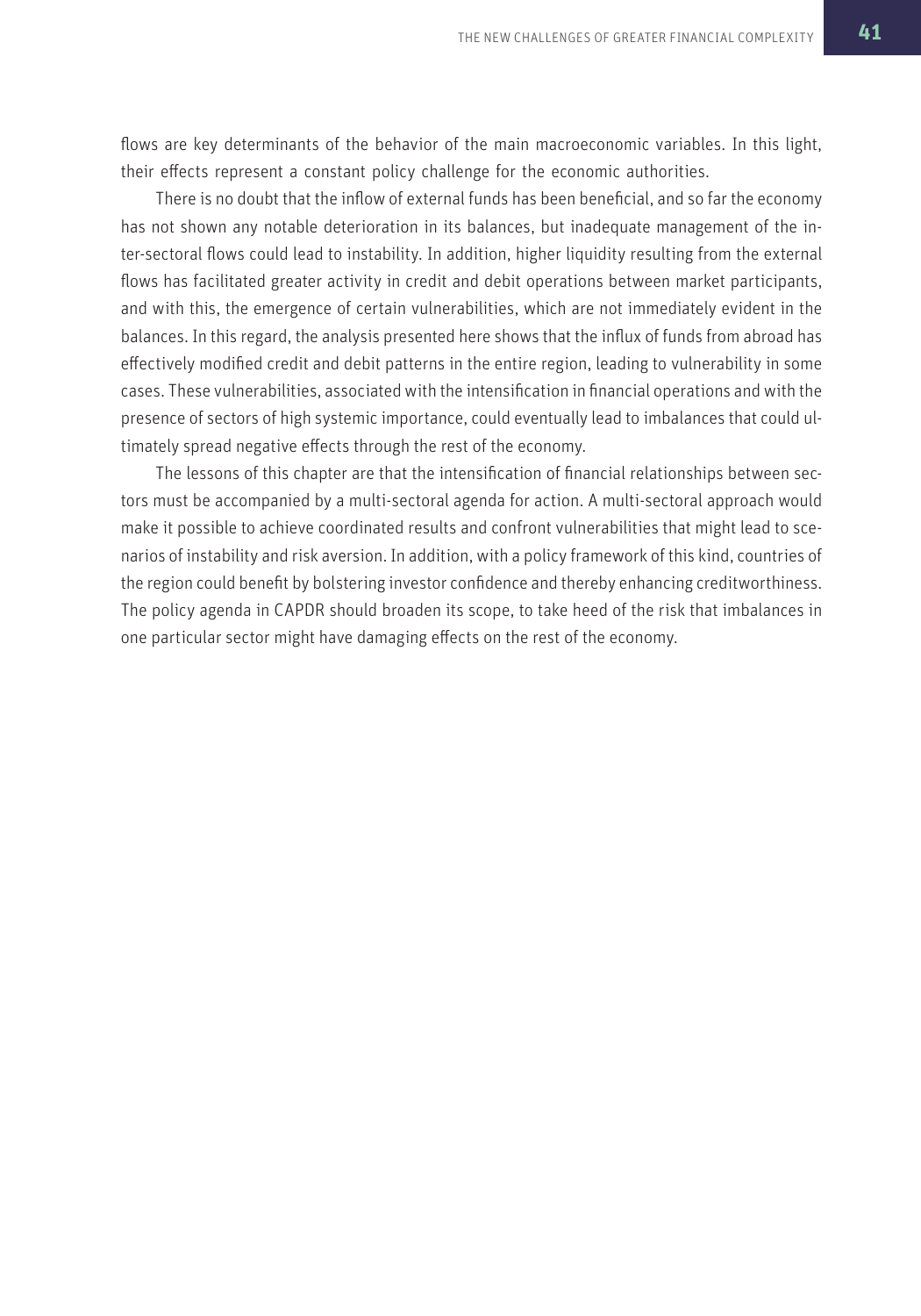flows are key determinants of the behavior of the main macroeconomic variables. In this light, their effects represent a constant policy challenge for the economic authorities.

There is no doubt that the inflow of external funds has been beneficial, and so far the economy has not shown any notable deterioration in its balances, but inadequate management of the inter-sectoral flows could lead to instability. In addition, higher liquidity resulting from the external flows has facilitated greater activity in credit and debit operations between market participants, and with this, the emergence of certain vulnerabilities, which are not immediately evident in the balances. In this regard, the analysis presented here shows that the influx of funds from abroad has effectively modified credit and debit patterns in the entire region, leading to vulnerability in some cases. These vulnerabilities, associated with the intensification in financial operations and with the presence of sectors of high systemic importance, could eventually lead to imbalances that could ultimately spread negative effects through the rest of the economy.

The lessons of this chapter are that the intensification of financial relationships between sectors must be accompanied by a multi-sectoral agenda for action. A multi-sectoral approach would make it possible to achieve coordinated results and confront vulnerabilities that might lead to scenarios of instability and risk aversion. In addition, with a policy framework of this kind, countries of the region could benefit by bolstering investor confidence and thereby enhancing creditworthiness. The policy agenda in CAPDR should broaden its scope, to take heed of the risk that imbalances in one particular sector might have damaging effects on the rest of the economy.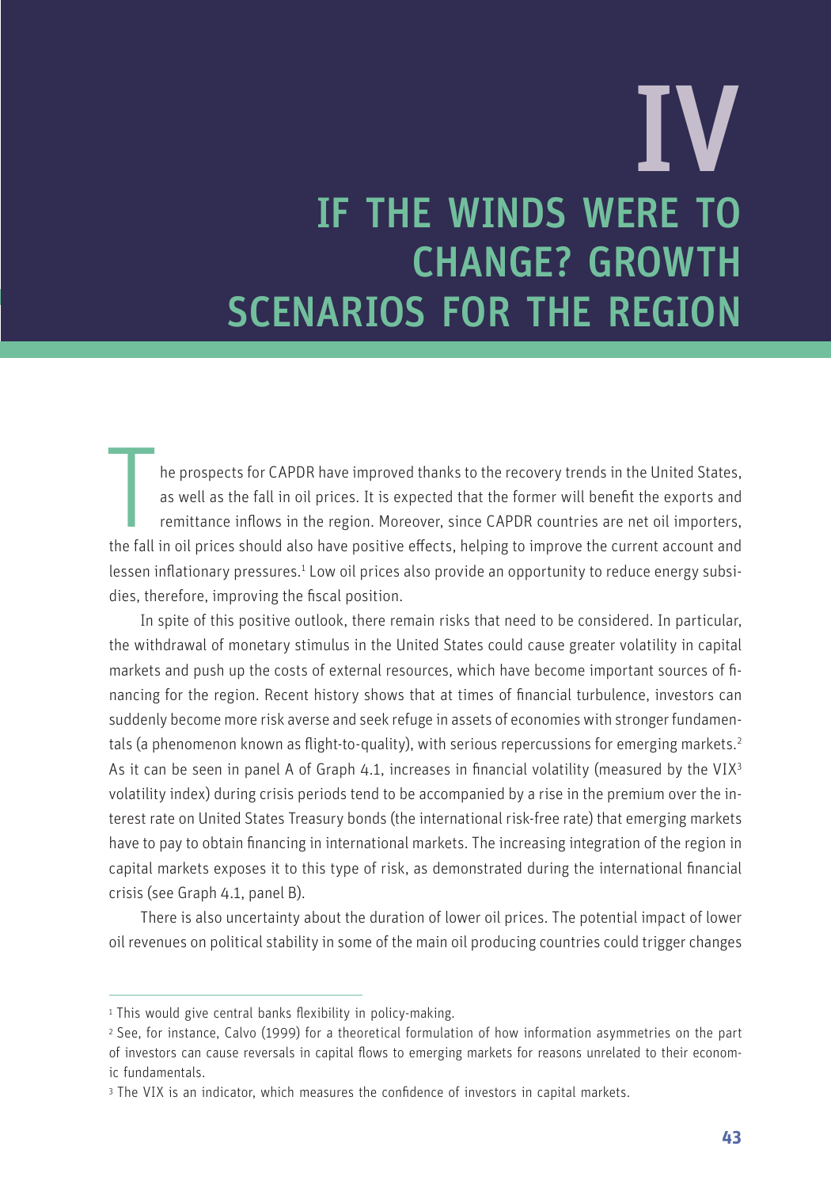# IV

# IF THE WINDS WERE TO CHANGE? GROWTH SCENARIOS FOR THE REGION

The prospects for CAPDR have improved thanks to the recovery trends in the United States, as well as the fall in oil prices. It is expected that the former will benefit the exports and remittance inflows in the region. Moreover, since CAPDR countries are net oil importers, the fall in oil prices should also have positive effects, helping to improve the current account and lessen inflationary pressures.[1] Low oil prices also provide an opportunity to reduce energy subsidies, therefore, improving the fiscal position.

In spite of this positive outlook, there remain risks that need to be considered. In particular, the withdrawal of monetary stimulus in the United States could cause greater volatility in capital markets and push up the costs of external resources, which have become important sources of financing for the region. Recent history shows that at times of financial turbulence, investors can suddenly become more risk averse and seek refuge in assets of economies with stronger fundamentals (a phenomenon known as flight-to-quality), with serious repercussions for emerging markets.[2] As it can be seen in panel A of Graph 4.1, increases in financial volatility (measured by the VIX[3] volatility index) during crisis periods tend to be accompanied by a rise in the premium over the interest rate on United States Treasury bonds (the international risk-free rate) that emerging markets have to pay to obtain financing in international markets. The increasing integration of the region in capital markets exposes it to this type of risk, as demonstrated during the international financial crisis (see Graph 4.1, panel B).

There is also uncertainty about the duration of lower oil prices. The potential impact of lower oil revenues on political stability in some of the main oil producing countries could trigger changes

---

[1] This would give central banks flexibility in policy-making.

[2] See, for instance, Calvo (1999) for a theoretical formulation of how information asymmetries on the part of investors can cause reversals in capital flows to emerging markets for reasons unrelated to their economic fundamentals.

[3] The VIX is an indicator, which measures the confidence of investors in capital markets.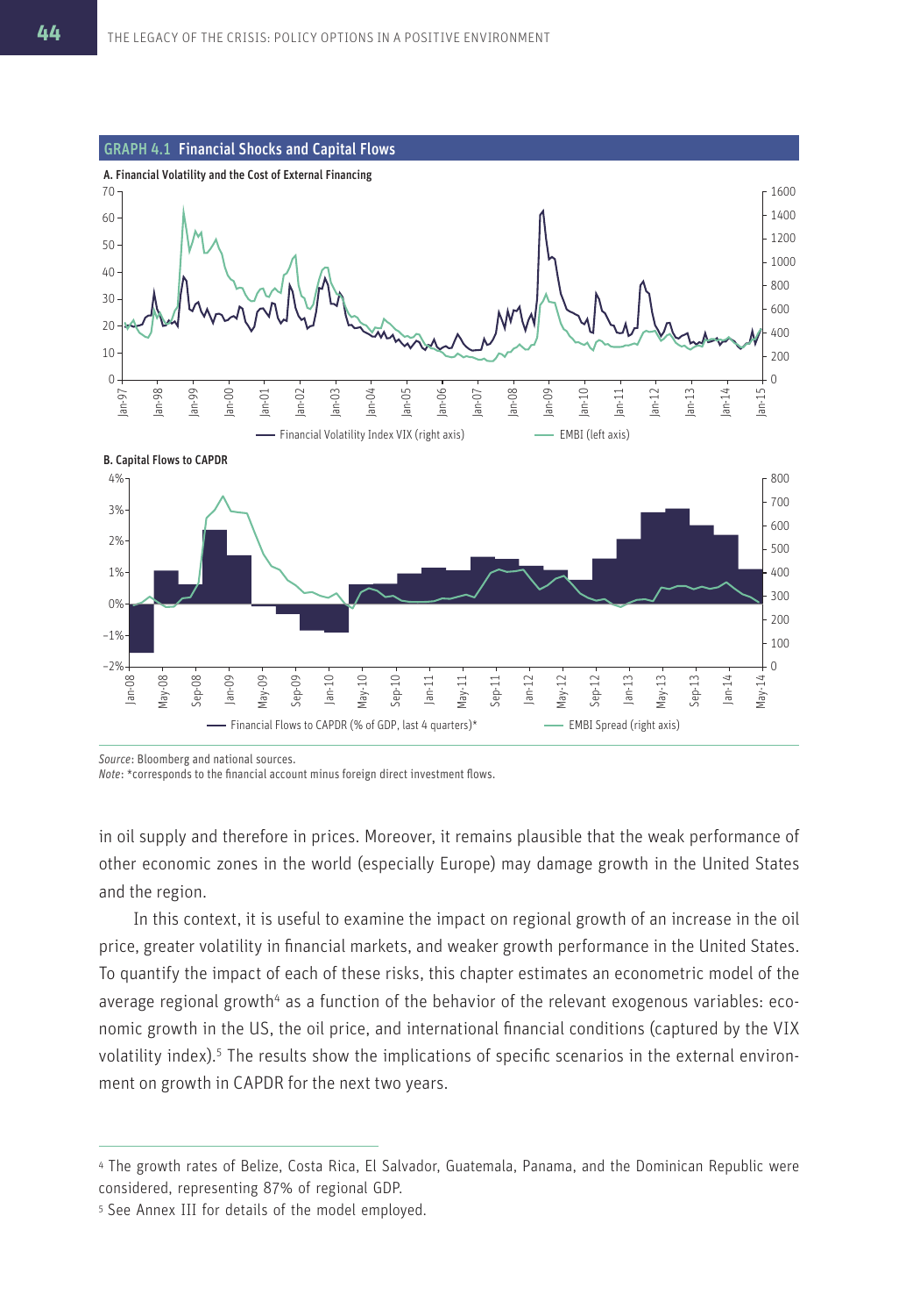**GRAPH 4.1 Financial Shocks and Capital Flows**

A. Financial Volatility and the Cost of External Financing

— Financial Volatility Index VIX (right axis) — EMBI (left axis)

B. Capital Flows to CAPDR

— Financial Flows to CAPDR (% of GDP, last 4 quarters)* — EMBI Spread (right axis)

*Source*: Bloomberg and national sources.
*Note*: *corresponds to the financial account minus foreign direct investment flows.

in oil supply and therefore in prices. Moreover, it remains plausible that the weak performance of other economic zones in the world (especially Europe) may damage growth in the United States and the region.

In this context, it is useful to examine the impact on regional growth of an increase in the oil price, greater volatility in financial markets, and weaker growth performance in the United States. To quantify the impact of each of these risks, this chapter estimates an econometric model of the average regional growth[4] as a function of the behavior of the relevant exogenous variables: economic growth in the US, the oil price, and international financial conditions (captured by the VIX volatility index).[5] The results show the implications of specific scenarios in the external environment on growth in CAPDR for the next two years.

---

[4] The growth rates of Belize, Costa Rica, El Salvador, Guatemala, Panama, and the Dominican Republic were considered, representing 87% of regional GDP.

[5] See Annex III for details of the model employed.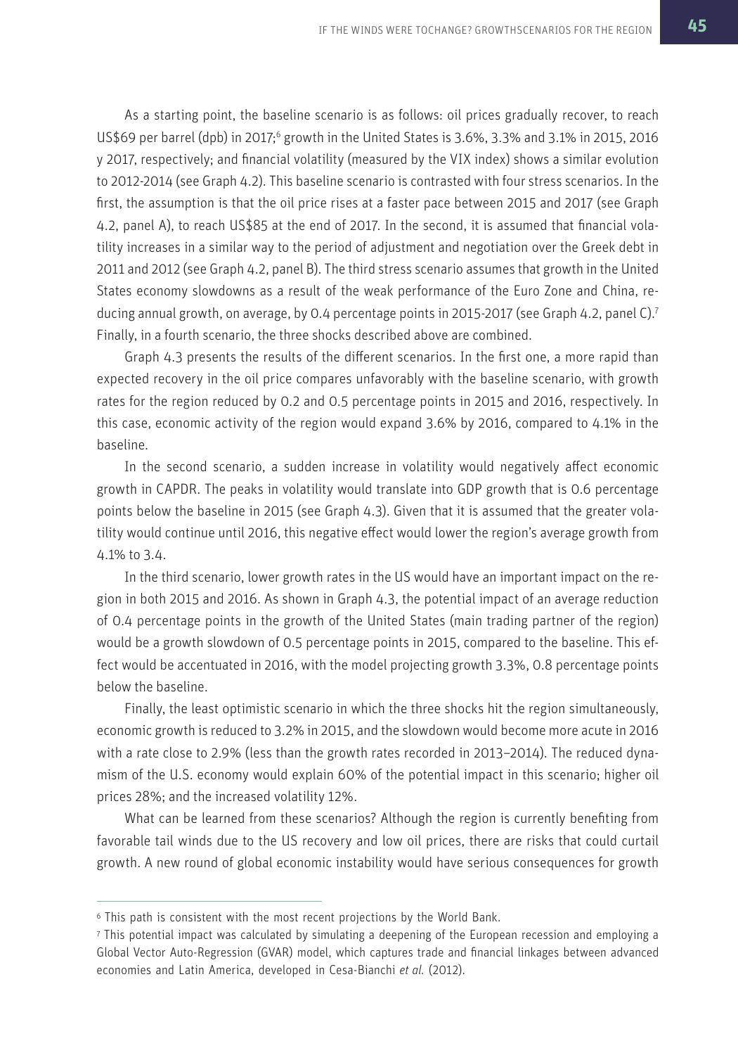As a starting point, the baseline scenario is as follows: oil prices gradually recover, to reach US$69 per barrel (dpb) in 2017;[6] growth in the United States is 3.6%, 3.3% and 3.1% in 2015, 2016 y 2017, respectively; and financial volatility (measured by the VIX index) shows a similar evolution to 2012-2014 (see Graph 4.2). This baseline scenario is contrasted with four stress scenarios. In the first, the assumption is that the oil price rises at a faster pace between 2015 and 2017 (see Graph 4.2, panel A), to reach US$85 at the end of 2017. In the second, it is assumed that financial volatility increases in a similar way to the period of adjustment and negotiation over the Greek debt in 2011 and 2012 (see Graph 4.2, panel B). The third stress scenario assumes that growth in the United States economy slowdowns as a result of the weak performance of the Euro Zone and China, reducing annual growth, on average, by 0.4 percentage points in 2015-2017 (see Graph 4.2, panel C).[7] Finally, in a fourth scenario, the three shocks described above are combined.

Graph 4.3 presents the results of the different scenarios. In the first one, a more rapid than expected recovery in the oil price compares unfavorably with the baseline scenario, with growth rates for the region reduced by 0.2 and 0.5 percentage points in 2015 and 2016, respectively. In this case, economic activity of the region would expand 3.6% by 2016, compared to 4.1% in the baseline.

In the second scenario, a sudden increase in volatility would negatively affect economic growth in CAPDR. The peaks in volatility would translate into GDP growth that is 0.6 percentage points below the baseline in 2015 (see Graph 4.3). Given that it is assumed that the greater volatility would continue until 2016, this negative effect would lower the region's average growth from 4.1% to 3.4.

In the third scenario, lower growth rates in the US would have an important impact on the region in both 2015 and 2016. As shown in Graph 4.3, the potential impact of an average reduction of 0.4 percentage points in the growth of the United States (main trading partner of the region) would be a growth slowdown of 0.5 percentage points in 2015, compared to the baseline. This effect would be accentuated in 2016, with the model projecting growth 3.3%, 0.8 percentage points below the baseline.

Finally, the least optimistic scenario in which the three shocks hit the region simultaneously, economic growth is reduced to 3.2% in 2015, and the slowdown would become more acute in 2016 with a rate close to 2.9% (less than the growth rates recorded in 2013–2014). The reduced dynamism of the U.S. economy would explain 60% of the potential impact in this scenario; higher oil prices 28%; and the increased volatility 12%.

What can be learned from these scenarios? Although the region is currently benefiting from favorable tail winds due to the US recovery and low oil prices, there are risks that could curtail growth. A new round of global economic instability would have serious consequences for growth

---

[6] This path is consistent with the most recent projections by the World Bank.

[7] This potential impact was calculated by simulating a deepening of the European recession and employing a Global Vector Auto-Regression (GVAR) model, which captures trade and financial linkages between advanced economies and Latin America, developed in Cesa-Bianchi *et al.* (2012).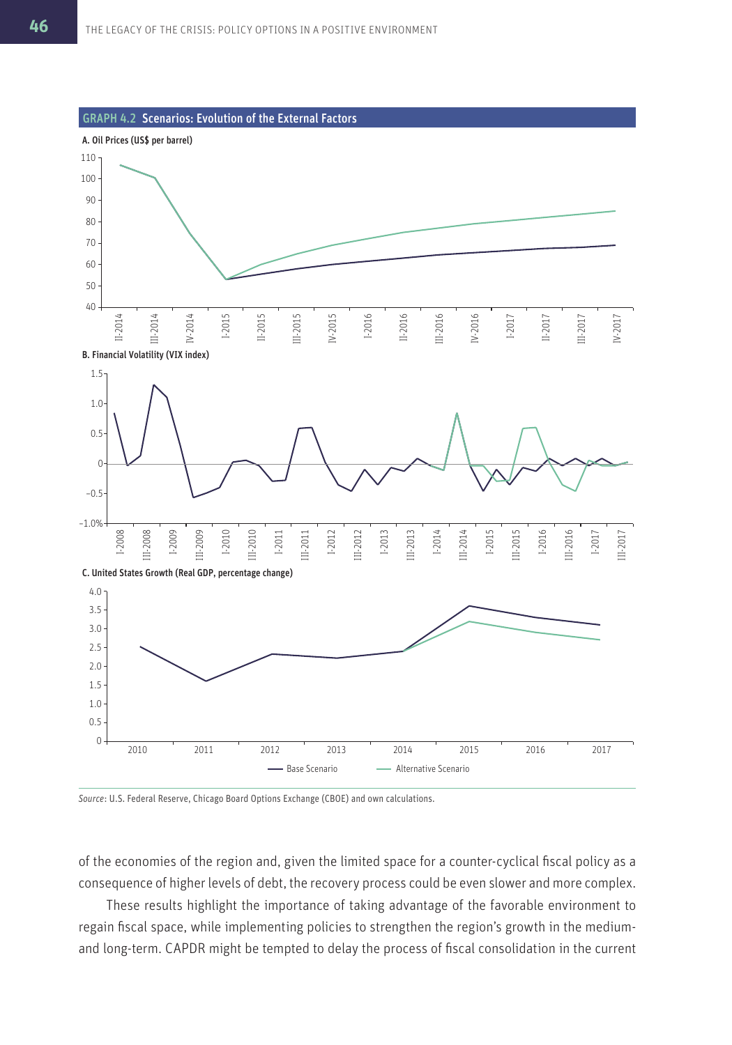**GRAPH 4.2 Scenarios: Evolution of the External Factors**

**A. Oil Prices (US$ per barrel)**

**B. Financial Volatility (VIX index)**

**C. United States Growth (Real GDP, percentage change)**

Base Scenario — Alternative Scenario

*Source*: U.S. Federal Reserve, Chicago Board Options Exchange (CBOE) and own calculations.

of the economies of the region and, given the limited space for a counter-cyclical fiscal policy as a consequence of higher levels of debt, the recovery process could be even slower and more complex.

These results highlight the importance of taking advantage of the favorable environment to regain fiscal space, while implementing policies to strengthen the region's growth in the medium- and long-term. CAPDR might be tempted to delay the process of fiscal consolidation in the current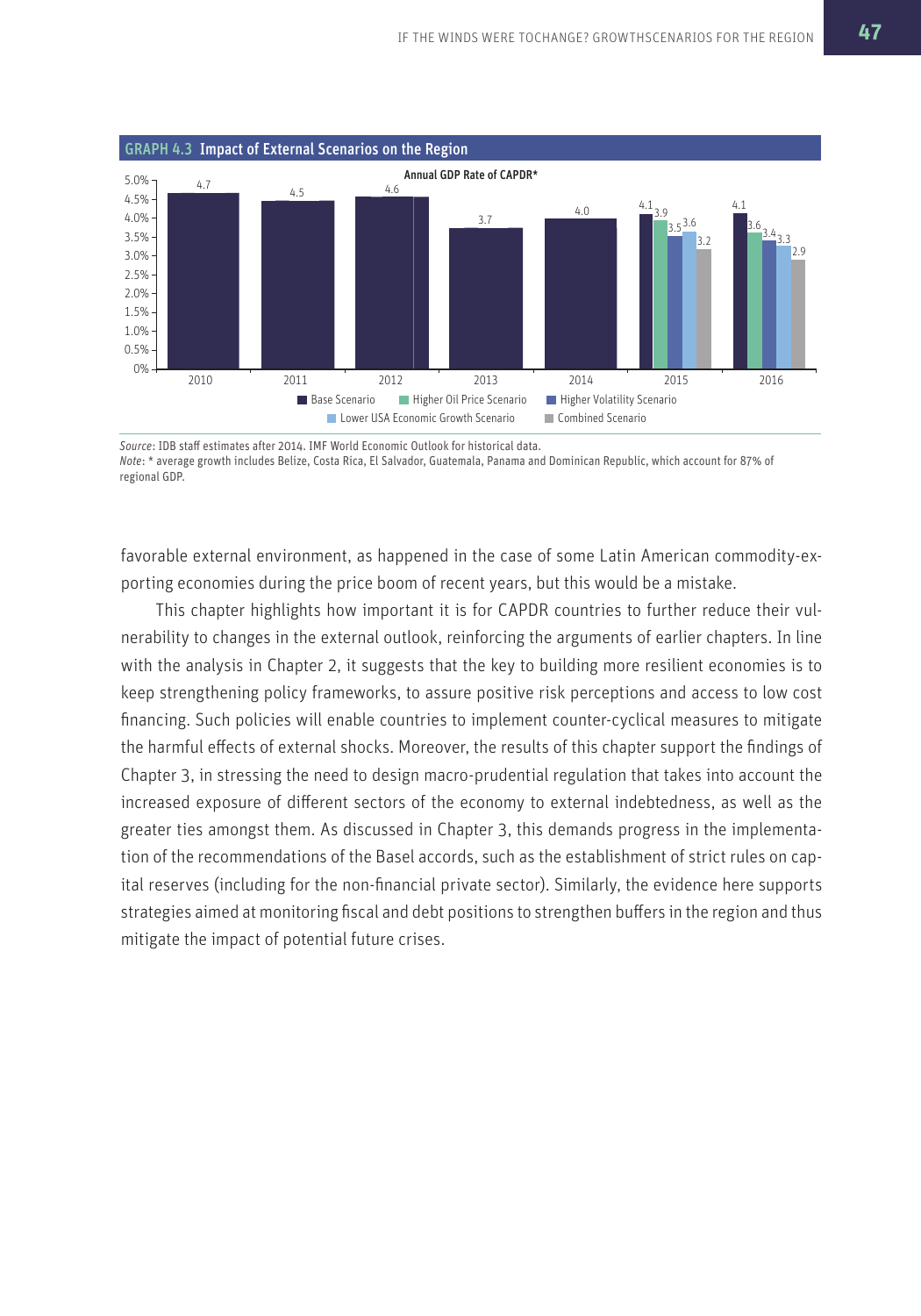**GRAPH 4.3 Impact of External Scenarios on the Region**

Annual GDP Rate of CAPDR*

| Year | Base Scenario | Higher Oil Price Scenario | Higher Volatility Scenario | Lower USA Economic Growth Scenario | Combined Scenario |
|---|---|---|---|---|---|
| 2010 | 4.7 | | | | |
| 2011 | 4.5 | | | | |
| 2012 | 4.6 | | | | |
| 2013 | 3.7 | | | | |
| 2014 | 4.0 | | | | |
| 2015 | 4.1 | 3.9 | 3.5 | 3.6 | 3.2 |
| 2016 | 4.1 | 3.6 | 3.4 | 3.3 | 2.9 |

*Source*: IDB staff estimates after 2014. IMF World Economic Outlook for historical data.
*Note*: * average growth includes Belize, Costa Rica, El Salvador, Guatemala, Panama and Dominican Republic, which account for 87% of regional GDP.

favorable external environment, as happened in the case of some Latin American commodity-exporting economies during the price boom of recent years, but this would be a mistake.

This chapter highlights how important it is for CAPDR countries to further reduce their vulnerability to changes in the external outlook, reinforcing the arguments of earlier chapters. In line with the analysis in Chapter 2, it suggests that the key to building more resilient economies is to keep strengthening policy frameworks, to assure positive risk perceptions and access to low cost financing. Such policies will enable countries to implement counter-cyclical measures to mitigate the harmful effects of external shocks. Moreover, the results of this chapter support the findings of Chapter 3, in stressing the need to design macro-prudential regulation that takes into account the increased exposure of different sectors of the economy to external indebtedness, as well as the greater ties amongst them. As discussed in Chapter 3, this demands progress in the implementation of the recommendations of the Basel accords, such as the establishment of strict rules on capital reserves (including for the non-financial private sector). Similarly, the evidence here supports strategies aimed at monitoring fiscal and debt positions to strengthen buffers in the region and thus mitigate the impact of potential future crises.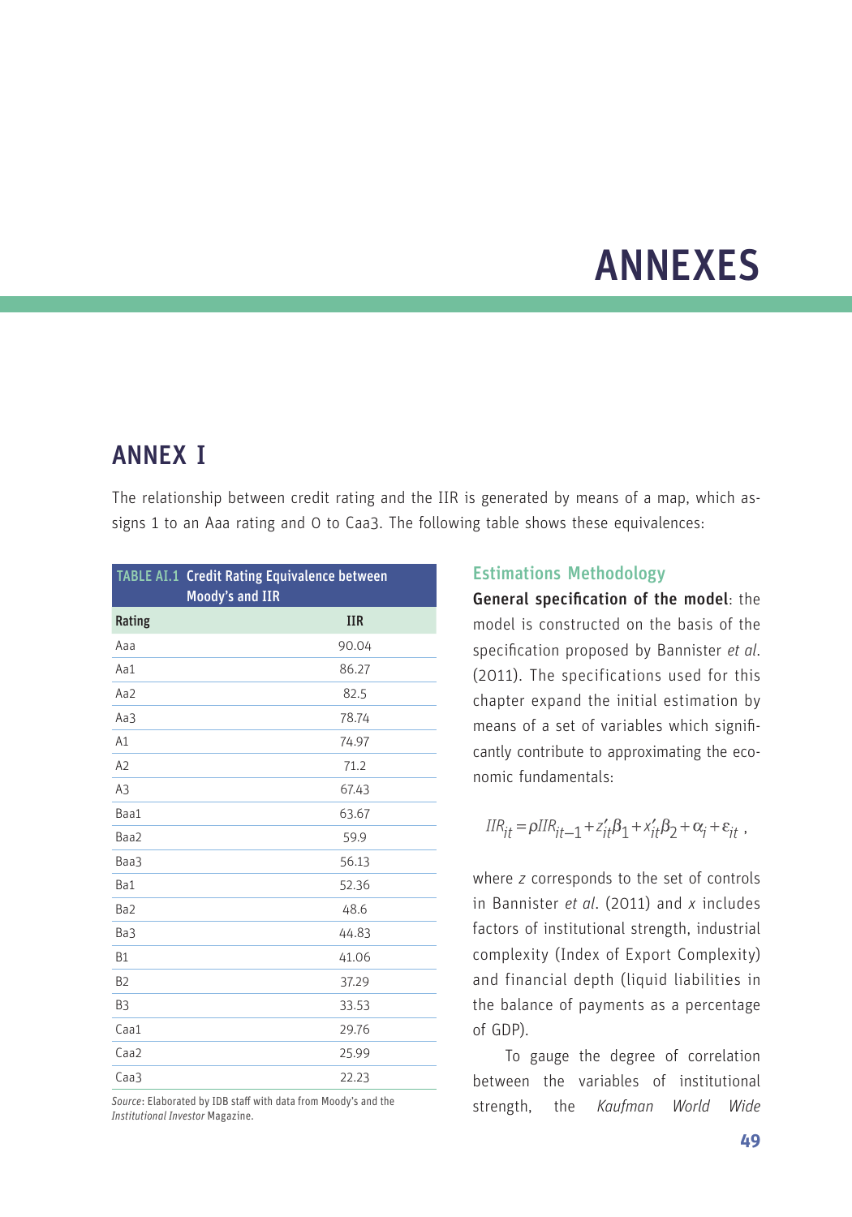# ANNEXES

## ANNEX I

The relationship between credit rating and the IIR is generated by means of a map, which assigns 1 to an Aaa rating and 0 to Caa3. The following table shows these equivalences:

**TABLE AI.1 Credit Rating Equivalence between Moody's and IIR**

| Rating | IIR |
|---|---|
| Aaa | 90.04 |
| Aa1 | 86.27 |
| Aa2 | 82.5 |
| Aa3 | 78.74 |
| A1 | 74.97 |
| A2 | 71.2 |
| A3 | 67.43 |
| Baa1 | 63.67 |
| Baa2 | 59.9 |
| Baa3 | 56.13 |
| Ba1 | 52.36 |
| Ba2 | 48.6 |
| Ba3 | 44.83 |
| B1 | 41.06 |
| B2 | 37.29 |
| B3 | 33.53 |
| Caa1 | 29.76 |
| Caa2 | 25.99 |
| Caa3 | 22.23 |

*Source*: Elaborated by IDB staff with data from Moody's and the *Institutional Investor* Magazine.

### Estimations Methodology

**General specification of the model**: the model is constructed on the basis of the specification proposed by Bannister *et al*. (2011). The specifications used for this chapter expand the initial estimation by means of a set of variables which significantly contribute to approximating the economic fundamentals:

$$IIR_{it} = \rho IIR_{it-1} + z'_{it}\beta_1 + x'_{it}\beta_2 + \alpha_i + \varepsilon_{it} ,$$

where $z$ corresponds to the set of controls in Bannister *et al*. (2011) and $x$ includes factors of institutional strength, industrial complexity (Index of Export Complexity) and financial depth (liquid liabilities in the balance of payments as a percentage of GDP).

To gauge the degree of correlation between the variables of institutional strength, the *Kaufman World Wide*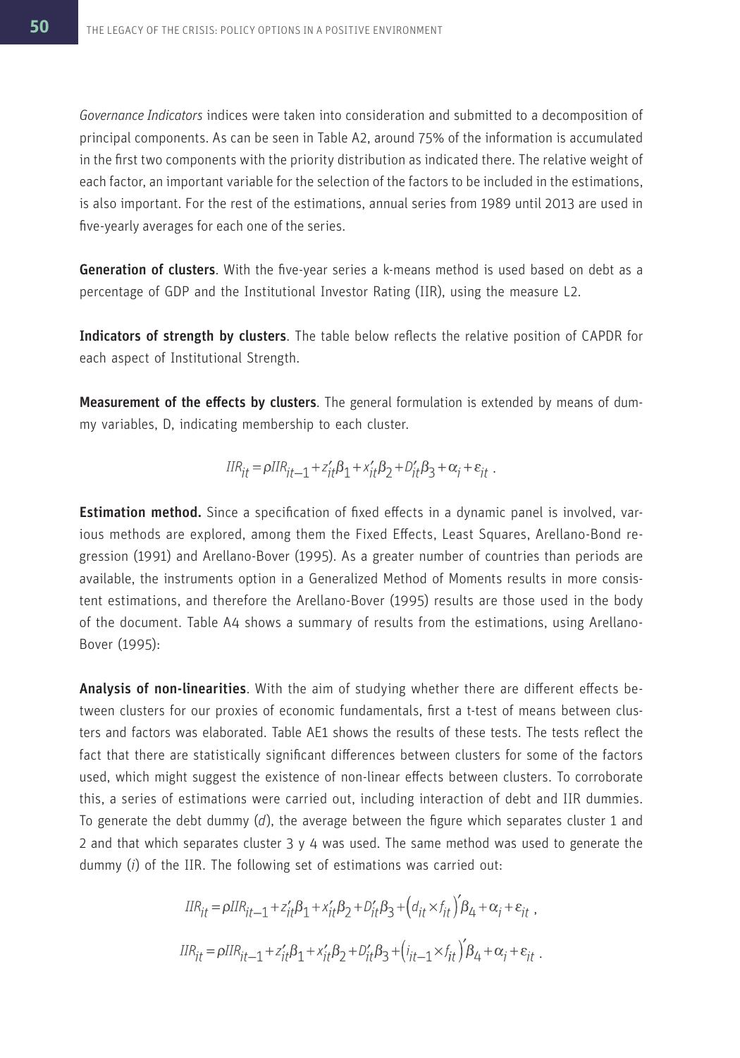*Governance Indicators* indices were taken into consideration and submitted to a decomposition of principal components. As can be seen in Table A2, around 75% of the information is accumulated in the first two components with the priority distribution as indicated there. The relative weight of each factor, an important variable for the selection of the factors to be included in the estimations, is also important. For the rest of the estimations, annual series from 1989 until 2013 are used in five-yearly averages for each one of the series.

**Generation of clusters**. With the five-year series a k-means method is used based on debt as a percentage of GDP and the Institutional Investor Rating (IIR), using the measure L2.

**Indicators of strength by clusters**. The table below reflects the relative position of CAPDR for each aspect of Institutional Strength.

**Measurement of the effects by clusters**. The general formulation is extended by means of dummy variables, D, indicating membership to each cluster.

$$IIR_{it} = \rho IIR_{it-1} + z_{it}'\beta_1 + x_{it}'\beta_2 + D_{it}'\beta_3 + \alpha_i + \varepsilon_{it} \ .$$

**Estimation method.** Since a specification of fixed effects in a dynamic panel is involved, various methods are explored, among them the Fixed Effects, Least Squares, Arellano-Bond regression (1991) and Arellano-Bover (1995). As a greater number of countries than periods are available, the instruments option in a Generalized Method of Moments results in more consistent estimations, and therefore the Arellano-Bover (1995) results are those used in the body of the document. Table A4 shows a summary of results from the estimations, using Arellano-Bover (1995):

**Analysis of non-linearities**. With the aim of studying whether there are different effects between clusters for our proxies of economic fundamentals, first a t-test of means between clusters and factors was elaborated. Table AE1 shows the results of these tests. The tests reflect the fact that there are statistically significant differences between clusters for some of the factors used, which might suggest the existence of non-linear effects between clusters. To corroborate this, a series of estimations were carried out, including interaction of debt and IIR dummies. To generate the debt dummy ($d$), the average between the figure which separates cluster 1 and 2 and that which separates cluster 3 y 4 was used. The same method was used to generate the dummy ($i$) of the IIR. The following set of estimations was carried out:

$$IIR_{it} = \rho IIR_{it-1} + z_{it}'\beta_1 + x_{it}'\beta_2 + D_{it}'\beta_3 + \left(d_{it} \times f_{it}\right)'\beta_4 + \alpha_i + \varepsilon_{it} \ ,$$

$$IIR_{it} = \rho IIR_{it-1} + z_{it}'\beta_1 + x_{it}'\beta_2 + D_{it}'\beta_3 + \left(i_{it-1} \times f_{it}\right)'\beta_4 + \alpha_i + \varepsilon_{it} \ .$$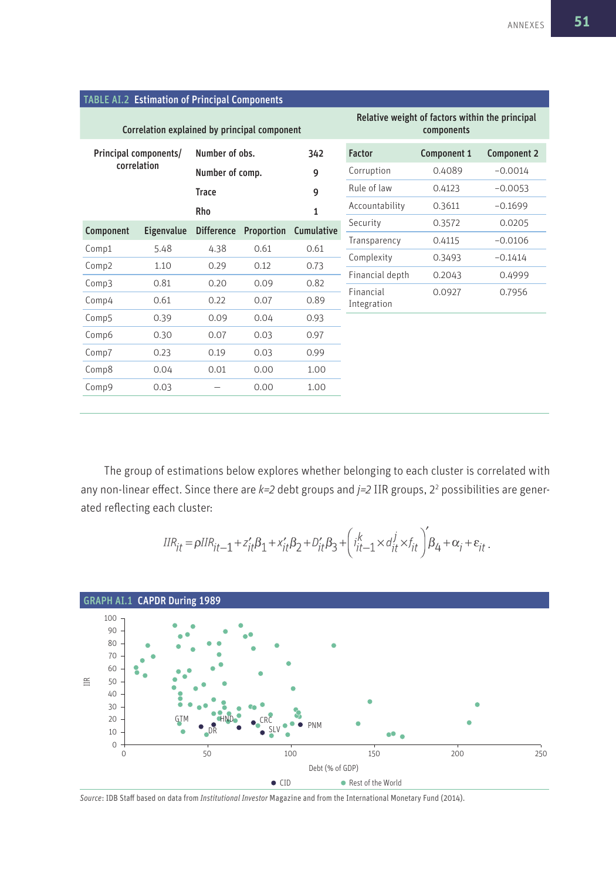## TABLE AI.2 Estimation of Principal Components

**Correlation explained by principal component**

| Principal components/ correlation | Number of obs. | 342 |
|---|---|---|
| | Number of comp. | 9 |
| | Trace | 9 |
| | Rho | 1 |

| Component | Eigenvalue | Difference | Proportion | Cumulative |
|---|---|---|---|---|
| Comp1 | 5.48 | 4.38 | 0.61 | 0.61 |
| Comp2 | 1.10 | 0.29 | 0.12 | 0.73 |
| Comp3 | 0.81 | 0.20 | 0.09 | 0.82 |
| Comp4 | 0.61 | 0.22 | 0.07 | 0.89 |
| Comp5 | 0.39 | 0.09 | 0.04 | 0.93 |
| Comp6 | 0.30 | 0.07 | 0.03 | 0.97 |
| Comp7 | 0.23 | 0.19 | 0.03 | 0.99 |
| Comp8 | 0.04 | 0.01 | 0.00 | 1.00 |
| Comp9 | 0.03 | – | 0.00 | 1.00 |

**Relative weight of factors within the principal components**

| Factor | Component 1 | Component 2 |
|---|---|---|
| Corruption | 0.4089 | −0.0014 |
| Rule of law | 0.4123 | −0.0053 |
| Accountability | 0.3611 | −0.1699 |
| Security | 0.3572 | 0.0205 |
| Transparency | 0.4115 | −0.0106 |
| Complexity | 0.3493 | −0.1414 |
| Financial depth | 0.2043 | 0.4999 |
| Financial Integration | 0.0927 | 0.7956 |

The group of estimations below explores whether belonging to each cluster is correlated with any non-linear effect. Since there are *k=2* debt groups and *j=2* IIR groups, $2^2$ possibilities are generated reflecting each cluster:

$$IIR_{it} = \rho IIR_{it-1} + z'_{it}\beta_1 + x'_{it}\beta_2 + D'_{it}\beta_3 + \left(i^k_{it-1} \times d^j_{it} \times f_{it}\right)'\beta_4 + \alpha_i + \varepsilon_{it}.$$

## GRAPH AI.1 CAPDR During 1989

*Source*: IDB Staff based on data from *Institutional Investor* Magazine and from the International Monetary Fund (2014).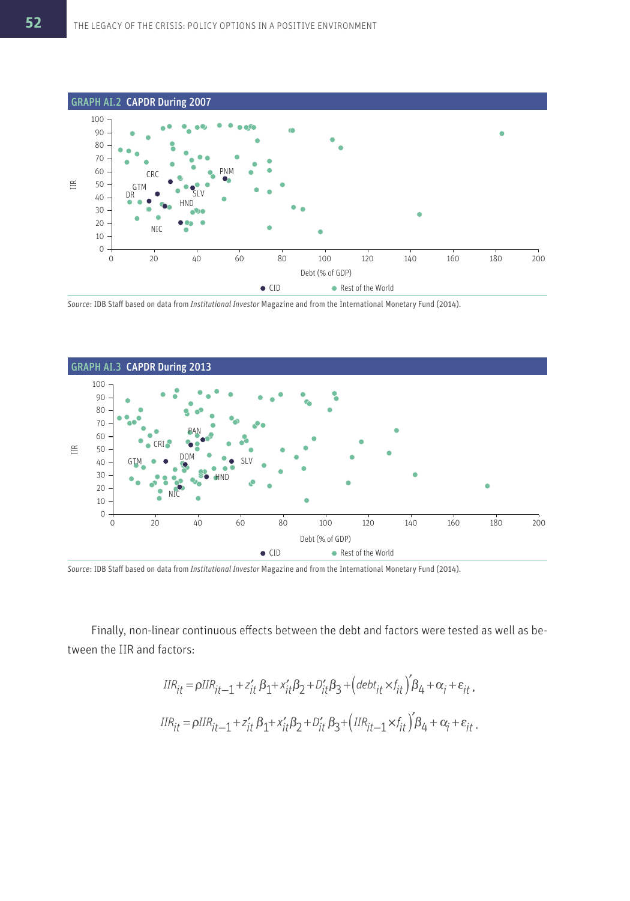### GRAPH AI.2 CAPDR During 2007

*Source*: IDB Staff based on data from *Institutional Investor* Magazine and from the International Monetary Fund (2014).

### GRAPH AI.3 CAPDR During 2013

*Source*: IDB Staff based on data from *Institutional Investor* Magazine and from the International Monetary Fund (2014).

Finally, non-linear continuous effects between the debt and factors were tested as well as between the IIR and factors:

$$IIR_{it} = \rho IIR_{it-1} + z'_{it}\beta_1 + x'_{it}\beta_2 + D'_{it}\beta_3 + \left(debt_{it} \times f_{it}\right)'\beta_4 + \alpha_i + \varepsilon_{it},$$

$$IIR_{it} = \rho IIR_{it-1} + z'_{it}\beta_1 + x'_{it}\beta_2 + D'_{it}\beta_3 + \left(IIR_{it-1} \times f_{it}\right)'\beta_4 + \alpha_i + \varepsilon_{it}.$$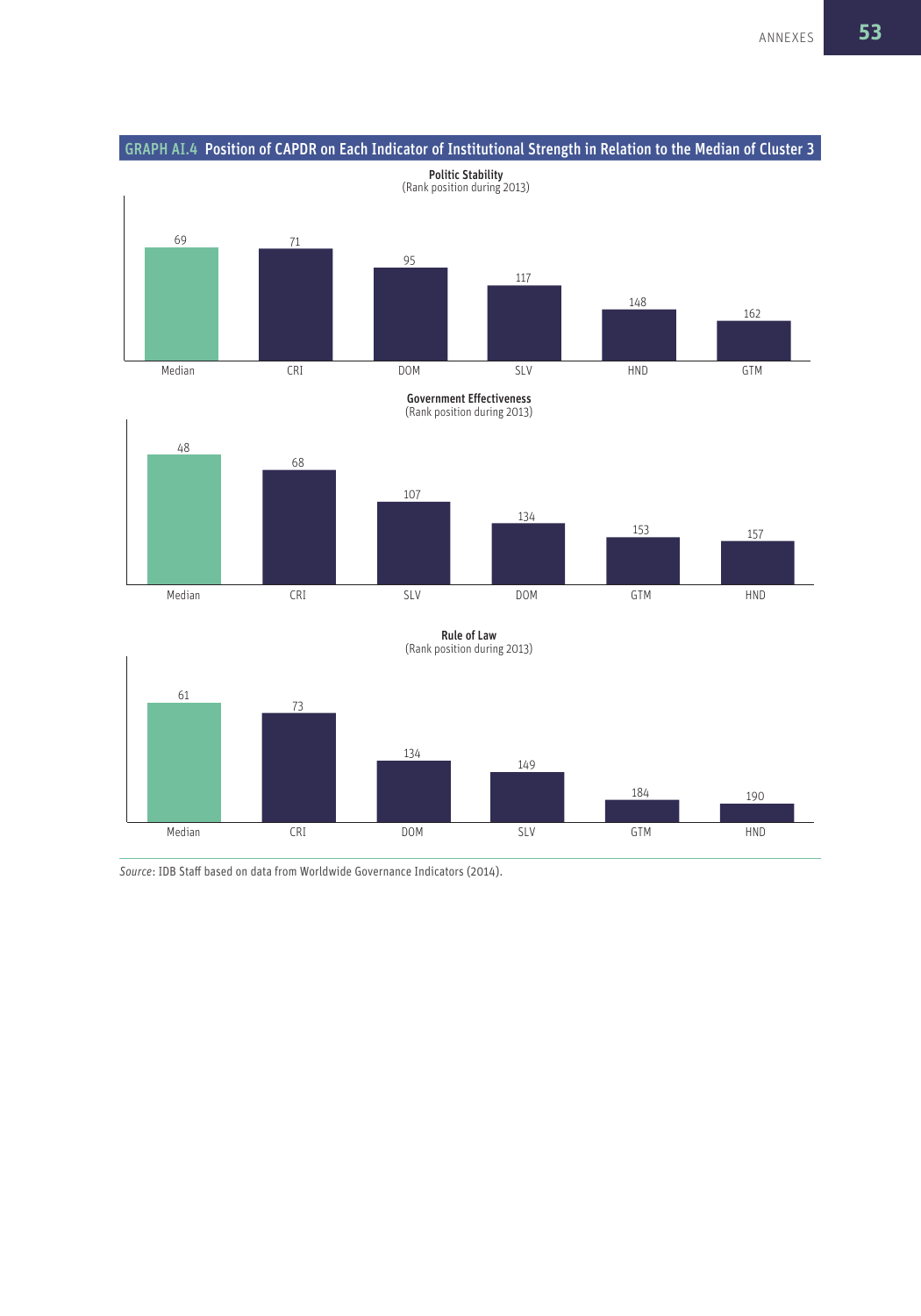**GRAPH AI.4 Position of CAPDR on Each Indicator of Institutional Strength in Relation to the Median of Cluster 3**

**Politic Stability**
(Rank position during 2013)

| Median | CRI | DOM | SLV | HND | GTM |
|---|---|---|---|---|---|
| 69 | 71 | 95 | 117 | 148 | 162 |

**Government Effectiveness**
(Rank position during 2013)

| Median | CRI | SLV | DOM | GTM | HND |
|---|---|---|---|---|---|
| 48 | 68 | 107 | 134 | 153 | 157 |

**Rule of Law**
(Rank position during 2013)

| Median | CRI | DOM | SLV | GTM | HND |
|---|---|---|---|---|---|
| 61 | 73 | 134 | 149 | 184 | 190 |

*Source*: IDB Staff based on data from Worldwide Governance Indicators (2014).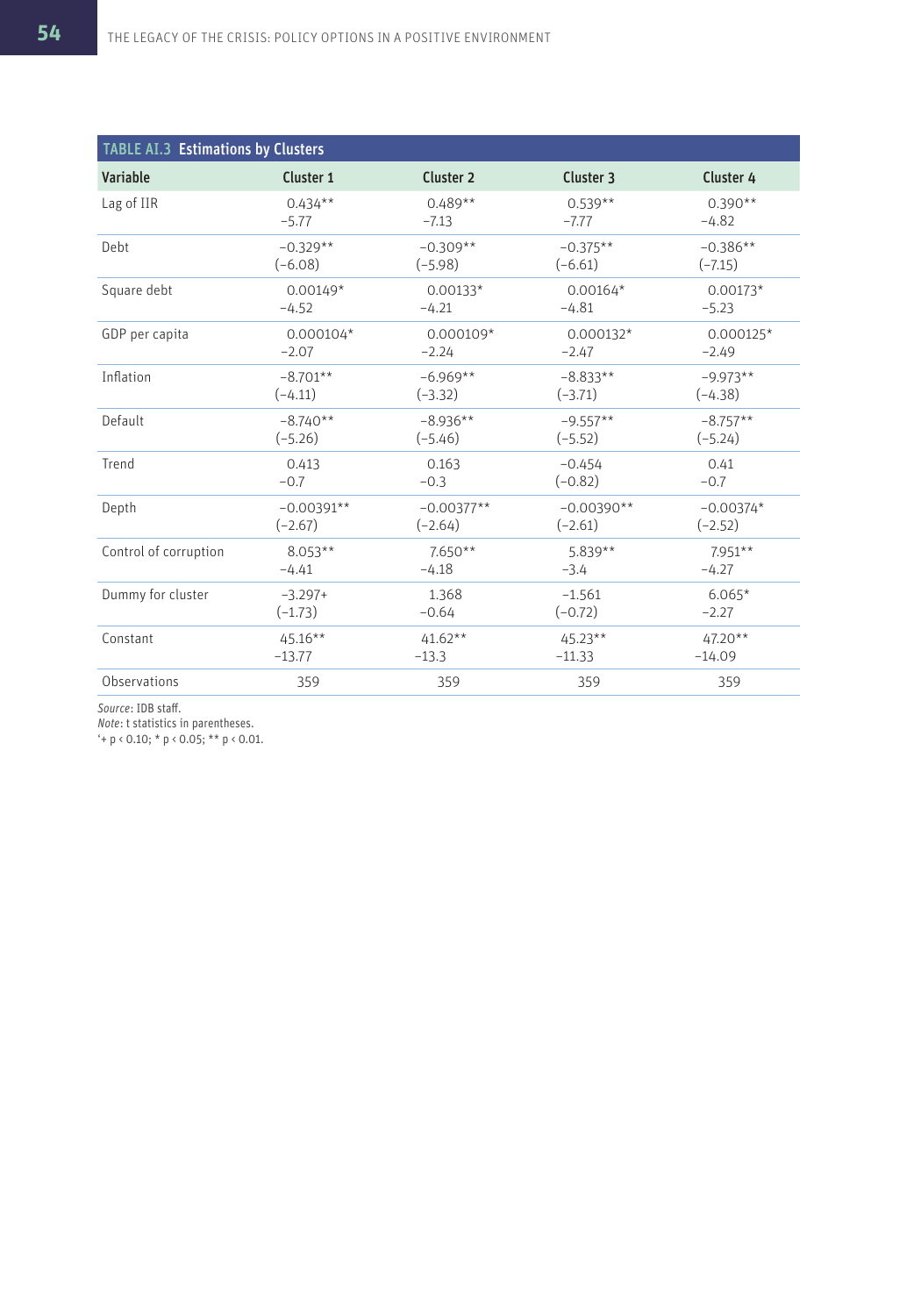**TABLE AI.3 Estimations by Clusters**

| Variable | Cluster 1 | Cluster 2 | Cluster 3 | Cluster 4 |
|---|---|---|---|---|
| Lag of IIR | 0.434** | 0.489** | 0.539** | 0.390** |
| | −5.77 | −7.13 | −7.77 | −4.82 |
| Debt | −0.329** | −0.309** | −0.375** | −0.386** |
| | (−6.08) | (−5.98) | (−6.61) | (−7.15) |
| Square debt | 0.00149* | 0.00133* | 0.00164* | 0.00173* |
| | −4.52 | −4.21 | −4.81 | −5.23 |
| GDP per capita | 0.000104* | 0.000109* | 0.000132* | 0.000125* |
| | −2.07 | −2.24 | −2.47 | −2.49 |
| Inflation | −8.701** | −6.969** | −8.833** | −9.973** |
| | (−4.11) | (−3.32) | (−3.71) | (−4.38) |
| Default | −8.740** | −8.936** | −9.557** | −8.757** |
| | (−5.26) | (−5.46) | (−5.52) | (−5.24) |
| Trend | 0.413 | 0.163 | −0.454 | 0.41 |
| | −0.7 | −0.3 | (−0.82) | −0.7 |
| Depth | −0.00391** | −0.00377** | −0.00390** | −0.00374* |
| | (−2.67) | (−2.64) | (−2.61) | (−2.52) |
| Control of corruption | 8.053** | 7.650** | 5.839** | 7.951** |
| | −4.41 | −4.18 | −3.4 | −4.27 |
| Dummy for cluster | −3.297+ | 1.368 | −1.561 | 6.065* |
| | (−1.73) | −0.64 | (−0.72) | −2.27 |
| Constant | 45.16** | 41.62** | 45.23** | 47.20** |
| | −13.77 | −13.3 | −11.33 | −14.09 |
| Observations | 359 | 359 | 359 | 359 |

*Source*: IDB staff.
*Note*: t statistics in parentheses.
'+ $p < 0.10$; * $p < 0.05$; ** $p < 0.01$.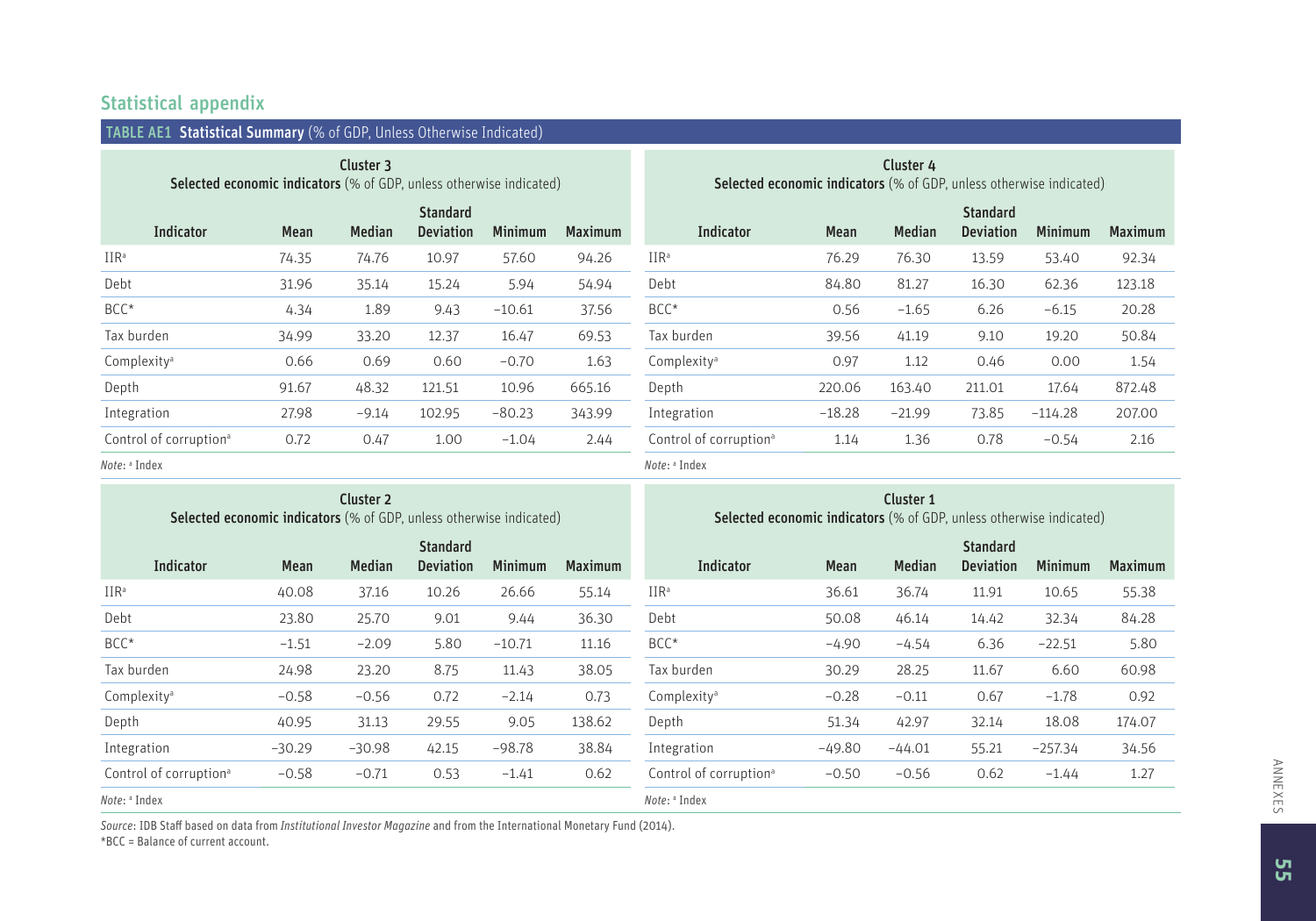## Statistical appendix

**TABLE AE1 Statistical Summary** (% of GDP, Unless Otherwise Indicated)

**Cluster 3**
**Selected economic indicators** (% of GDP, unless otherwise indicated)

| Indicator | Mean | Median | Standard Deviation | Minimum | Maximum |
|---|---|---|---|---|---|
| IIR[a] | 74.35 | 74.76 | 10.97 | 57.60 | 94.26 |
| Debt | 31.96 | 35.14 | 15.24 | 5.94 | 54.94 |
| BCC* | 4.34 | 1.89 | 9.43 | −10.61 | 37.56 |
| Tax burden | 34.99 | 33.20 | 12.37 | 16.47 | 69.53 |
| Complexity[a] | 0.66 | 0.69 | 0.60 | −0.70 | 1.63 |
| Depth | 91.67 | 48.32 | 121.51 | 10.96 | 665.16 |
| Integration | 27.98 | −9.14 | 102.95 | −80.23 | 343.99 |
| Control of corruption[a] | 0.72 | 0.47 | 1.00 | −1.04 | 2.44 |

*Note:* [a] Index

**Cluster 4**
**Selected economic indicators** (% of GDP, unless otherwise indicated)

| Indicator | Mean | Median | Standard Deviation | Minimum | Maximum |
|---|---|---|---|---|---|
| IIR[a] | 76.29 | 76.30 | 13.59 | 53.40 | 92.34 |
| Debt | 84.80 | 81.27 | 16.30 | 62.36 | 123.18 |
| BCC* | 0.56 | −1.65 | 6.26 | −6.15 | 20.28 |
| Tax burden | 39.56 | 41.19 | 9.10 | 19.20 | 50.84 |
| Complexity[a] | 0.97 | 1.12 | 0.46 | 0.00 | 1.54 |
| Depth | 220.06 | 163.40 | 211.01 | 17.64 | 872.48 |
| Integration | −18.28 | −21.99 | 73.85 | −114.28 | 207.00 |
| Control of corruption[a] | 1.14 | 1.36 | 0.78 | −0.54 | 2.16 |

*Note:* [a] Index

**Cluster 2**
**Selected economic indicators** (% of GDP, unless otherwise indicated)

| Indicator | Mean | Median | Standard Deviation | Minimum | Maximum |
|---|---|---|---|---|---|
| IIR[a] | 40.08 | 37.16 | 10.26 | 26.66 | 55.14 |
| Debt | 23.80 | 25.70 | 9.01 | 9.44 | 36.30 |
| BCC* | −1.51 | −2.09 | 5.80 | −10.71 | 11.16 |
| Tax burden | 24.98 | 23.20 | 8.75 | 11.43 | 38.05 |
| Complexity[a] | −0.58 | −0.56 | 0.72 | −2.14 | 0.73 |
| Depth | 40.95 | 31.13 | 29.55 | 9.05 | 138.62 |
| Integration | −30.29 | −30.98 | 42.15 | −98.78 | 38.84 |
| Control of corruption[a] | −0.58 | −0.71 | 0.53 | −1.41 | 0.62 |

*Note:* [a] Index

**Cluster 1**
**Selected economic indicators** (% of GDP, unless otherwise indicated)

| Indicator | Mean | Median | Standard Deviation | Minimum | Maximum |
|---|---|---|---|---|---|
| IIR[a] | 36.61 | 36.74 | 11.91 | 10.65 | 55.38 |
| Debt | 50.08 | 46.14 | 14.42 | 32.34 | 84.28 |
| BCC* | −4.90 | −4.54 | 6.36 | −22.51 | 5.80 |
| Tax burden | 30.29 | 28.25 | 11.67 | 6.60 | 60.98 |
| Complexity[a] | −0.28 | −0.11 | 0.67 | −1.78 | 0.92 |
| Depth | 51.34 | 42.97 | 32.14 | 18.08 | 174.07 |
| Integration | −49.80 | −44.01 | 55.21 | −257.34 | 34.56 |
| Control of corruption[a] | −0.50 | −0.56 | 0.62 | −1.44 | 1.27 |

*Note:* [a] Index

*Source*: IDB Staff based on data from *Institutional Investor Magazine* and from the International Monetary Fund (2014).
*BCC = Balance of current account.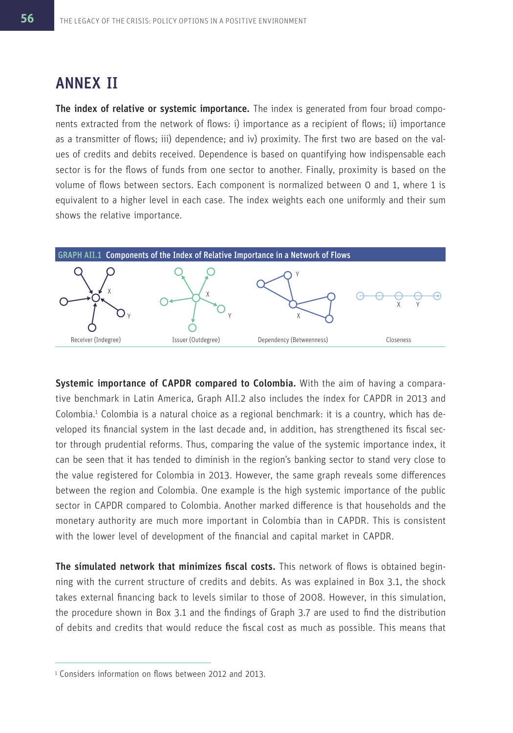# ANNEX II

**The index of relative or systemic importance.** The index is generated from four broad components extracted from the network of flows: i) importance as a recipient of flows; ii) importance as a transmitter of flows; iii) dependence; and iv) proximity. The first two are based on the values of credits and debits received. Dependence is based on quantifying how indispensable each sector is for the flows of funds from one sector to another. Finally, proximity is based on the volume of flows between sectors. Each component is normalized between 0 and 1, where 1 is equivalent to a higher level in each case. The index weights each one uniformly and their sum shows the relative importance.

**GRAPH AII.1 Components of the Index of Relative Importance in a Network of Flows**

Receiver (Indegree) | Issuer (Outdegree) | Dependency (Betweenness) | Closeness

**Systemic importance of CAPDR compared to Colombia.** With the aim of having a comparative benchmark in Latin America, Graph AII.2 also includes the index for CAPDR in 2013 and Colombia.[1] Colombia is a natural choice as a regional benchmark: it is a country, which has developed its financial system in the last decade and, in addition, has strengthened its fiscal sector through prudential reforms. Thus, comparing the value of the systemic importance index, it can be seen that it has tended to diminish in the region's banking sector to stand very close to the value registered for Colombia in 2013. However, the same graph reveals some differences between the region and Colombia. One example is the high systemic importance of the public sector in CAPDR compared to Colombia. Another marked difference is that households and the monetary authority are much more important in Colombia than in CAPDR. This is consistent with the lower level of development of the financial and capital market in CAPDR.

**The simulated network that minimizes fiscal costs.** This network of flows is obtained beginning with the current structure of credits and debits. As was explained in Box 3.1, the shock takes external financing back to levels similar to those of 2008. However, in this simulation, the procedure shown in Box 3.1 and the findings of Graph 3.7 are used to find the distribution of debits and credits that would reduce the fiscal cost as much as possible. This means that

[1] Considers information on flows between 2012 and 2013.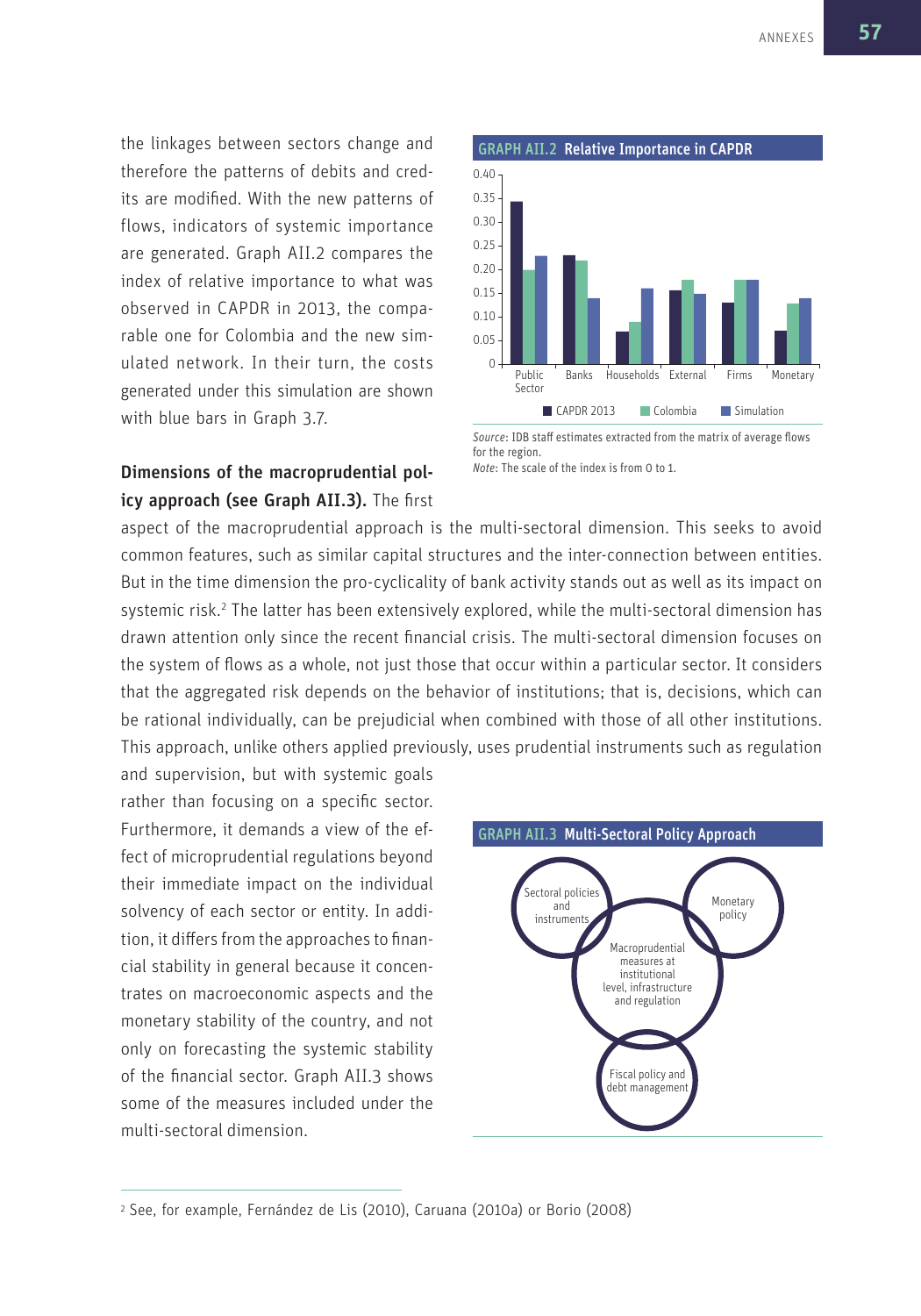the linkages between sectors change and therefore the patterns of debits and credits are modified. With the new patterns of flows, indicators of systemic importance are generated. Graph AII.2 compares the index of relative importance to what was observed in CAPDR in 2013, the comparable one for Colombia and the new simulated network. In their turn, the costs generated under this simulation are shown with blue bars in Graph 3.7.

**GRAPH AII.2 Relative Importance in CAPDR**

*Source*: IDB staff estimates extracted from the matrix of average flows for the region.
*Note*: The scale of the index is from 0 to 1.

**Dimensions of the macroprudential policy approach (see Graph AII.3).** The first aspect of the macroprudential approach is the multi-sectoral dimension. This seeks to avoid common features, such as similar capital structures and the inter-connection between entities. But in the time dimension the pro-cyclicality of bank activity stands out as well as its impact on systemic risk.[2] The latter has been extensively explored, while the multi-sectoral dimension has drawn attention only since the recent financial crisis. The multi-sectoral dimension focuses on the system of flows as a whole, not just those that occur within a particular sector. It considers that the aggregated risk depends on the behavior of institutions; that is, decisions, which can be rational individually, can be prejudicial when combined with those of all other institutions. This approach, unlike others applied previously, uses prudential instruments such as regulation and supervision, but with systemic goals rather than focusing on a specific sector. Furthermore, it demands a view of the effect of microprudential regulations beyond their immediate impact on the individual solvency of each sector or entity. In addition, it differs from the approaches to financial stability in general because it concentrates on macroeconomic aspects and the monetary stability of the country, and not only on forecasting the systemic stability of the financial sector. Graph AII.3 shows some of the measures included under the multi-sectoral dimension.

**GRAPH AII.3 Multi-Sectoral Policy Approach**

[2] See, for example, Fernández de Lis (2010), Caruana (2010a) or Borio (2008)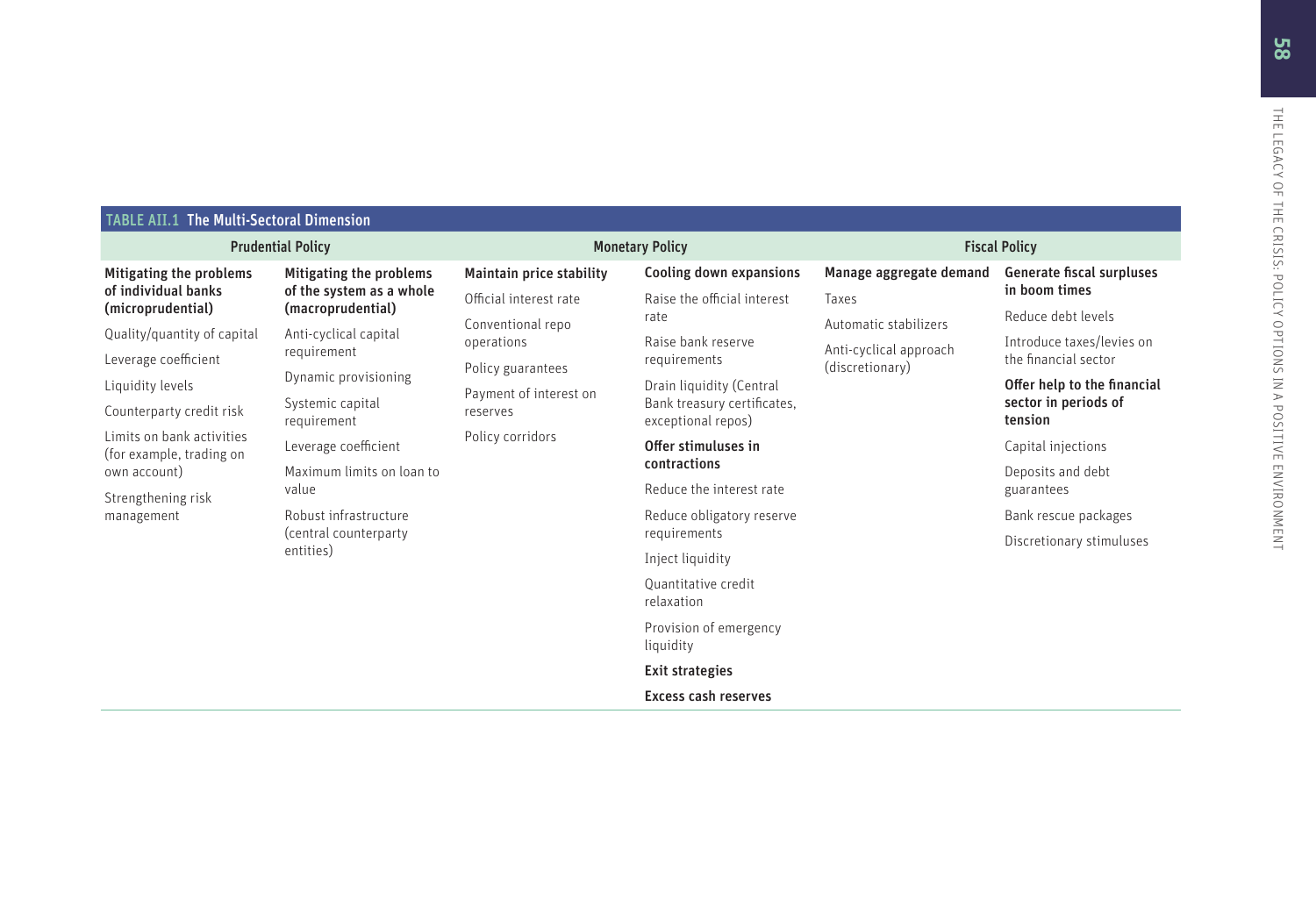**TABLE AII.1 The Multi-Sectoral Dimension**

| Prudential Policy | | Monetary Policy | | Fiscal Policy | |
|---|---|---|---|---|---|
| **Mitigating the problems of individual banks (microprudential)** | **Mitigating the problems of the system as a whole (macroprudential)** | **Maintain price stability** | **Cooling down expansions** | **Manage aggregate demand** | **Generate fiscal surpluses in boom times** |
| Quality/quantity of capital | Anti-cyclical capital requirement | Official interest rate | Raise the official interest rate | Taxes | Reduce debt levels |
| Leverage coefficient | Dynamic provisioning | Conventional repo operations | Raise bank reserve requirements | Automatic stabilizers | Introduce taxes/levies on the financial sector |
| Liquidity levels | Systemic capital requirement | Policy guarantees | Drain liquidity (Central Bank treasury certificates, exceptional repos) | Anti-cyclical approach (discretionary) | **Offer help to the financial sector in periods of tension** |
| Counterparty credit risk | Leverage coefficient | Payment of interest on reserves | **Offer stimuluses in contractions** | | Capital injections |
| Limits on bank activities (for example, trading on own account) | Maximum limits on loan to value | Policy corridors | Reduce the interest rate | | Deposits and debt guarantees |
| Strengthening risk management | Robust infrastructure (central counterparty entities) | | Reduce obligatory reserve requirements | | Bank rescue packages |
| | | | Inject liquidity | | Discretionary stimuluses |
| | | | Quantitative credit relaxation | | |
| | | | Provision of emergency liquidity | | |
| | | | **Exit strategies** | | |
| | | | **Excess cash reserves** | | |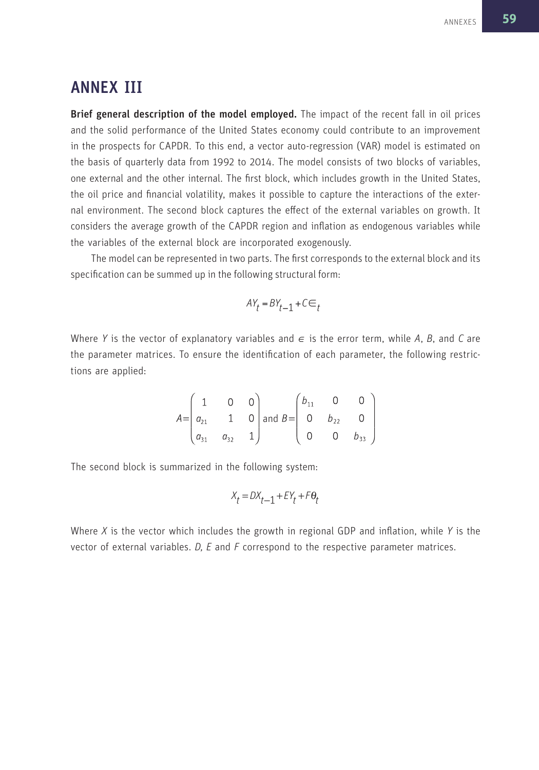## ANNEX III

**Brief general description of the model employed.** The impact of the recent fall in oil prices and the solid performance of the United States economy could contribute to an improvement in the prospects for CAPDR. To this end, a vector auto-regression (VAR) model is estimated on the basis of quarterly data from 1992 to 2014. The model consists of two blocks of variables, one external and the other internal. The first block, which includes growth in the United States, the oil price and financial volatility, makes it possible to capture the interactions of the external environment. The second block captures the effect of the external variables on growth. It considers the average growth of the CAPDR region and inflation as endogenous variables while the variables of the external block are incorporated exogenously.

The model can be represented in two parts. The first corresponds to the external block and its specification can be summed up in the following structural form:

$$AY_t = BY_{t-1} + C\in_t$$

Where $Y$ is the vector of explanatory variables and $\in$ is the error term, while $A$, $B$, and $C$ are the parameter matrices. To ensure the identification of each parameter, the following restrictions are applied:

$$A = \begin{pmatrix} 1 & 0 & 0 \\ a_{21} & 1 & 0 \\ a_{31} & a_{32} & 1 \end{pmatrix} \text{ and } B = \begin{pmatrix} b_{11} & 0 & 0 \\ 0 & b_{22} & 0 \\ 0 & 0 & b_{33} \end{pmatrix}$$

The second block is summarized in the following system:

$$X_t = DX_{t-1} + EY_t + F\theta_t$$

Where $X$ is the vector which includes the growth in regional GDP and inflation, while $Y$ is the vector of external variables. $D$, $E$ and $F$ correspond to the respective parameter matrices.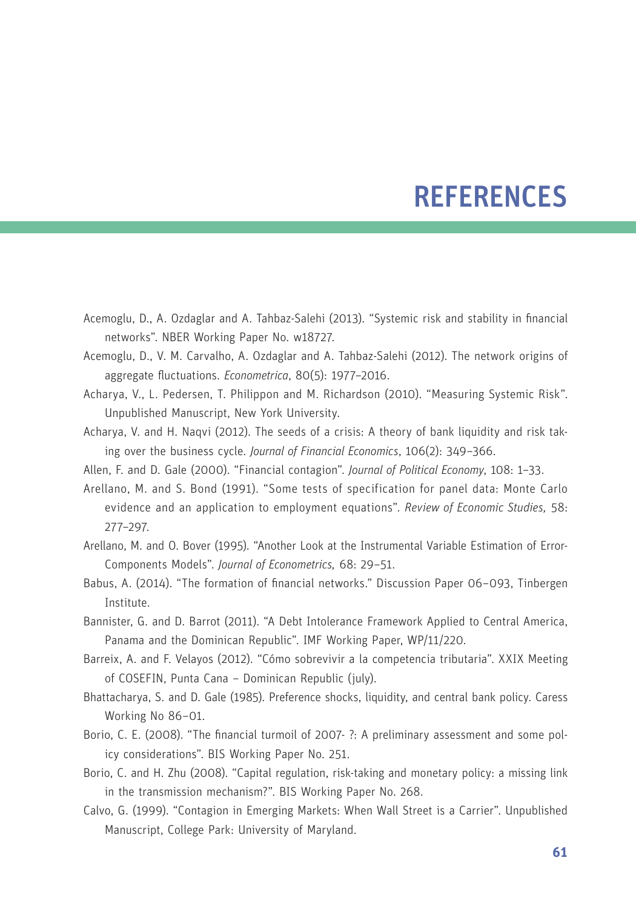# REFERENCES

Acemoglu, D., A. Ozdaglar and A. Tahbaz-Salehi (2013). "Systemic risk and stability in financial networks". NBER Working Paper No. w18727.

Acemoglu, D., V. M. Carvalho, A. Ozdaglar and A. Tahbaz-Salehi (2012). The network origins of aggregate fluctuations. *Econometrica*, 80(5): 1977–2016.

Acharya, V., L. Pedersen, T. Philippon and M. Richardson (2010). "Measuring Systemic Risk". Unpublished Manuscript, New York University.

Acharya, V. and H. Naqvi (2012). The seeds of a crisis: A theory of bank liquidity and risk taking over the business cycle. *Journal of Financial Economics*, 106(2): 349–366.

Allen, F. and D. Gale (2000). "Financial contagion". *Journal of Political Economy*, 108: 1–33.

Arellano, M. and S. Bond (1991). "Some tests of specification for panel data: Monte Carlo evidence and an application to employment equations". *Review of Economic Studies,* 58: 277–297.

Arellano, M. and O. Bover (1995). "Another Look at the Instrumental Variable Estimation of Error-Components Models". *Journal of Econometrics,* 68: 29–51.

Babus, A. (2014). "The formation of financial networks." Discussion Paper 06–093, Tinbergen Institute.

Bannister, G. and D. Barrot (2011). "A Debt Intolerance Framework Applied to Central America, Panama and the Dominican Republic". IMF Working Paper, WP/11/220.

Barreix, A. and F. Velayos (2012). "Cómo sobrevivir a la competencia tributaria". XXIX Meeting of COSEFIN, Punta Cana – Dominican Republic (july).

Bhattacharya, S. and D. Gale (1985). Preference shocks, liquidity, and central bank policy. Caress Working No 86–01.

Borio, C. E. (2008). "The financial turmoil of 2007- ?: A preliminary assessment and some policy considerations". BIS Working Paper No. 251.

Borio, C. and H. Zhu (2008). "Capital regulation, risk-taking and monetary policy: a missing link in the transmission mechanism?". BIS Working Paper No. 268.

Calvo, G. (1999). "Contagion in Emerging Markets: When Wall Street is a Carrier". Unpublished Manuscript, College Park: University of Maryland.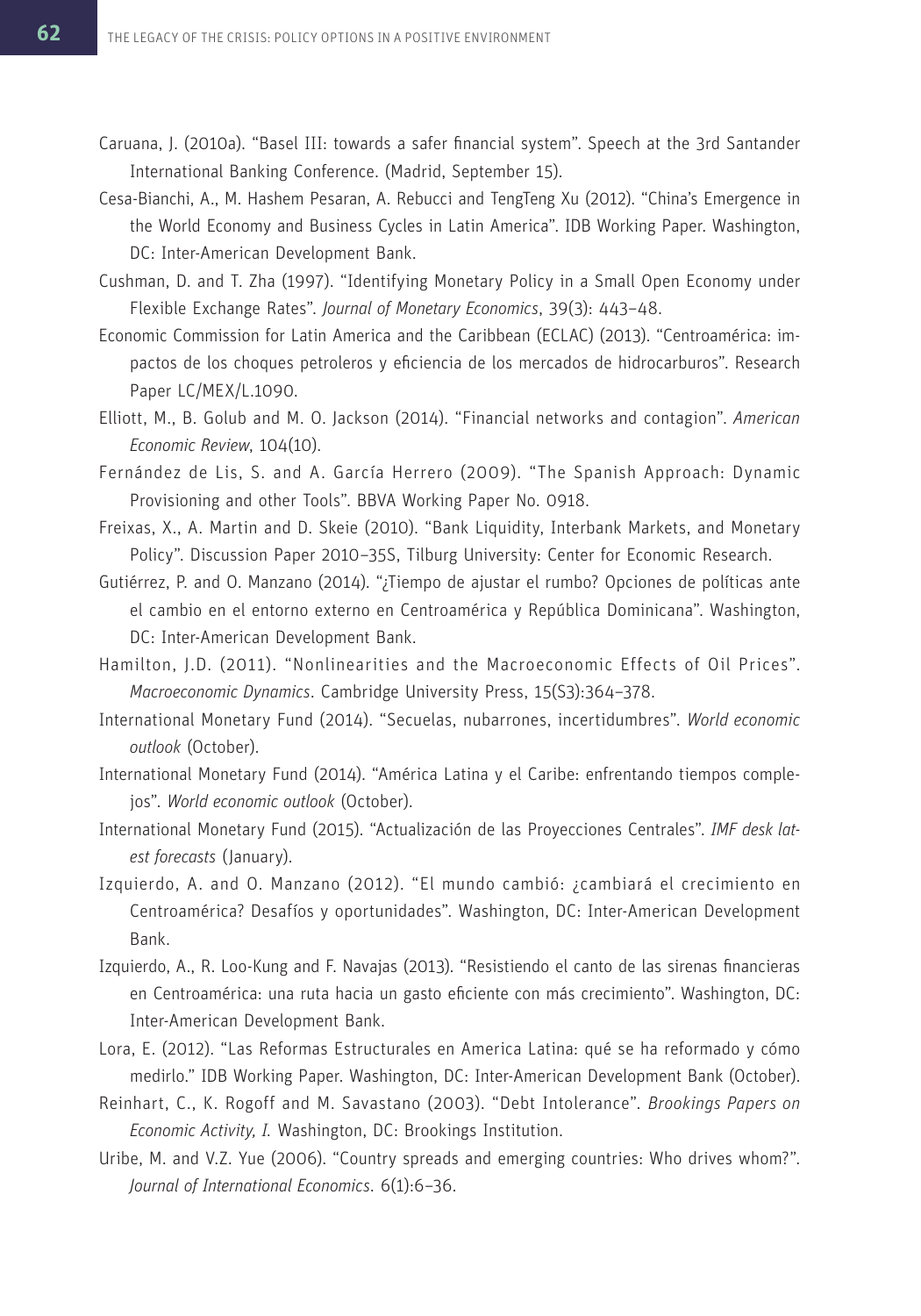Caruana, J. (2010a). "Basel III: towards a safer financial system". Speech at the 3rd Santander International Banking Conference. (Madrid, September 15).

Cesa-Bianchi, A., M. Hashem Pesaran, A. Rebucci and TengTeng Xu (2012). "China's Emergence in the World Economy and Business Cycles in Latin America". IDB Working Paper. Washington, DC: Inter-American Development Bank.

Cushman, D. and T. Zha (1997). "Identifying Monetary Policy in a Small Open Economy under Flexible Exchange Rates". *Journal of Monetary Economics*, 39(3): 443–48.

Economic Commission for Latin America and the Caribbean (ECLAC) (2013). "Centroamérica: impactos de los choques petroleros y eficiencia de los mercados de hidrocarburos". Research Paper LC/MEX/L.1090.

Elliott, M., B. Golub and M. O. Jackson (2014). "Financial networks and contagion". *American Economic Review*, 104(10).

Fernández de Lis, S. and A. García Herrero (2009). "The Spanish Approach: Dynamic Provisioning and other Tools". BBVA Working Paper No. 0918.

Freixas, X., A. Martin and D. Skeie (2010). "Bank Liquidity, Interbank Markets, and Monetary Policy". Discussion Paper 2010–35S, Tilburg University: Center for Economic Research.

Gutiérrez, P. and O. Manzano (2014). "¿Tiempo de ajustar el rumbo? Opciones de políticas ante el cambio en el entorno externo en Centroamérica y República Dominicana". Washington, DC: Inter-American Development Bank.

Hamilton, J.D. (2011). "Nonlinearities and the Macroeconomic Effects of Oil Prices". *Macroeconomic Dynamics*. Cambridge University Press, 15(S3):364–378.

International Monetary Fund (2014). "Secuelas, nubarrones, incertidumbres". *World economic outlook* (October).

International Monetary Fund (2014). "América Latina y el Caribe: enfrentando tiempos complejos". *World economic outlook* (October).

International Monetary Fund (2015). "Actualización de las Proyecciones Centrales". *IMF desk latest forecasts* (January).

Izquierdo, A. and O. Manzano (2012). "El mundo cambió: ¿cambiará el crecimiento en Centroamérica? Desafíos y oportunidades". Washington, DC: Inter-American Development Bank.

Izquierdo, A., R. Loo-Kung and F. Navajas (2013). "Resistiendo el canto de las sirenas financieras en Centroamérica: una ruta hacia un gasto eficiente con más crecimiento". Washington, DC: Inter-American Development Bank.

Lora, E. (2012). "Las Reformas Estructurales en America Latina: qué se ha reformado y cómo medirlo." IDB Working Paper. Washington, DC: Inter-American Development Bank (October).

Reinhart, C., K. Rogoff and M. Savastano (2003). "Debt Intolerance". *Brookings Papers on Economic Activity, I.* Washington, DC: Brookings Institution.

Uribe, M. and V.Z. Yue (2006). "Country spreads and emerging countries: Who drives whom?". *Journal of International Economics*. 6(1):6–36.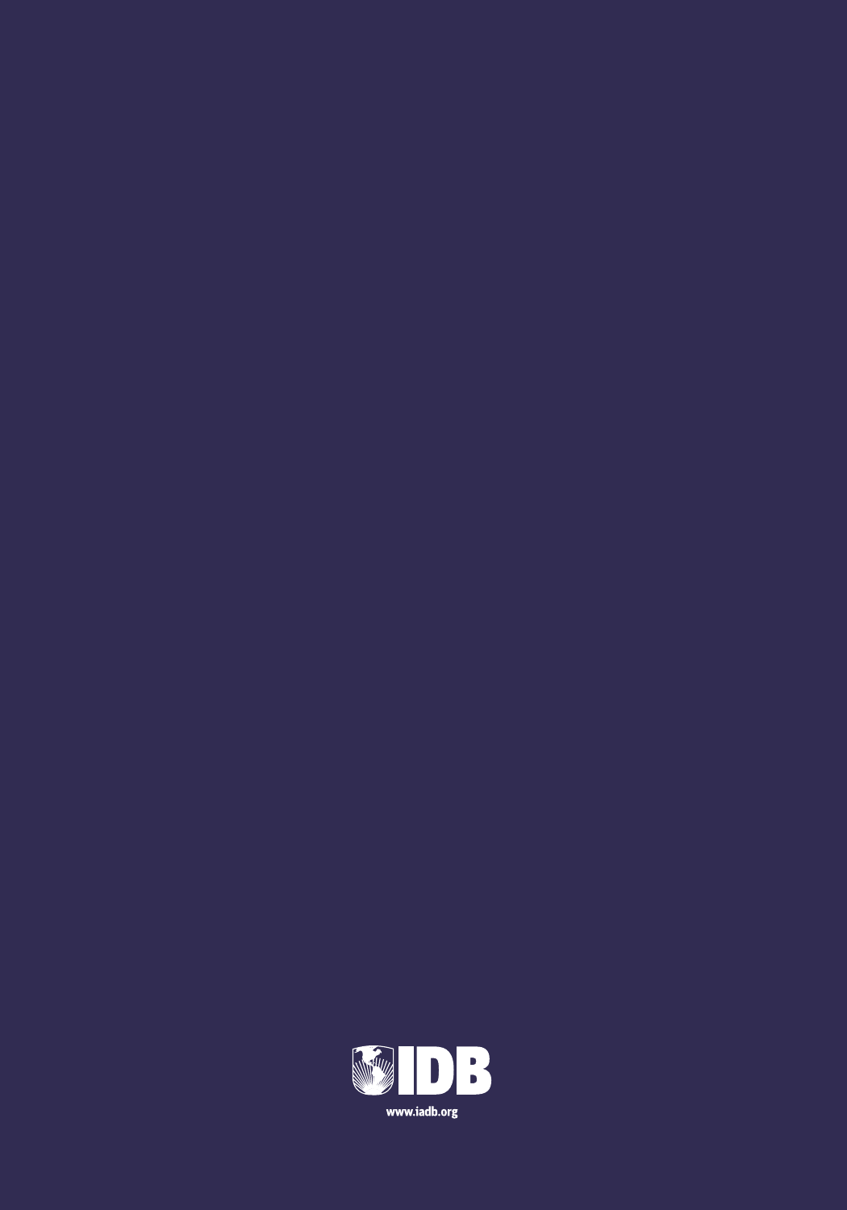IDB

www.iadb.org